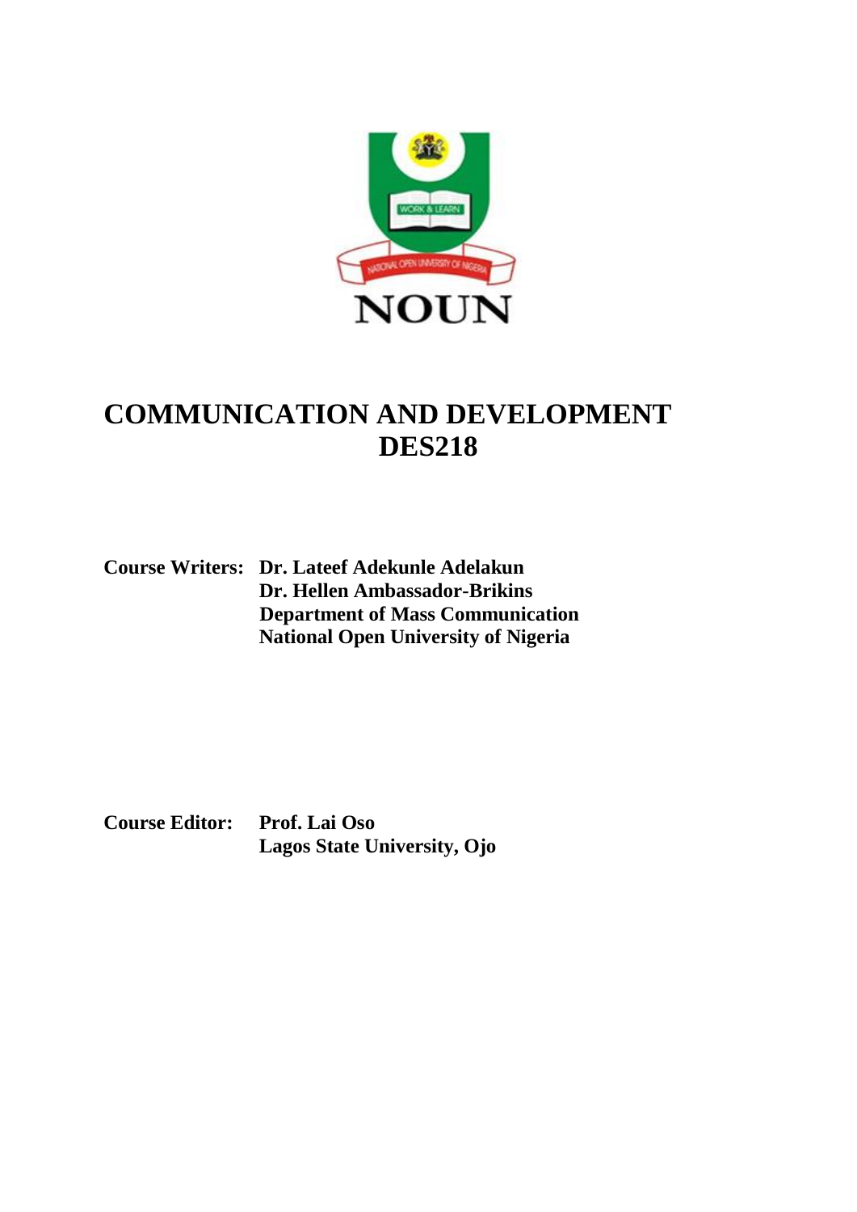# COMMUNICATION AND DEVELOPMENT
# DES218

**Course Writers:** **Dr. Lateef Adekunle Adelakun**
**Dr. Hellen Ambassador-Brikins**
**Department of Mass Communication**
**National Open University of Nigeria**

**Course Editor:** **Prof. Lai Oso**
**Lagos State University, Ojo**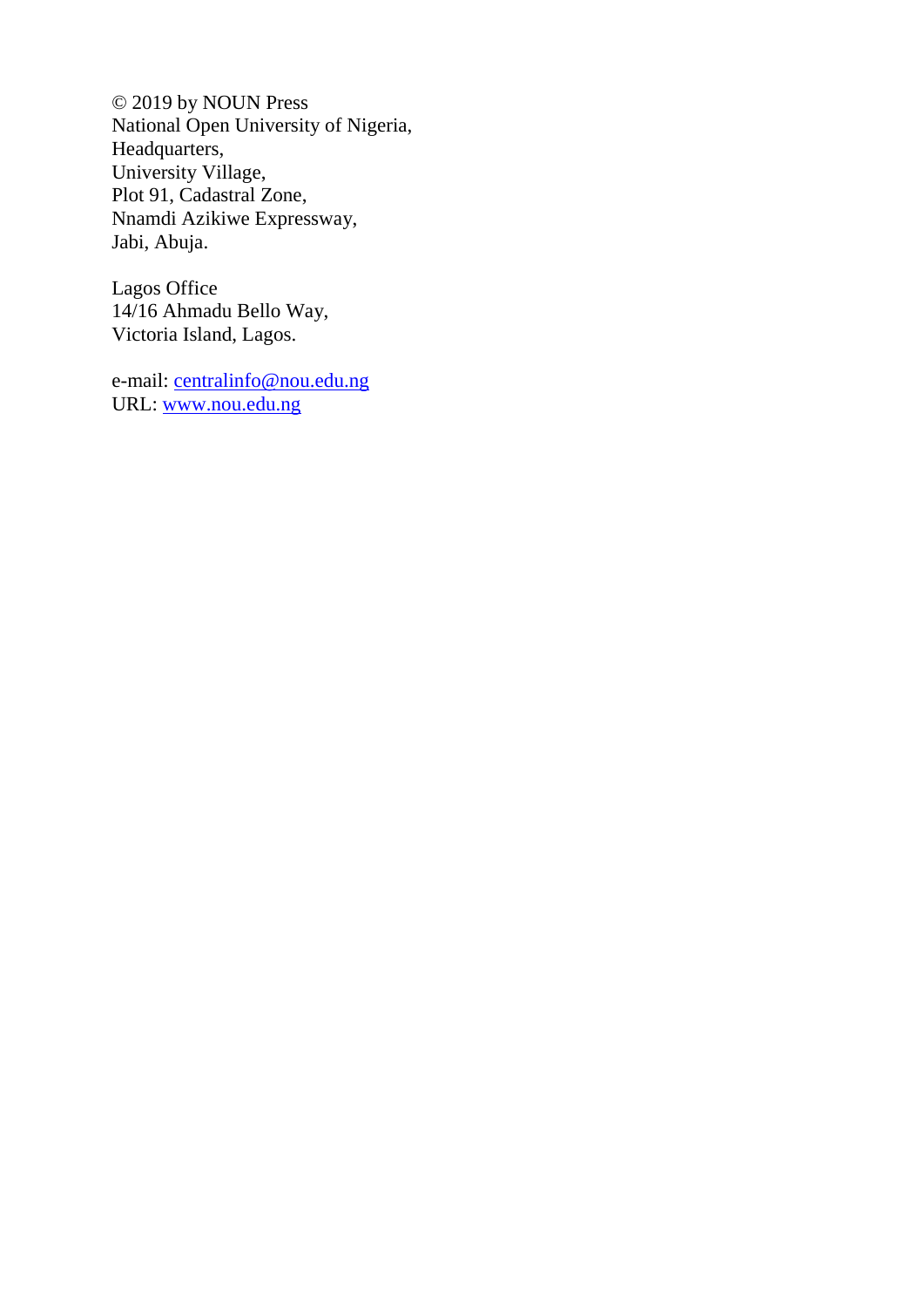© 2019 by NOUN Press
National Open University of Nigeria,
Headquarters,
University Village,
Plot 91, Cadastral Zone,
Nnamdi Azikiwe Expressway,
Jabi, Abuja.

Lagos Office
14/16 Ahmadu Bello Way,
Victoria Island, Lagos.

e-mail: centralinfo@nou.edu.ng
URL: www.nou.edu.ng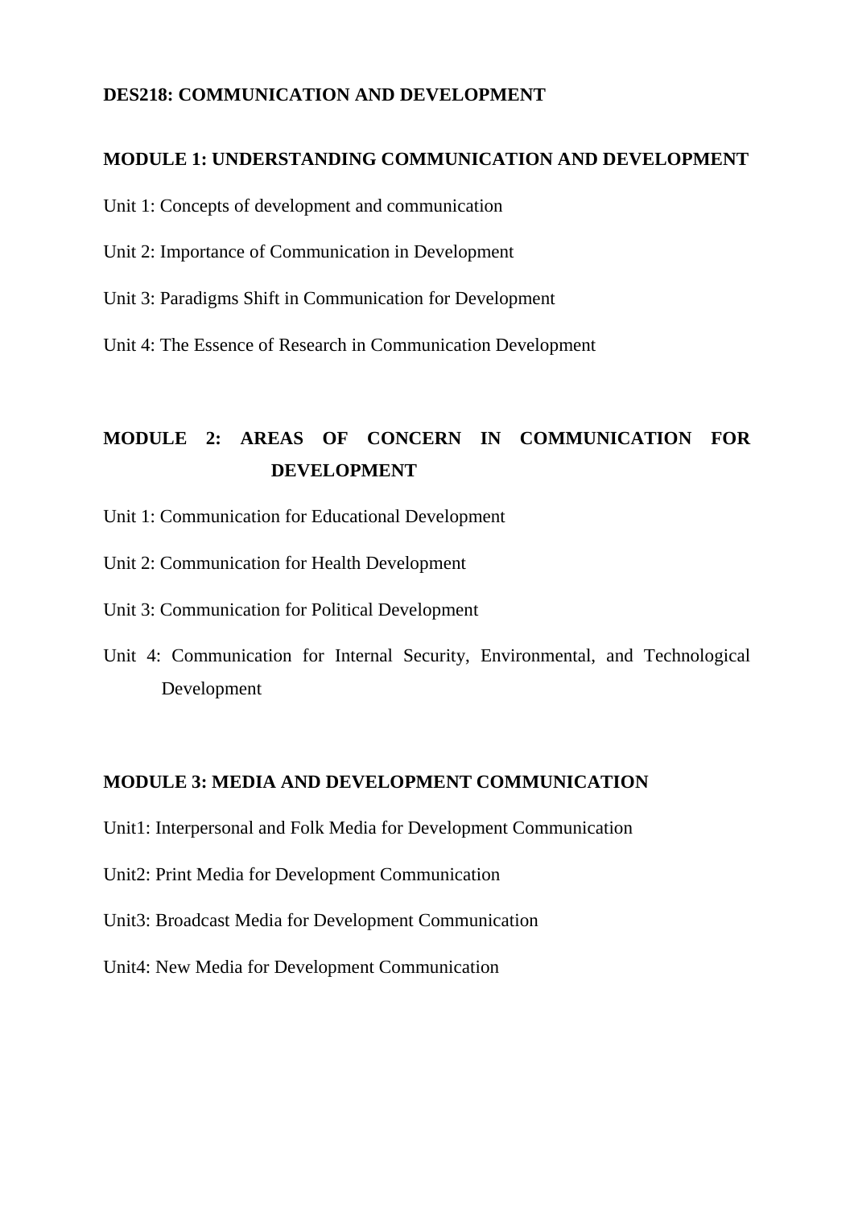**DES218: COMMUNICATION AND DEVELOPMENT**

**MODULE 1: UNDERSTANDING COMMUNICATION AND DEVELOPMENT**

Unit 1: Concepts of development and communication

Unit 2: Importance of Communication in Development

Unit 3: Paradigms Shift in Communication for Development

Unit 4: The Essence of Research in Communication Development

**MODULE 2: AREAS OF CONCERN IN COMMUNICATION FOR DEVELOPMENT**

Unit 1: Communication for Educational Development

Unit 2: Communication for Health Development

Unit 3: Communication for Political Development

Unit 4: Communication for Internal Security, Environmental, and Technological Development

**MODULE 3: MEDIA AND DEVELOPMENT COMMUNICATION**

Unit1: Interpersonal and Folk Media for Development Communication

Unit2: Print Media for Development Communication

Unit3: Broadcast Media for Development Communication

Unit4: New Media for Development Communication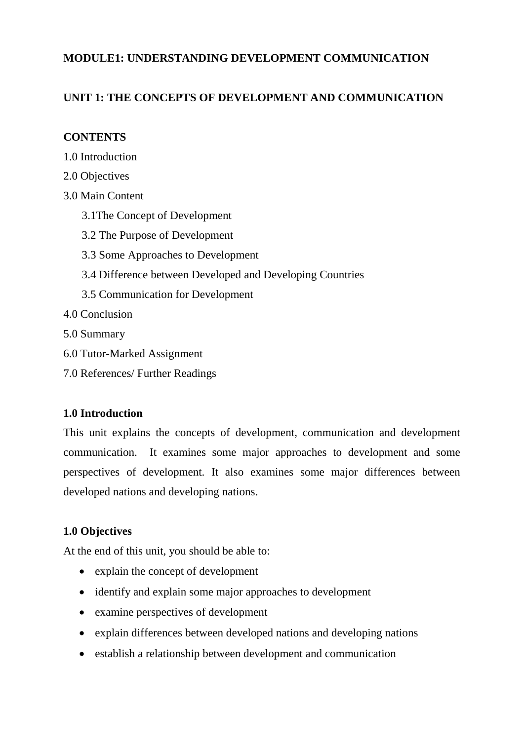**MODULE1: UNDERSTANDING DEVELOPMENT COMMUNICATION**

**UNIT 1: THE CONCEPTS OF DEVELOPMENT AND COMMUNICATION**

**CONTENTS**

1.0 Introduction

2.0 Objectives

3.0 Main Content

- 3.1The Concept of Development
- 3.2 The Purpose of Development
- 3.3 Some Approaches to Development
- 3.4 Difference between Developed and Developing Countries
- 3.5 Communication for Development

4.0 Conclusion

5.0 Summary

6.0 Tutor-Marked Assignment

7.0 References/ Further Readings

**1.0 Introduction**

This unit explains the concepts of development, communication and development communication. It examines some major approaches to development and some perspectives of development. It also examines some major differences between developed nations and developing nations.

**1.0 Objectives**

At the end of this unit, you should be able to:

- explain the concept of development
- identify and explain some major approaches to development
- examine perspectives of development
- explain differences between developed nations and developing nations
- establish a relationship between development and communication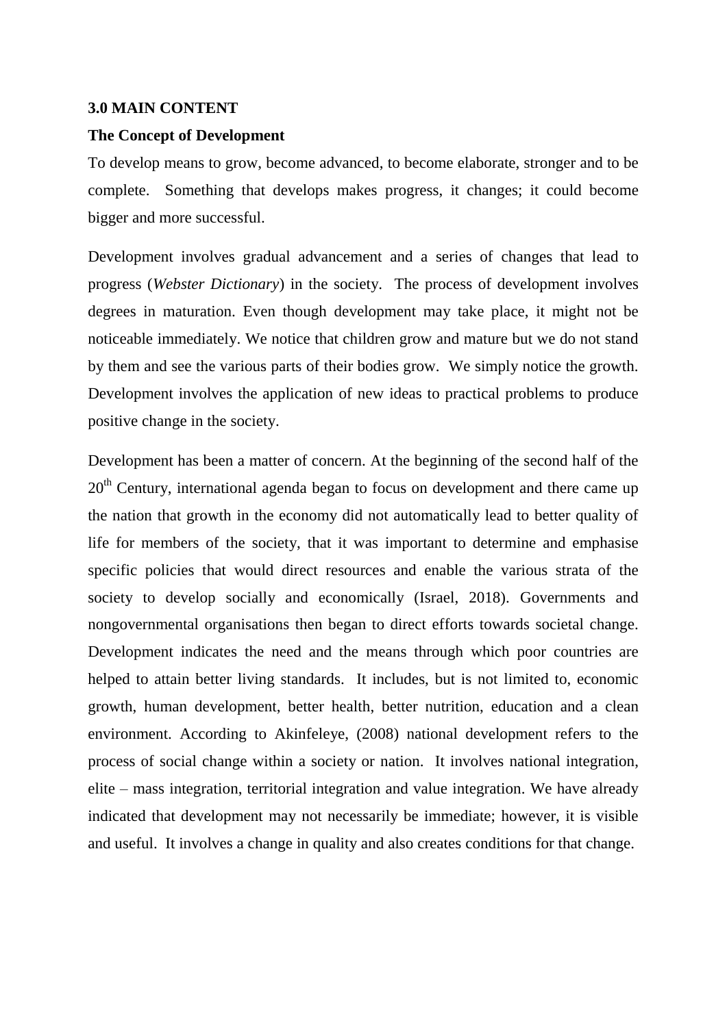## 3.0 MAIN CONTENT

### The Concept of Development

To develop means to grow, become advanced, to become elaborate, stronger and to be complete. Something that develops makes progress, it changes; it could become bigger and more successful.

Development involves gradual advancement and a series of changes that lead to progress (*Webster Dictionary*) in the society. The process of development involves degrees in maturation. Even though development may take place, it might not be noticeable immediately. We notice that children grow and mature but we do not stand by them and see the various parts of their bodies grow. We simply notice the growth. Development involves the application of new ideas to practical problems to produce positive change in the society.

Development has been a matter of concern. At the beginning of the second half of the 20th Century, international agenda began to focus on development and there came up the nation that growth in the economy did not automatically lead to better quality of life for members of the society, that it was important to determine and emphasise specific policies that would direct resources and enable the various strata of the society to develop socially and economically (Israel, 2018). Governments and nongovernmental organisations then began to direct efforts towards societal change. Development indicates the need and the means through which poor countries are helped to attain better living standards. It includes, but is not limited to, economic growth, human development, better health, better nutrition, education and a clean environment. According to Akinfeleye, (2008) national development refers to the process of social change within a society or nation. It involves national integration, elite – mass integration, territorial integration and value integration. We have already indicated that development may not necessarily be immediate; however, it is visible and useful. It involves a change in quality and also creates conditions for that change.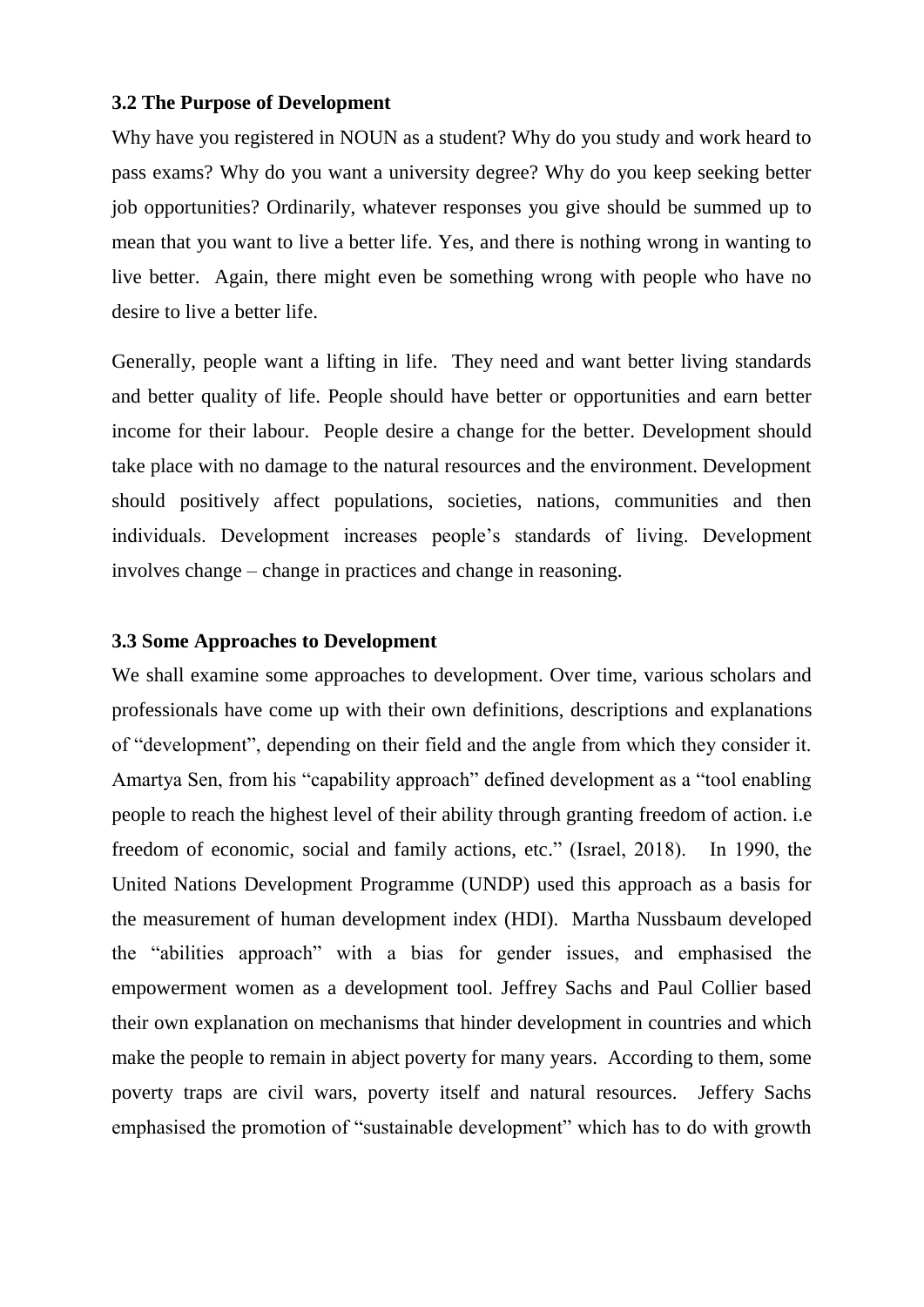### 3.2 The Purpose of Development

Why have you registered in NOUN as a student? Why do you study and work heard to pass exams? Why do you want a university degree? Why do you keep seeking better job opportunities? Ordinarily, whatever responses you give should be summed up to mean that you want to live a better life. Yes, and there is nothing wrong in wanting to live better. Again, there might even be something wrong with people who have no desire to live a better life.

Generally, people want a lifting in life. They need and want better living standards and better quality of life. People should have better or opportunities and earn better income for their labour. People desire a change for the better. Development should take place with no damage to the natural resources and the environment. Development should positively affect populations, societies, nations, communities and then individuals. Development increases people's standards of living. Development involves change – change in practices and change in reasoning.

### 3.3 Some Approaches to Development

We shall examine some approaches to development. Over time, various scholars and professionals have come up with their own definitions, descriptions and explanations of "development", depending on their field and the angle from which they consider it. Amartya Sen, from his "capability approach" defined development as a "tool enabling people to reach the highest level of their ability through granting freedom of action. i.e freedom of economic, social and family actions, etc." (Israel, 2018). In 1990, the United Nations Development Programme (UNDP) used this approach as a basis for the measurement of human development index (HDI). Martha Nussbaum developed the "abilities approach" with a bias for gender issues, and emphasised the empowerment women as a development tool. Jeffrey Sachs and Paul Collier based their own explanation on mechanisms that hinder development in countries and which make the people to remain in abject poverty for many years. According to them, some poverty traps are civil wars, poverty itself and natural resources. Jeffery Sachs emphasised the promotion of "sustainable development" which has to do with growth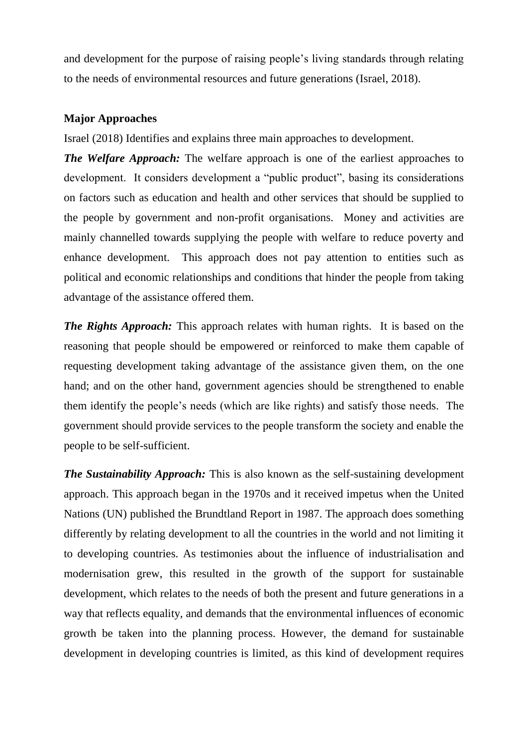and development for the purpose of raising people's living standards through relating to the needs of environmental resources and future generations (Israel, 2018).

### Major Approaches

Israel (2018) Identifies and explains three main approaches to development.

***The Welfare Approach:*** The welfare approach is one of the earliest approaches to development. It considers development a "public product", basing its considerations on factors such as education and health and other services that should be supplied to the people by government and non-profit organisations. Money and activities are mainly channelled towards supplying the people with welfare to reduce poverty and enhance development. This approach does not pay attention to entities such as political and economic relationships and conditions that hinder the people from taking advantage of the assistance offered them.

***The Rights Approach:*** This approach relates with human rights. It is based on the reasoning that people should be empowered or reinforced to make them capable of requesting development taking advantage of the assistance given them, on the one hand; and on the other hand, government agencies should be strengthened to enable them identify the people's needs (which are like rights) and satisfy those needs. The government should provide services to the people transform the society and enable the people to be self-sufficient.

***The Sustainability Approach:*** This is also known as the self-sustaining development approach. This approach began in the 1970s and it received impetus when the United Nations (UN) published the Brundtland Report in 1987. The approach does something differently by relating development to all the countries in the world and not limiting it to developing countries. As testimonies about the influence of industrialisation and modernisation grew, this resulted in the growth of the support for sustainable development, which relates to the needs of both the present and future generations in a way that reflects equality, and demands that the environmental influences of economic growth be taken into the planning process. However, the demand for sustainable development in developing countries is limited, as this kind of development requires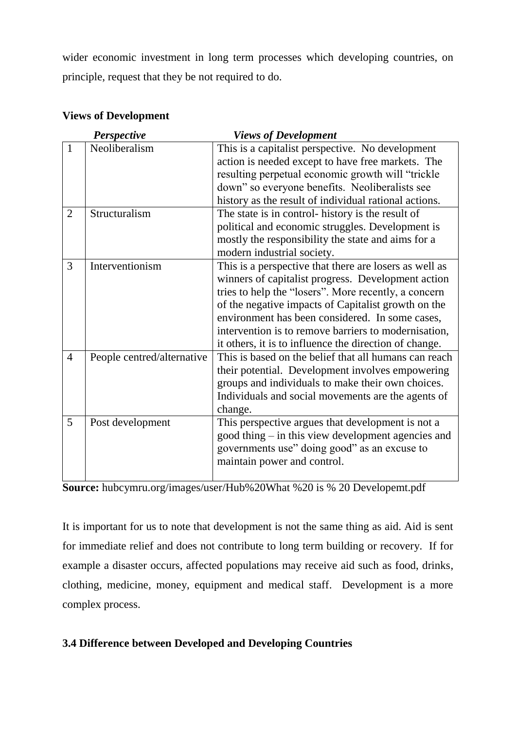wider economic investment in long term processes which developing countries, on principle, request that they be not required to do.

**Views of Development**

| | *Perspective* | *Views of Development* |
|---|---|---|
| 1 | Neoliberalism | This is a capitalist perspective. No development action is needed except to have free markets. The resulting perpetual economic growth will "trickle down" so everyone benefits. Neoliberalists see history as the result of individual rational actions. |
| 2 | Structuralism | The state is in control- history is the result of political and economic struggles. Development is mostly the responsibility the state and aims for a modern industrial society. |
| 3 | Interventionism | This is a perspective that there are losers as well as winners of capitalist progress. Development action tries to help the "losers". More recently, a concern of the negative impacts of Capitalist growth on the environment has been considered. In some cases, intervention is to remove barriers to modernisation, it others, it is to influence the direction of change. |
| 4 | People centred/alternative | This is based on the belief that all humans can reach their potential. Development involves empowering groups and individuals to make their own choices. Individuals and social movements are the agents of change. |
| 5 | Post development | This perspective argues that development is not a good thing – in this view development agencies and governments use" doing good" as an excuse to maintain power and control. |

**Source:** hubcymru.org/images/user/Hub%20What %20 is % 20 Developemt.pdf

It is important for us to note that development is not the same thing as aid. Aid is sent for immediate relief and does not contribute to long term building or recovery. If for example a disaster occurs, affected populations may receive aid such as food, drinks, clothing, medicine, money, equipment and medical staff. Development is a more complex process.

### 3.4 Difference between Developed and Developing Countries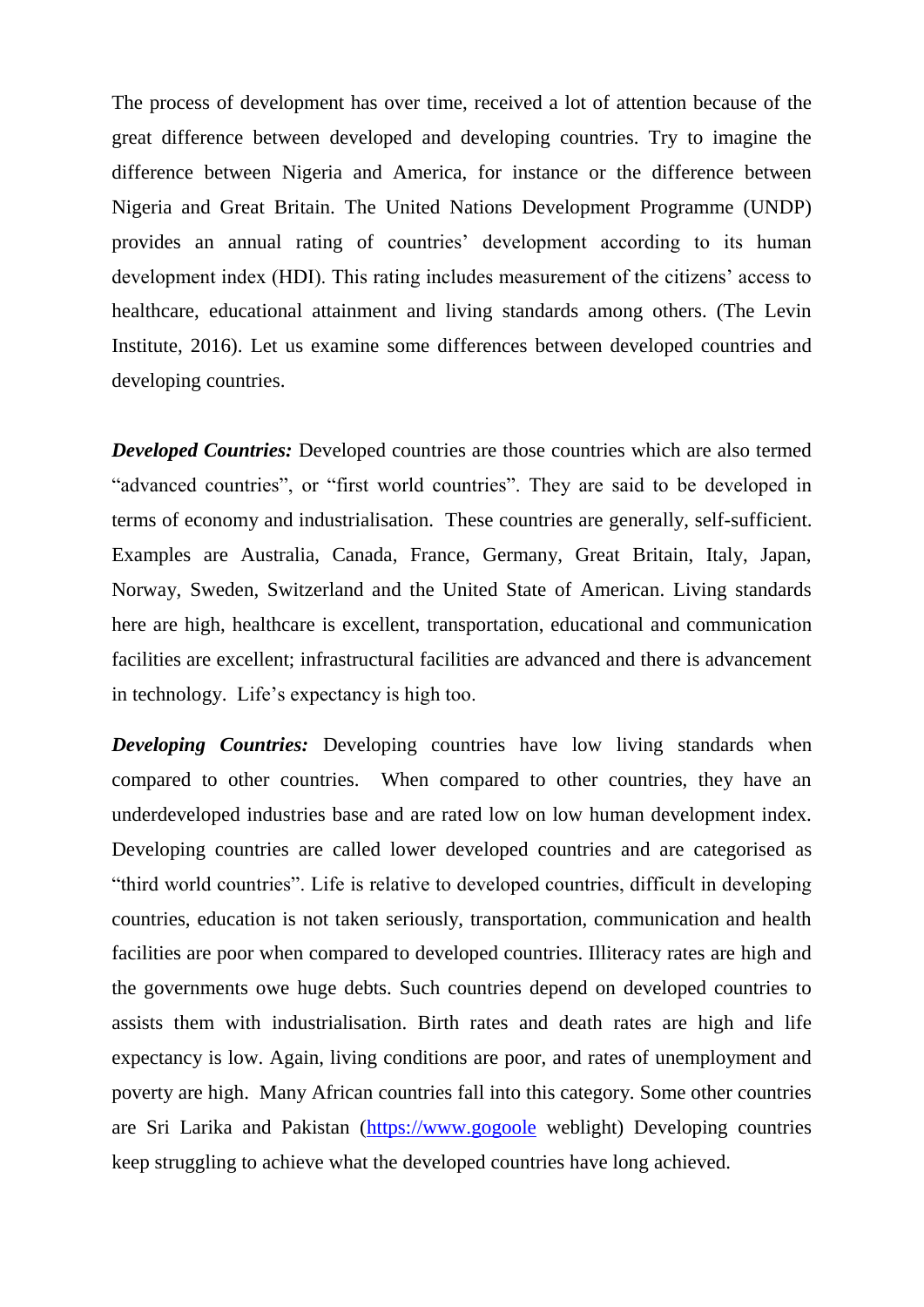The process of development has over time, received a lot of attention because of the great difference between developed and developing countries. Try to imagine the difference between Nigeria and America, for instance or the difference between Nigeria and Great Britain. The United Nations Development Programme (UNDP) provides an annual rating of countries' development according to its human development index (HDI). This rating includes measurement of the citizens' access to healthcare, educational attainment and living standards among others. (The Levin Institute, 2016). Let us examine some differences between developed countries and developing countries.

***Developed Countries:*** Developed countries are those countries which are also termed "advanced countries", or "first world countries". They are said to be developed in terms of economy and industrialisation. These countries are generally, self-sufficient. Examples are Australia, Canada, France, Germany, Great Britain, Italy, Japan, Norway, Sweden, Switzerland and the United State of American. Living standards here are high, healthcare is excellent, transportation, educational and communication facilities are excellent; infrastructural facilities are advanced and there is advancement in technology. Life's expectancy is high too.

***Developing Countries:*** Developing countries have low living standards when compared to other countries. When compared to other countries, they have an underdeveloped industries base and are rated low on low human development index. Developing countries are called lower developed countries and are categorised as "third world countries". Life is relative to developed countries, difficult in developing countries, education is not taken seriously, transportation, communication and health facilities are poor when compared to developed countries. Illiteracy rates are high and the governments owe huge debts. Such countries depend on developed countries to assists them with industrialisation. Birth rates and death rates are high and life expectancy is low. Again, living conditions are poor, and rates of unemployment and poverty are high. Many African countries fall into this category. Some other countries are Sri Larika and Pakistan (https://www.gogoole weblight) Developing countries keep struggling to achieve what the developed countries have long achieved.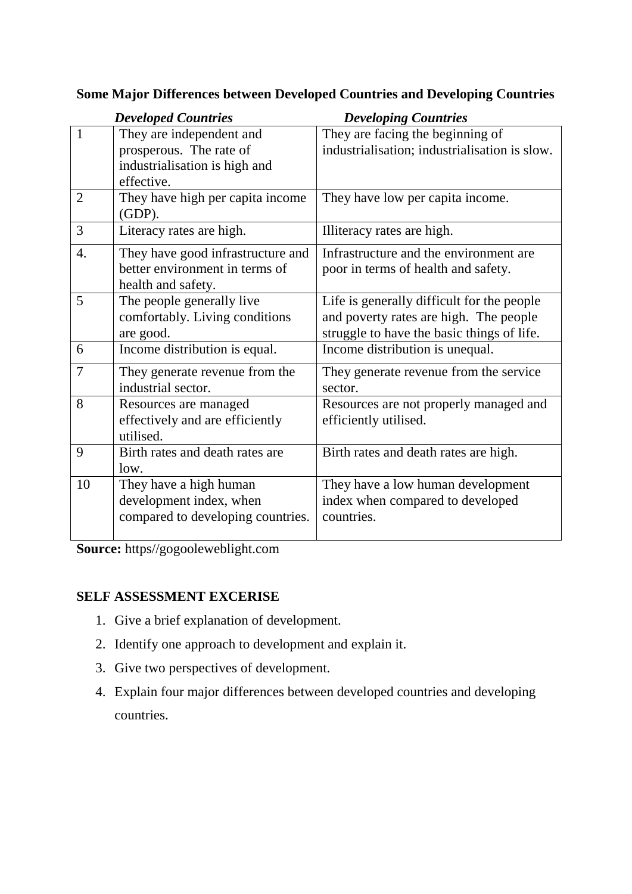**Some Major Differences between Developed Countries and Developing Countries**

| | *Developed Countries* | *Developing Countries* |
|---|---|---|
| 1 | They are independent and prosperous. The rate of industrialisation is high and effective. | They are facing the beginning of industrialisation; industrialisation is slow. |
| 2 | They have high per capita income (GDP). | They have low per capita income. |
| 3 | Literacy rates are high. | Illiteracy rates are high. |
| 4. | They have good infrastructure and better environment in terms of health and safety. | Infrastructure and the environment are poor in terms of health and safety. |
| 5 | The people generally live comfortably. Living conditions are good. | Life is generally difficult for the people and poverty rates are high. The people struggle to have the basic things of life. |
| 6 | Income distribution is equal. | Income distribution is unequal. |
| 7 | They generate revenue from the industrial sector. | They generate revenue from the service sector. |
| 8 | Resources are managed effectively and are efficiently utilised. | Resources are not properly managed and efficiently utilised. |
| 9 | Birth rates and death rates are low. | Birth rates and death rates are high. |
| 10 | They have a high human development index, when compared to developing countries. | They have a low human development index when compared to developed countries. |

**Source:** https//gogooleweblight.com

**SELF ASSESSMENT EXCERISE**

1. Give a brief explanation of development.
2. Identify one approach to development and explain it.
3. Give two perspectives of development.
4. Explain four major differences between developed countries and developing countries.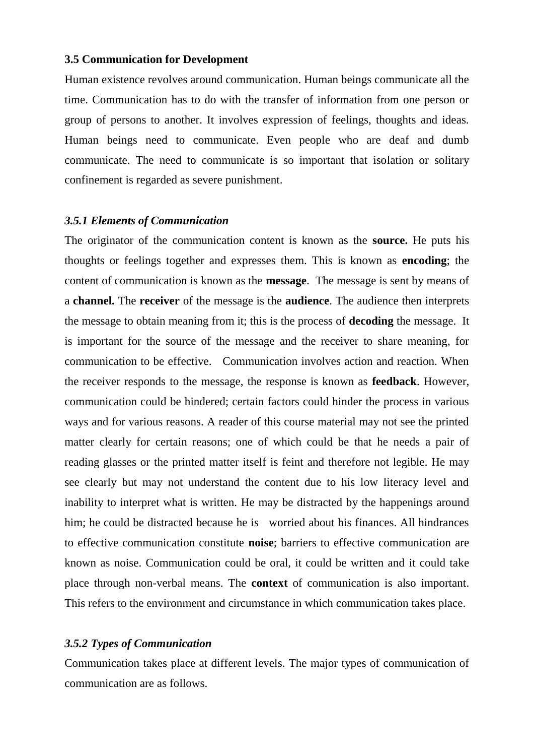**3.5 Communication for Development**

Human existence revolves around communication. Human beings communicate all the time. Communication has to do with the transfer of information from one person or group of persons to another. It involves expression of feelings, thoughts and ideas. Human beings need to communicate. Even people who are deaf and dumb communicate. The need to communicate is so important that isolation or solitary confinement is regarded as severe punishment.

***3.5.1 Elements of Communication***

The originator of the communication content is known as the **source.** He puts his thoughts or feelings together and expresses them. This is known as **encoding**; the content of communication is known as the **message**. The message is sent by means of a **channel.** The **receiver** of the message is the **audience**. The audience then interprets the message to obtain meaning from it; this is the process of **decoding** the message. It is important for the source of the message and the receiver to share meaning, for communication to be effective. Communication involves action and reaction. When the receiver responds to the message, the response is known as **feedback**. However, communication could be hindered; certain factors could hinder the process in various ways and for various reasons. A reader of this course material may not see the printed matter clearly for certain reasons; one of which could be that he needs a pair of reading glasses or the printed matter itself is feint and therefore not legible. He may see clearly but may not understand the content due to his low literacy level and inability to interpret what is written. He may be distracted by the happenings around him; he could be distracted because he is worried about his finances. All hindrances to effective communication constitute **noise**; barriers to effective communication are known as noise. Communication could be oral, it could be written and it could take place through non-verbal means. The **context** of communication is also important. This refers to the environment and circumstance in which communication takes place.

***3.5.2 Types of Communication***

Communication takes place at different levels. The major types of communication of communication are as follows.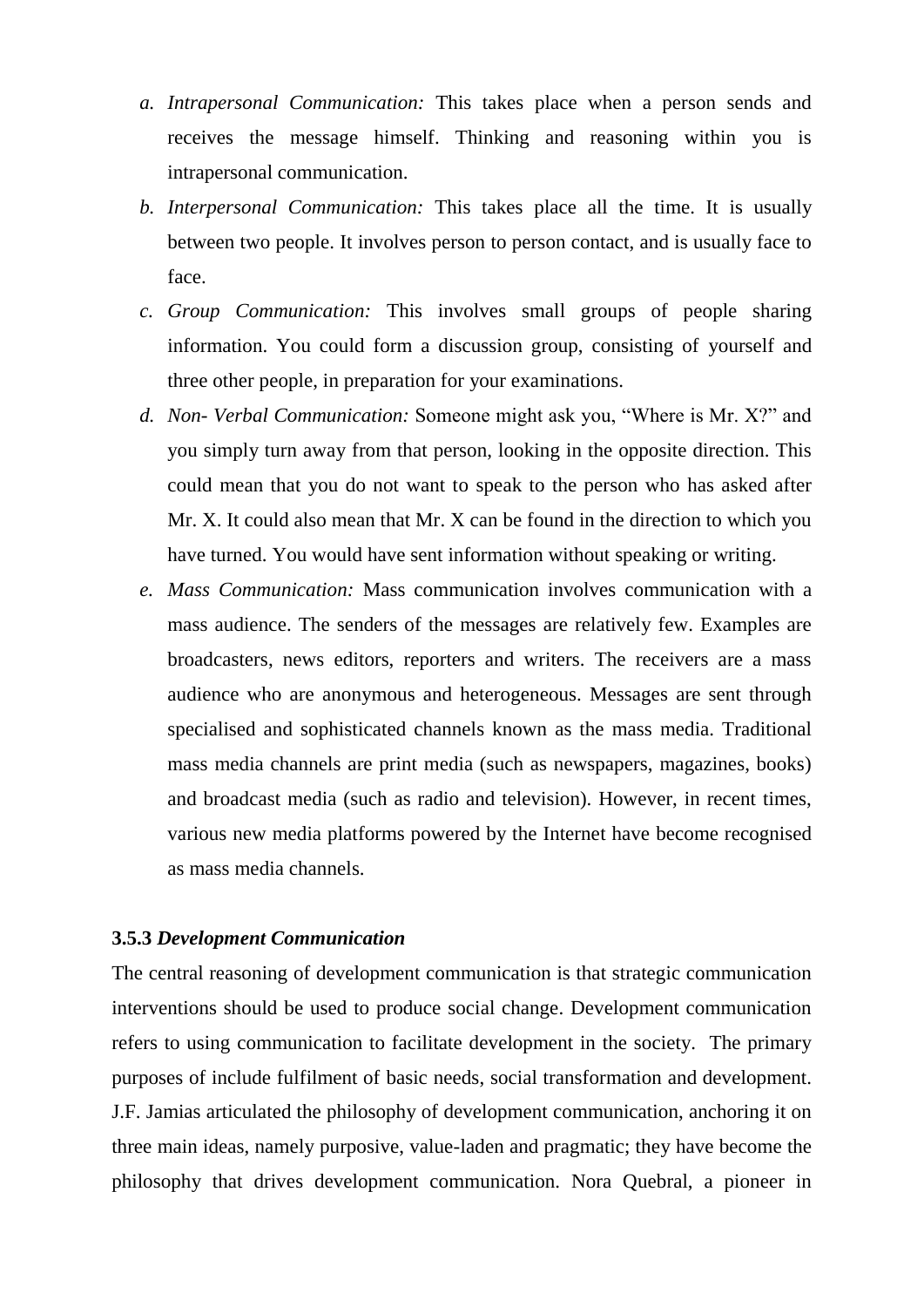a. *Intrapersonal Communication:* This takes place when a person sends and receives the message himself. Thinking and reasoning within you is intrapersonal communication.
b. *Interpersonal Communication:* This takes place all the time. It is usually between two people. It involves person to person contact, and is usually face to face.
c. *Group Communication:* This involves small groups of people sharing information. You could form a discussion group, consisting of yourself and three other people, in preparation for your examinations.
d. *Non- Verbal Communication:* Someone might ask you, "Where is Mr. X?" and you simply turn away from that person, looking in the opposite direction. This could mean that you do not want to speak to the person who has asked after Mr. X. It could also mean that Mr. X can be found in the direction to which you have turned. You would have sent information without speaking or writing.
e. *Mass Communication:* Mass communication involves communication with a mass audience. The senders of the messages are relatively few. Examples are broadcasters, news editors, reporters and writers. The receivers are a mass audience who are anonymous and heterogeneous. Messages are sent through specialised and sophisticated channels known as the mass media. Traditional mass media channels are print media (such as newspapers, magazines, books) and broadcast media (such as radio and television). However, in recent times, various new media platforms powered by the Internet have become recognised as mass media channels.

### 3.5.3 *Development Communication*

The central reasoning of development communication is that strategic communication interventions should be used to produce social change. Development communication refers to using communication to facilitate development in the society. The primary purposes of include fulfilment of basic needs, social transformation and development. J.F. Jamias articulated the philosophy of development communication, anchoring it on three main ideas, namely purposive, value-laden and pragmatic; they have become the philosophy that drives development communication. Nora Quebral, a pioneer in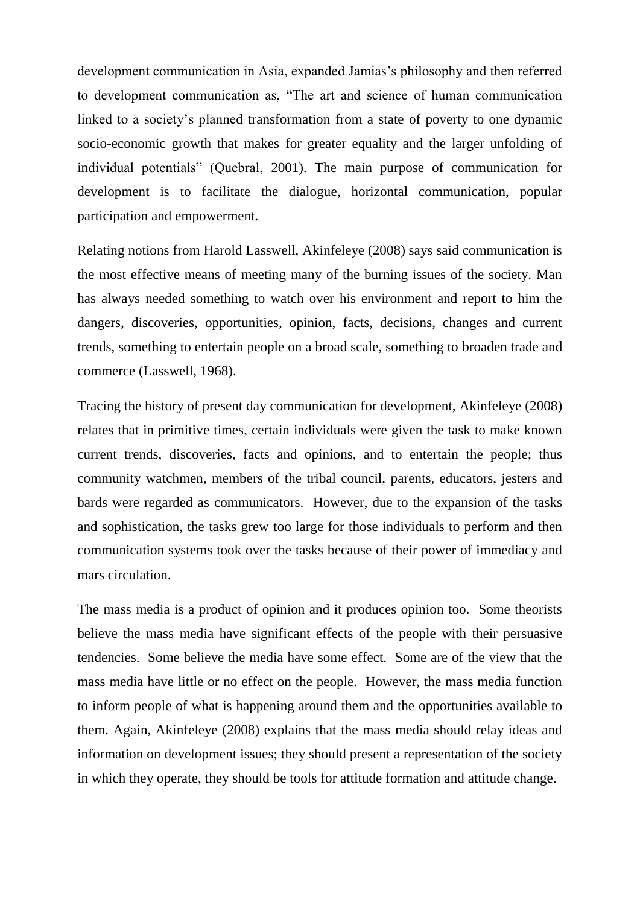development communication in Asia, expanded Jamias's philosophy and then referred to development communication as, "The art and science of human communication linked to a society's planned transformation from a state of poverty to one dynamic socio-economic growth that makes for greater equality and the larger unfolding of individual potentials" (Quebral, 2001). The main purpose of communication for development is to facilitate the dialogue, horizontal communication, popular participation and empowerment.

Relating notions from Harold Lasswell, Akinfeleye (2008) says said communication is the most effective means of meeting many of the burning issues of the society. Man has always needed something to watch over his environment and report to him the dangers, discoveries, opportunities, opinion, facts, decisions, changes and current trends, something to entertain people on a broad scale, something to broaden trade and commerce (Lasswell, 1968).

Tracing the history of present day communication for development, Akinfeleye (2008) relates that in primitive times, certain individuals were given the task to make known current trends, discoveries, facts and opinions, and to entertain the people; thus community watchmen, members of the tribal council, parents, educators, jesters and bards were regarded as communicators. However, due to the expansion of the tasks and sophistication, the tasks grew too large for those individuals to perform and then communication systems took over the tasks because of their power of immediacy and mars circulation.

The mass media is a product of opinion and it produces opinion too. Some theorists believe the mass media have significant effects of the people with their persuasive tendencies. Some believe the media have some effect. Some are of the view that the mass media have little or no effect on the people. However, the mass media function to inform people of what is happening around them and the opportunities available to them. Again, Akinfeleye (2008) explains that the mass media should relay ideas and information on development issues; they should present a representation of the society in which they operate, they should be tools for attitude formation and attitude change.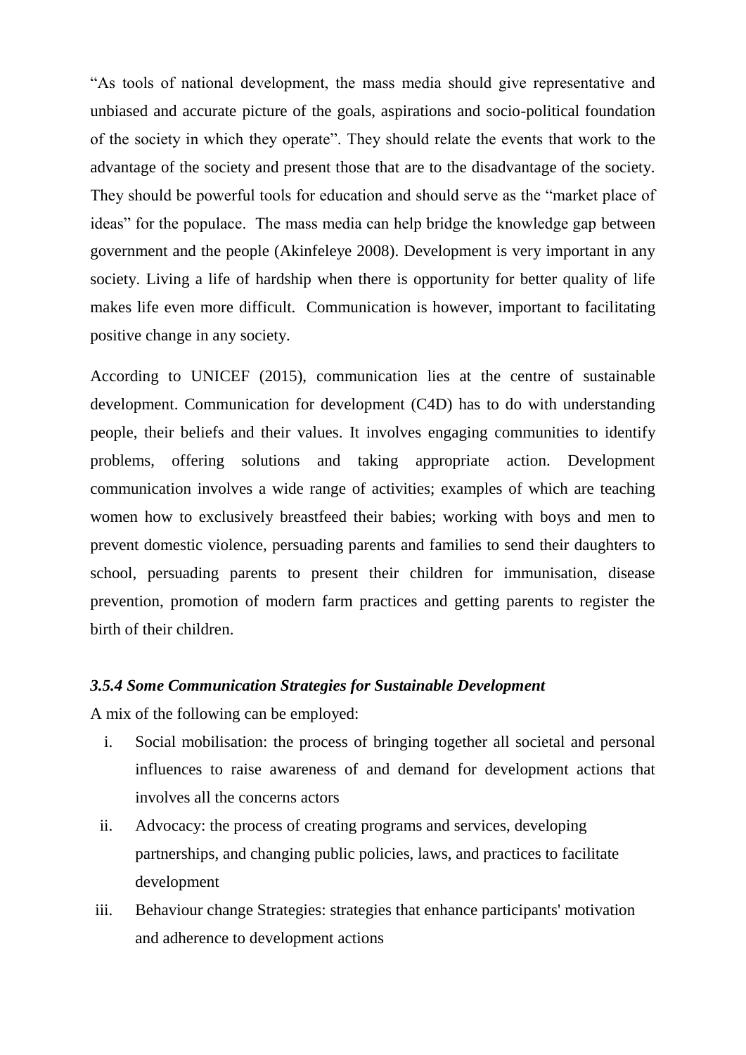"As tools of national development, the mass media should give representative and unbiased and accurate picture of the goals, aspirations and socio-political foundation of the society in which they operate". They should relate the events that work to the advantage of the society and present those that are to the disadvantage of the society. They should be powerful tools for education and should serve as the "market place of ideas" for the populace. The mass media can help bridge the knowledge gap between government and the people (Akinfeleye 2008). Development is very important in any society. Living a life of hardship when there is opportunity for better quality of life makes life even more difficult. Communication is however, important to facilitating positive change in any society.

According to UNICEF (2015), communication lies at the centre of sustainable development. Communication for development (C4D) has to do with understanding people, their beliefs and their values. It involves engaging communities to identify problems, offering solutions and taking appropriate action. Development communication involves a wide range of activities; examples of which are teaching women how to exclusively breastfeed their babies; working with boys and men to prevent domestic violence, persuading parents and families to send their daughters to school, persuading parents to present their children for immunisation, disease prevention, promotion of modern farm practices and getting parents to register the birth of their children.

***3.5.4 Some Communication Strategies for Sustainable Development***

A mix of the following can be employed:

i. Social mobilisation: the process of bringing together all societal and personal influences to raise awareness of and demand for development actions that involves all the concerns actors
ii. Advocacy: the process of creating programs and services, developing partnerships, and changing public policies, laws, and practices to facilitate development
iii. Behaviour change Strategies: strategies that enhance participants' motivation and adherence to development actions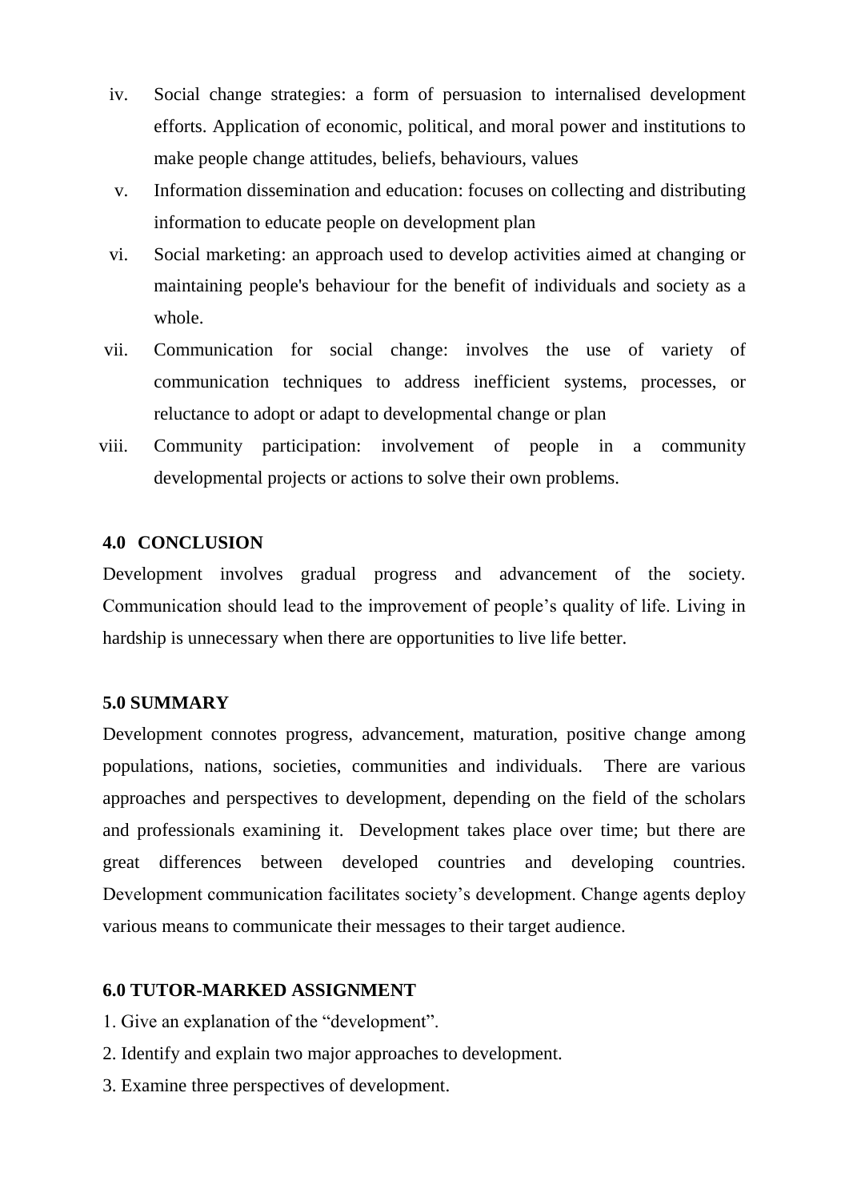iv. Social change strategies: a form of persuasion to internalised development efforts. Application of economic, political, and moral power and institutions to make people change attitudes, beliefs, behaviours, values

v. Information dissemination and education: focuses on collecting and distributing information to educate people on development plan

vi. Social marketing: an approach used to develop activities aimed at changing or maintaining people's behaviour for the benefit of individuals and society as a whole.

vii. Communication for social change: involves the use of variety of communication techniques to address inefficient systems, processes, or reluctance to adopt or adapt to developmental change or plan

viii. Community participation: involvement of people in a community developmental projects or actions to solve their own problems.

## 4.0 CONCLUSION

Development involves gradual progress and advancement of the society. Communication should lead to the improvement of people's quality of life. Living in hardship is unnecessary when there are opportunities to live life better.

## 5.0 SUMMARY

Development connotes progress, advancement, maturation, positive change among populations, nations, societies, communities and individuals. There are various approaches and perspectives to development, depending on the field of the scholars and professionals examining it. Development takes place over time; but there are great differences between developed countries and developing countries. Development communication facilitates society's development. Change agents deploy various means to communicate their messages to their target audience.

## 6.0 TUTOR-MARKED ASSIGNMENT

1. Give an explanation of the "development".
2. Identify and explain two major approaches to development.
3. Examine three perspectives of development.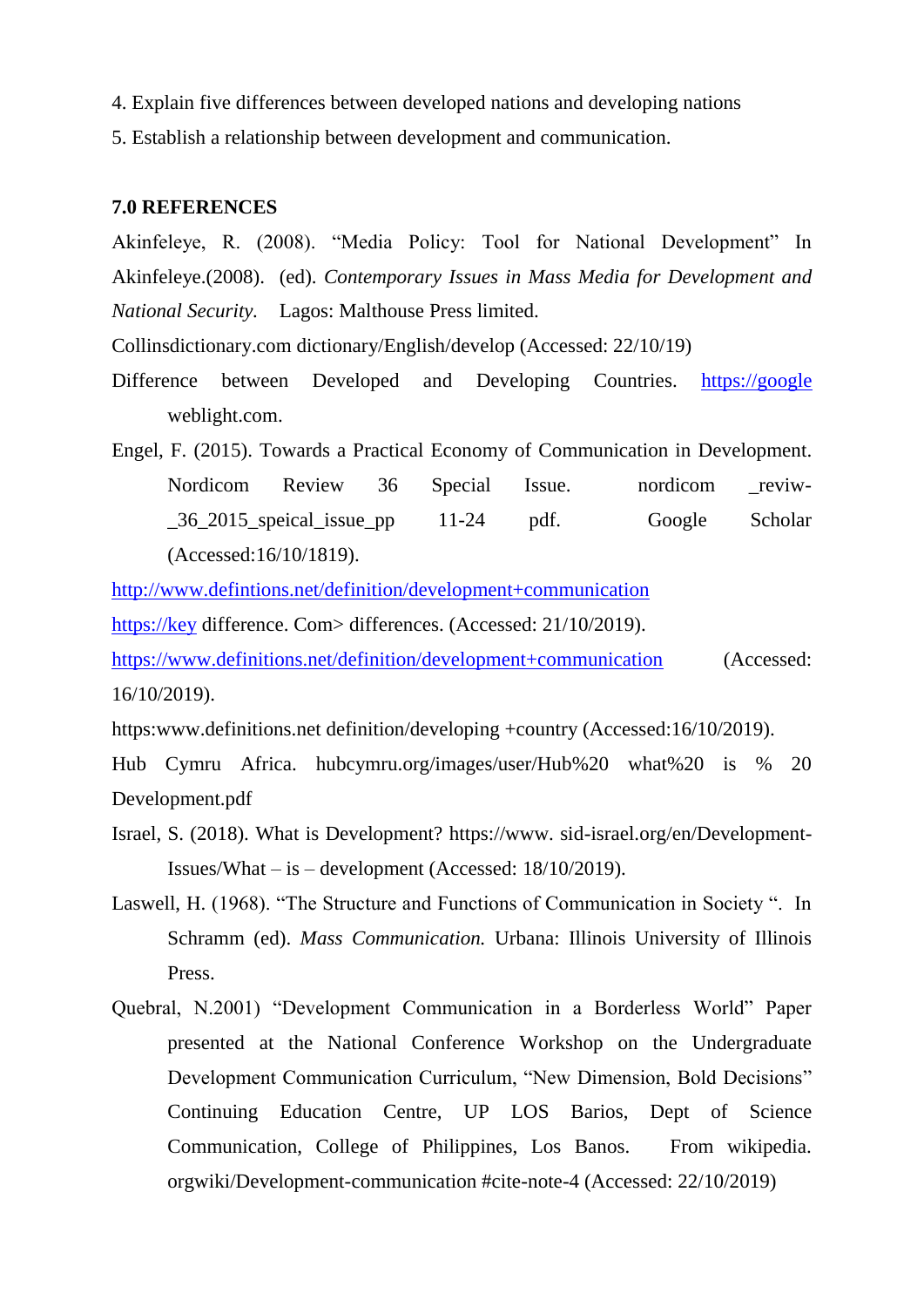4. Explain five differences between developed nations and developing nations
5. Establish a relationship between development and communication.

**7.0 REFERENCES**

Akinfeleye, R. (2008). "Media Policy: Tool for National Development" In Akinfeleye.(2008). (ed). *Contemporary Issues in Mass Media for Development and National Security.* Lagos: Malthouse Press limited.

Collinsdictionary.com dictionary/English/develop (Accessed: 22/10/19)

Difference between Developed and Developing Countries. https://google weblight.com.

Engel, F. (2015). Towards a Practical Economy of Communication in Development. Nordicom Review 36 Special Issue. nordicom _reviw-_36_2015_speical_issue_pp 11-24 pdf. Google Scholar (Accessed:16/10/1819).

http://www.defintions.net/definition/development+communication

https://key difference. Com> differences. (Accessed: 21/10/2019).

https://www.definitions.net/definition/development+communication (Accessed: 16/10/2019).

https:www.definitions.net definition/developing +country (Accessed:16/10/2019).

Hub Cymru Africa. hubcymru.org/images/user/Hub%20 what%20 is % 20 Development.pdf

Israel, S. (2018). What is Development? https://www. sid-israel.org/en/Development-Issues/What – is – development (Accessed: 18/10/2019).

Laswell, H. (1968). "The Structure and Functions of Communication in Society ". In Schramm (ed). *Mass Communication.* Urbana: Illinois University of Illinois Press.

Quebral, N.2001) "Development Communication in a Borderless World" Paper presented at the National Conference Workshop on the Undergraduate Development Communication Curriculum, "New Dimension, Bold Decisions" Continuing Education Centre, UP LOS Barios, Dept of Science Communication, College of Philippines, Los Banos. From wikipedia. orgwiki/Development-communication #cite-note-4 (Accessed: 22/10/2019)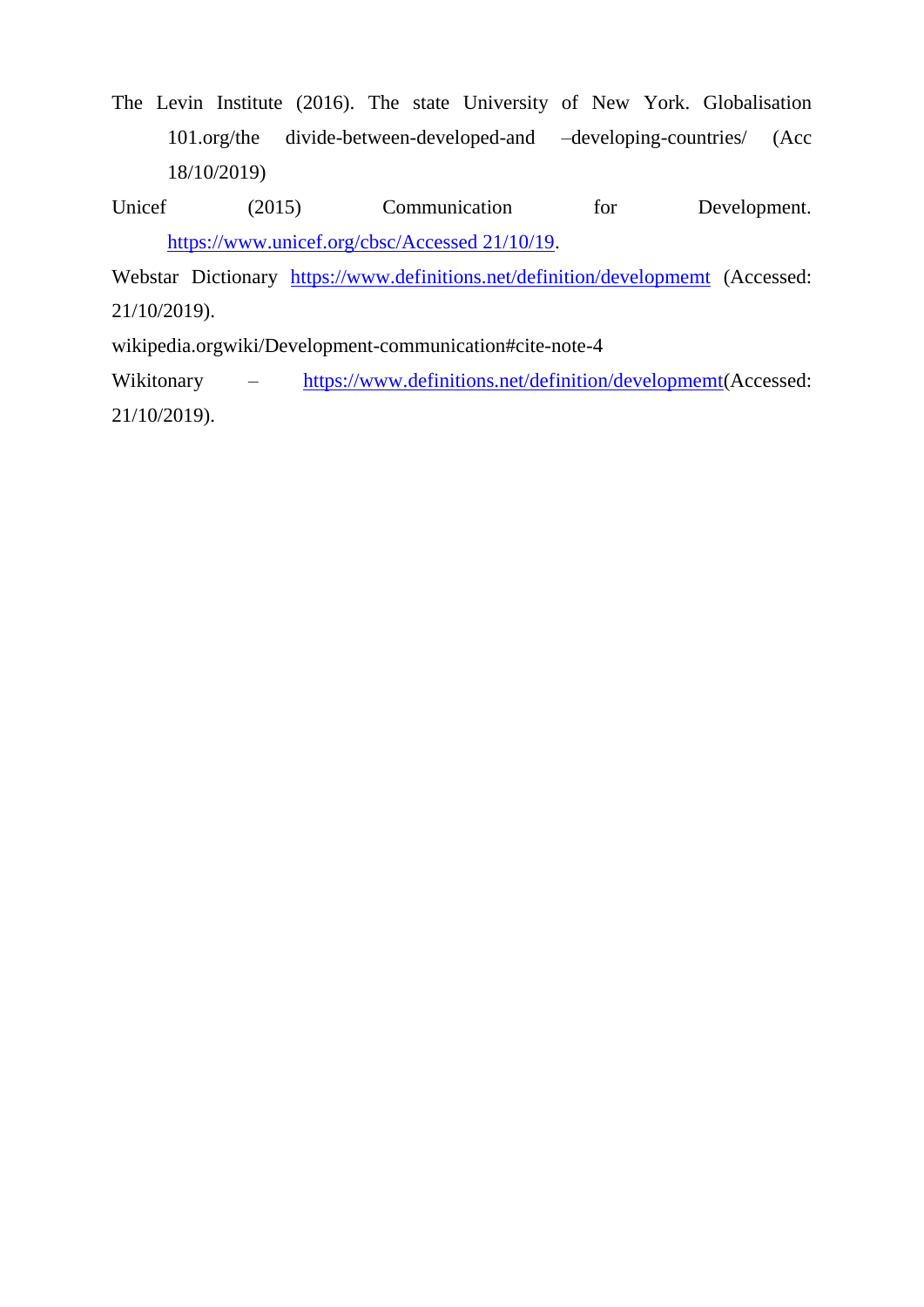The Levin Institute (2016). The state University of New York. Globalisation 101.org/the divide-between-developed-and –developing-countries/ (Acc 18/10/2019)

Unicef (2015) Communication for Development. https://www.unicef.org/cbsc/Accessed 21/10/19.

Webstar Dictionary https://www.definitions.net/definition/developmemt (Accessed: 21/10/2019).

wikipedia.orgwiki/Development-communication#cite-note-4

Wikitonary – https://www.definitions.net/definition/developmemt(Accessed: 21/10/2019).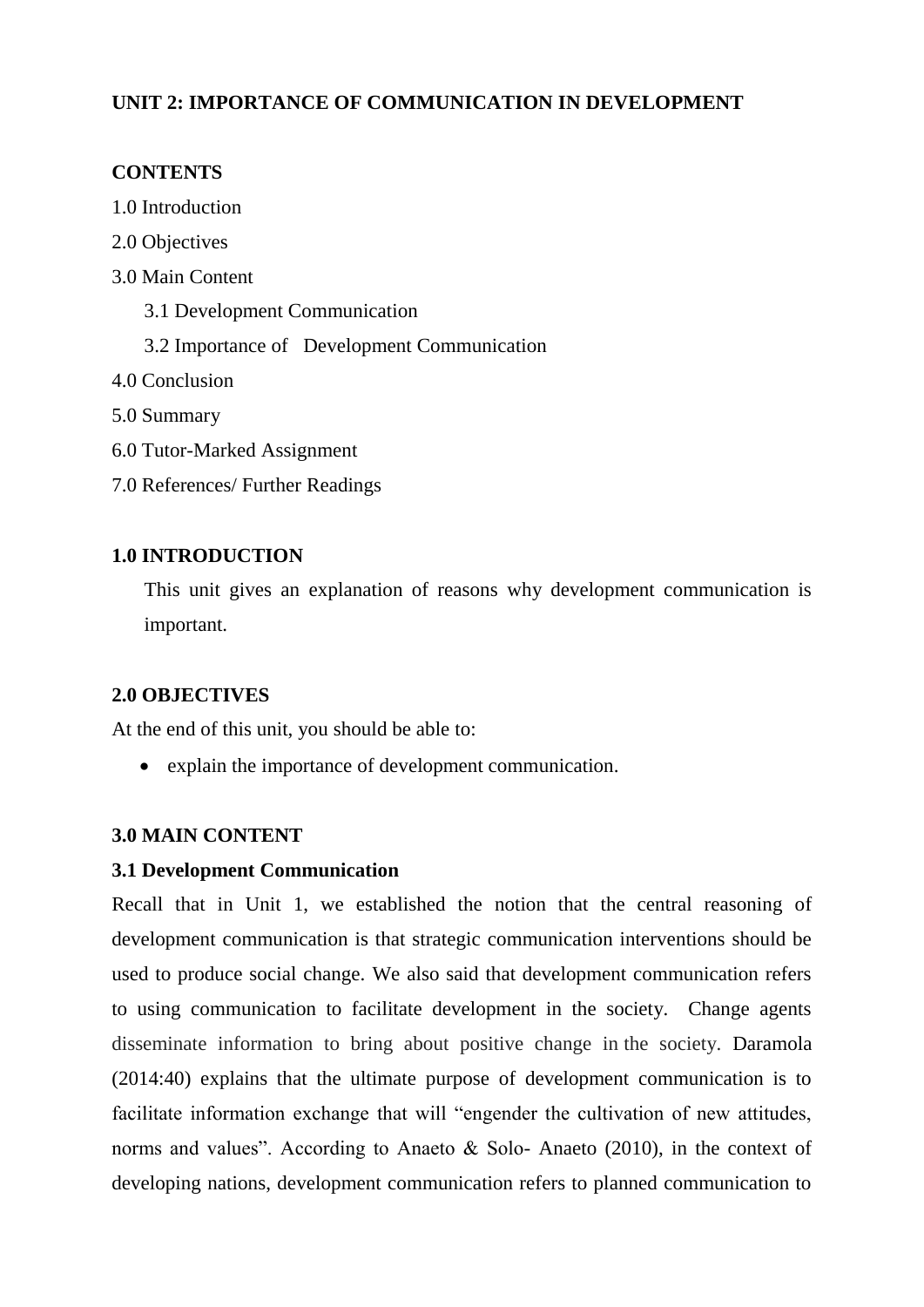## UNIT 2: IMPORTANCE OF COMMUNICATION IN DEVELOPMENT

**CONTENTS**

1.0 Introduction

2.0 Objectives

3.0 Main Content

- 3.1 Development Communication
- 3.2 Importance of Development Communication

4.0 Conclusion

5.0 Summary

6.0 Tutor-Marked Assignment

7.0 References/ Further Readings

### 1.0 INTRODUCTION

This unit gives an explanation of reasons why development communication is important.

### 2.0 OBJECTIVES

At the end of this unit, you should be able to:

- explain the importance of development communication.

### 3.0 MAIN CONTENT

#### 3.1 Development Communication

Recall that in Unit 1, we established the notion that the central reasoning of development communication is that strategic communication interventions should be used to produce social change. We also said that development communication refers to using communication to facilitate development in the society. Change agents disseminate information to bring about positive change in the society. Daramola (2014:40) explains that the ultimate purpose of development communication is to facilitate information exchange that will "engender the cultivation of new attitudes, norms and values". According to Anaeto & Solo- Anaeto (2010), in the context of developing nations, development communication refers to planned communication to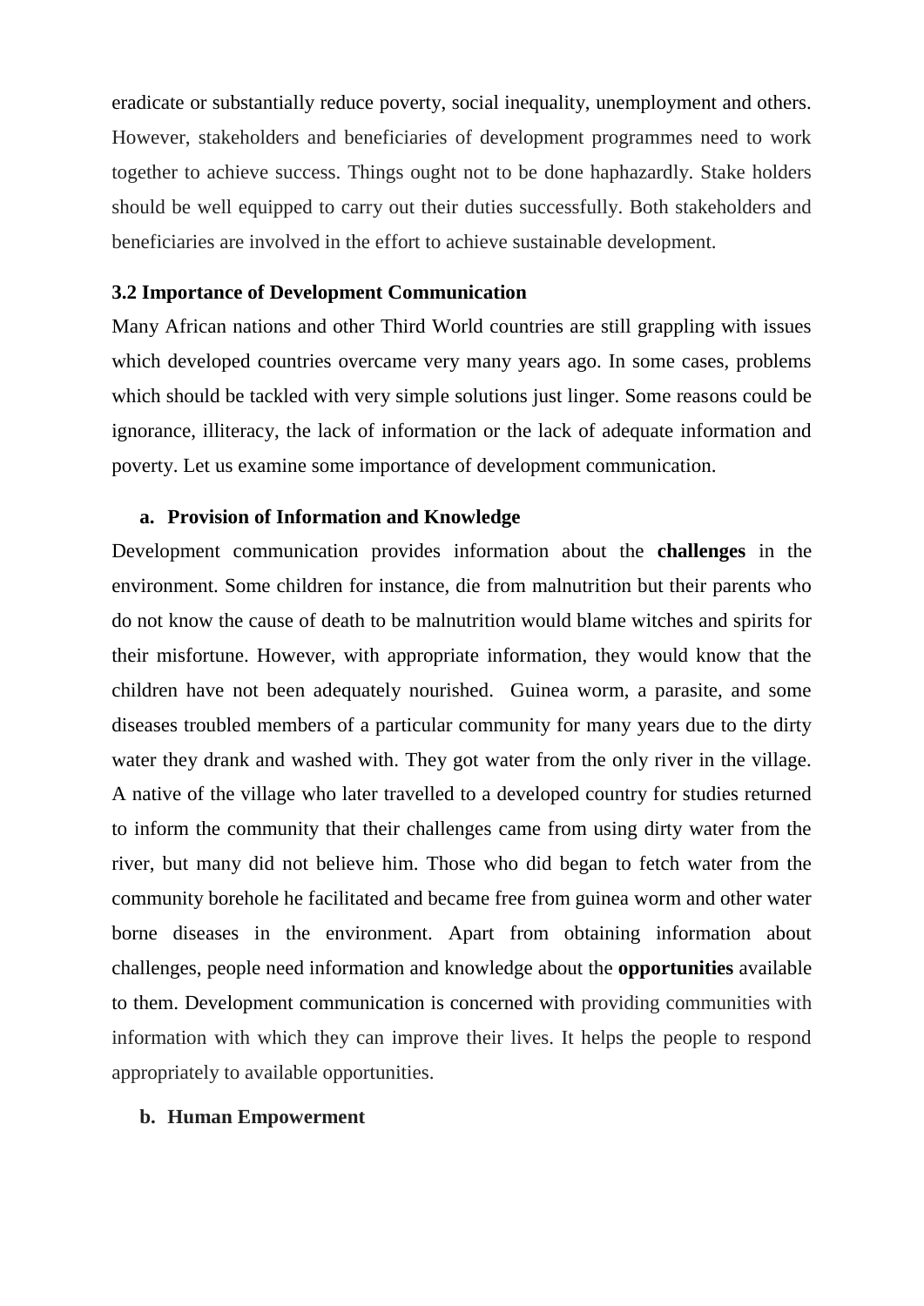eradicate or substantially reduce poverty, social inequality, unemployment and others. However, stakeholders and beneficiaries of development programmes need to work together to achieve success. Things ought not to be done haphazardly. Stake holders should be well equipped to carry out their duties successfully. Both stakeholders and beneficiaries are involved in the effort to achieve sustainable development.

### 3.2 Importance of Development Communication

Many African nations and other Third World countries are still grappling with issues which developed countries overcame very many years ago. In some cases, problems which should be tackled with very simple solutions just linger. Some reasons could be ignorance, illiteracy, the lack of information or the lack of adequate information and poverty. Let us examine some importance of development communication.

**a. Provision of Information and Knowledge**

Development communication provides information about the **challenges** in the environment. Some children for instance, die from malnutrition but their parents who do not know the cause of death to be malnutrition would blame witches and spirits for their misfortune. However, with appropriate information, they would know that the children have not been adequately nourished. Guinea worm, a parasite, and some diseases troubled members of a particular community for many years due to the dirty water they drank and washed with. They got water from the only river in the village. A native of the village who later travelled to a developed country for studies returned to inform the community that their challenges came from using dirty water from the river, but many did not believe him. Those who did began to fetch water from the community borehole he facilitated and became free from guinea worm and other water borne diseases in the environment. Apart from obtaining information about challenges, people need information and knowledge about the **opportunities** available to them. Development communication is concerned with providing communities with information with which they can improve their lives. It helps the people to respond appropriately to available opportunities.

**b. Human Empowerment**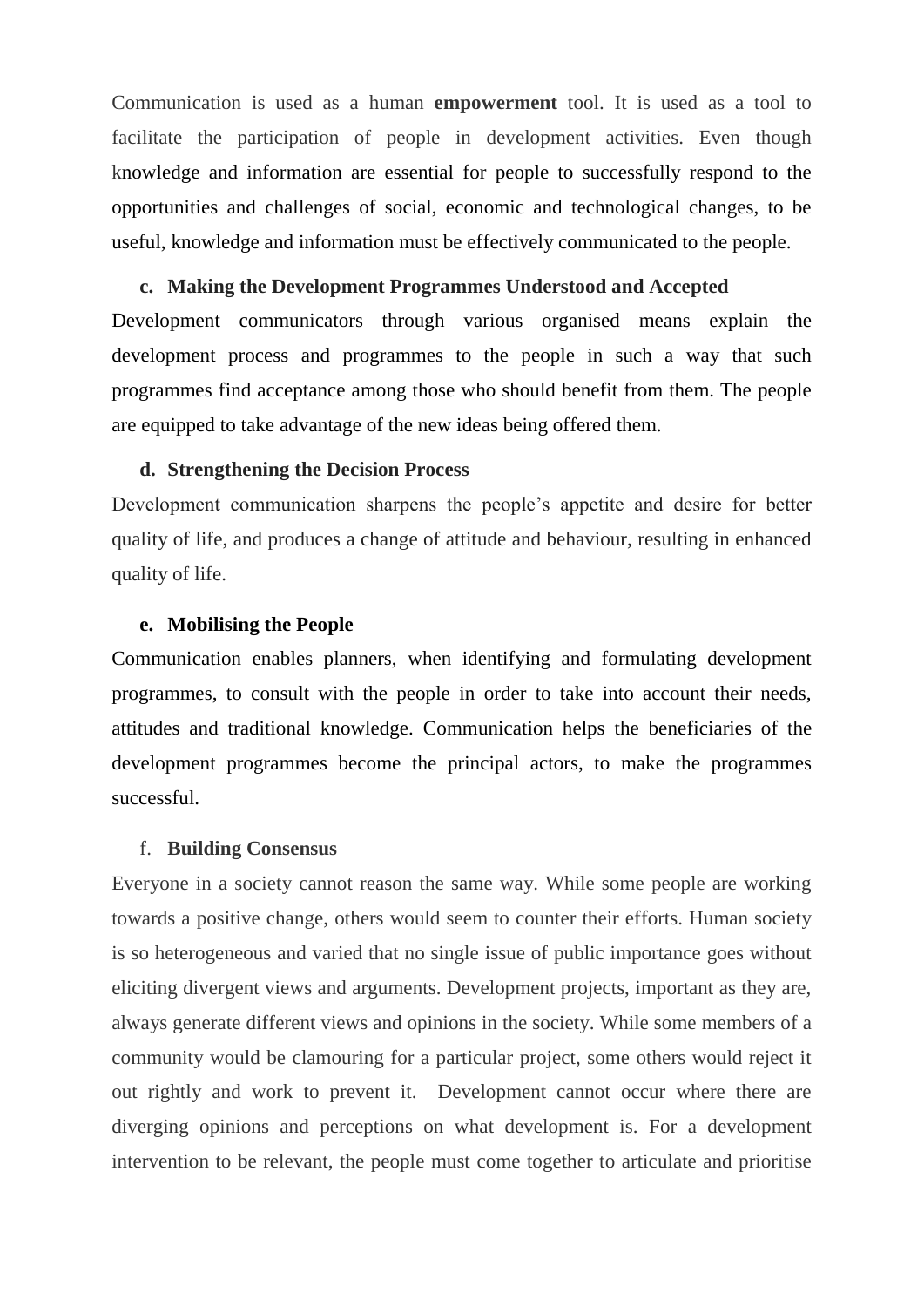Communication is used as a human **empowerment** tool. It is used as a tool to facilitate the participation of people in development activities. Even though knowledge and information are essential for people to successfully respond to the opportunities and challenges of social, economic and technological changes, to be useful, knowledge and information must be effectively communicated to the people.

c. **Making the Development Programmes Understood and Accepted**

Development communicators through various organised means explain the development process and programmes to the people in such a way that such programmes find acceptance among those who should benefit from them. The people are equipped to take advantage of the new ideas being offered them.

d. **Strengthening the Decision Process**

Development communication sharpens the people's appetite and desire for better quality of life, and produces a change of attitude and behaviour, resulting in enhanced quality of life.

e. **Mobilising the People**

Communication enables planners, when identifying and formulating development programmes, to consult with the people in order to take into account their needs, attitudes and traditional knowledge. Communication helps the beneficiaries of the development programmes become the principal actors, to make the programmes successful.

f. **Building Consensus**

Everyone in a society cannot reason the same way. While some people are working towards a positive change, others would seem to counter their efforts. Human society is so heterogeneous and varied that no single issue of public importance goes without eliciting divergent views and arguments. Development projects, important as they are, always generate different views and opinions in the society. While some members of a community would be clamouring for a particular project, some others would reject it out rightly and work to prevent it. Development cannot occur where there are diverging opinions and perceptions on what development is. For a development intervention to be relevant, the people must come together to articulate and prioritise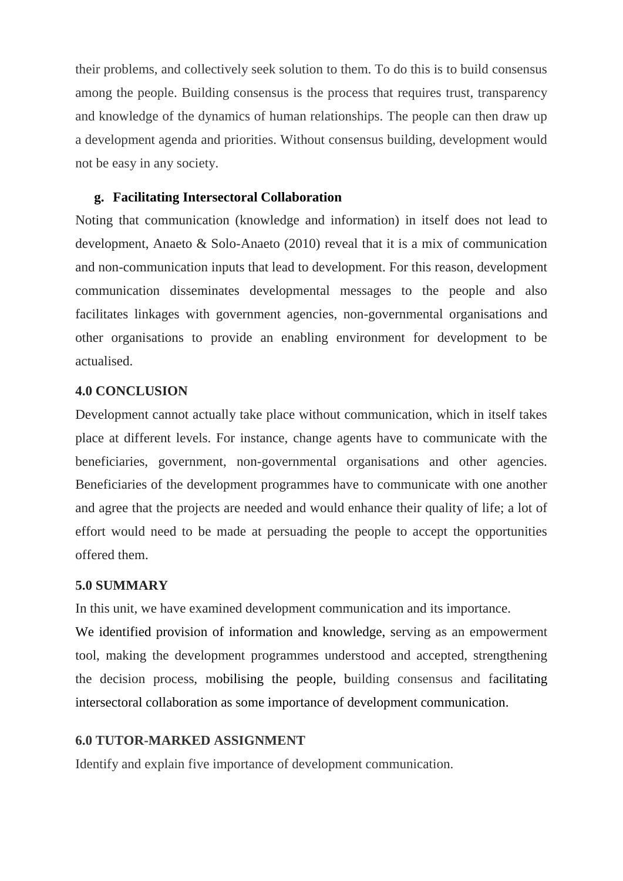their problems, and collectively seek solution to them. To do this is to build consensus among the people. Building consensus is the process that requires trust, transparency and knowledge of the dynamics of human relationships. The people can then draw up a development agenda and priorities. Without consensus building, development would not be easy in any society.

**g. Facilitating Intersectoral Collaboration**

Noting that communication (knowledge and information) in itself does not lead to development, Anaeto & Solo-Anaeto (2010) reveal that it is a mix of communication and non-communication inputs that lead to development. For this reason, development communication disseminates developmental messages to the people and also facilitates linkages with government agencies, non-governmental organisations and other organisations to provide an enabling environment for development to be actualised.

## 4.0 CONCLUSION

Development cannot actually take place without communication, which in itself takes place at different levels. For instance, change agents have to communicate with the beneficiaries, government, non-governmental organisations and other agencies. Beneficiaries of the development programmes have to communicate with one another and agree that the projects are needed and would enhance their quality of life; a lot of effort would need to be made at persuading the people to accept the opportunities offered them.

## 5.0 SUMMARY

In this unit, we have examined development communication and its importance.

We identified provision of information and knowledge, serving as an empowerment tool, making the development programmes understood and accepted, strengthening the decision process, mobilising the people, building consensus and facilitating intersectoral collaboration as some importance of development communication.

## 6.0 TUTOR-MARKED ASSIGNMENT

Identify and explain five importance of development communication.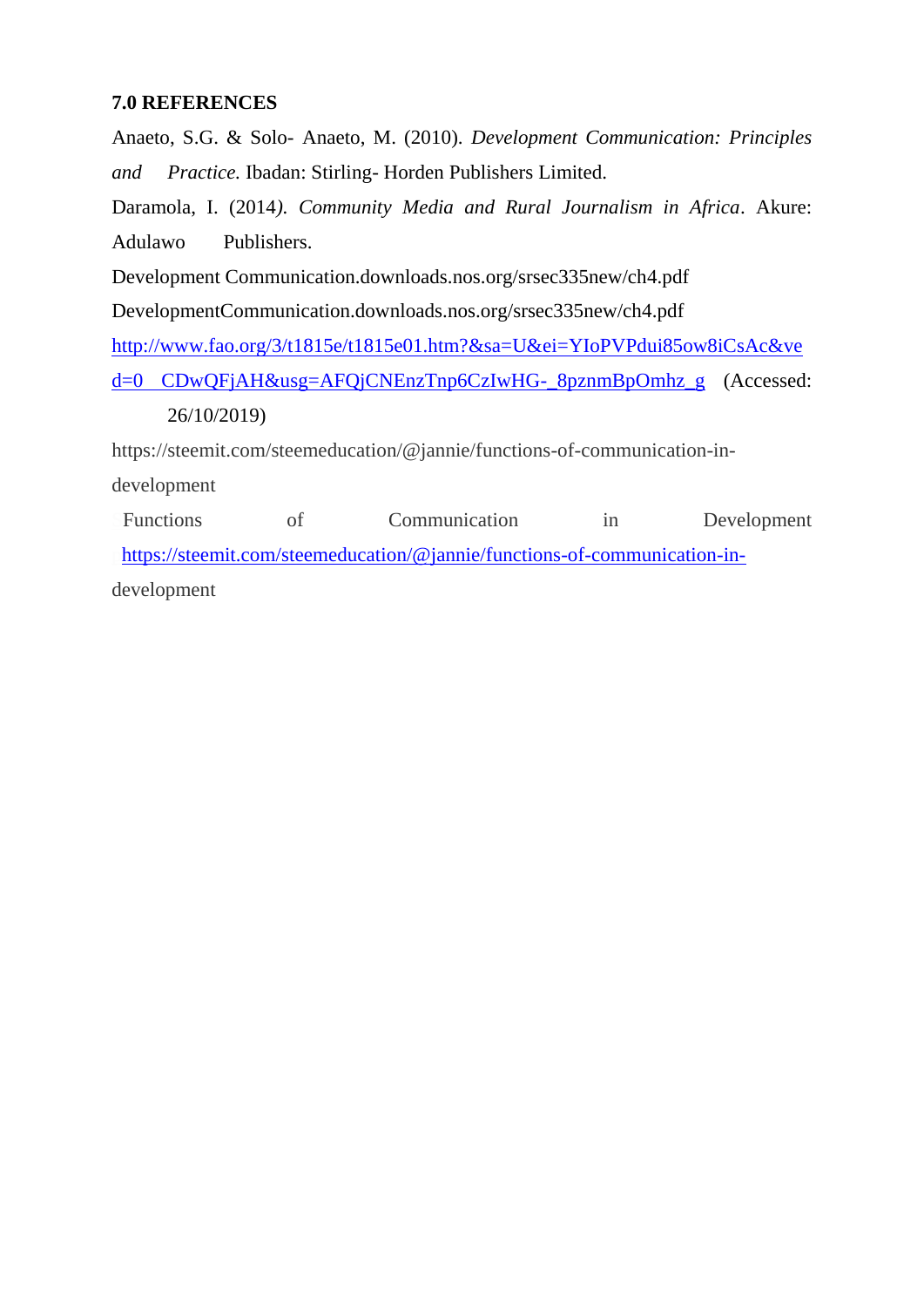**7.0 REFERENCES**

Anaeto, S.G. & Solo- Anaeto, M. (2010). *Development Communication: Principles and Practice.* Ibadan: Stirling- Horden Publishers Limited.

Daramola, I. (2014*). Community Media and Rural Journalism in Africa*. Akure: Adulawo Publishers.

Development Communication.downloads.nos.org/srsec335new/ch4.pdf

DevelopmentCommunication.downloads.nos.org/srsec335new/ch4.pdf

http://www.fao.org/3/t1815e/t1815e01.htm?&sa=U&ei=YIoPVPdui85ow8iCsAc&ved=0 CDwQFjAH&usg=AFQjCNEnzTnp6CzIwHG-_8pznmBpOmhz_g (Accessed: 26/10/2019)

https://steemit.com/steemeducation/@jannie/functions-of-communication-in-development

Functions of Communication in Development https://steemit.com/steemeducation/@jannie/functions-of-communication-in-development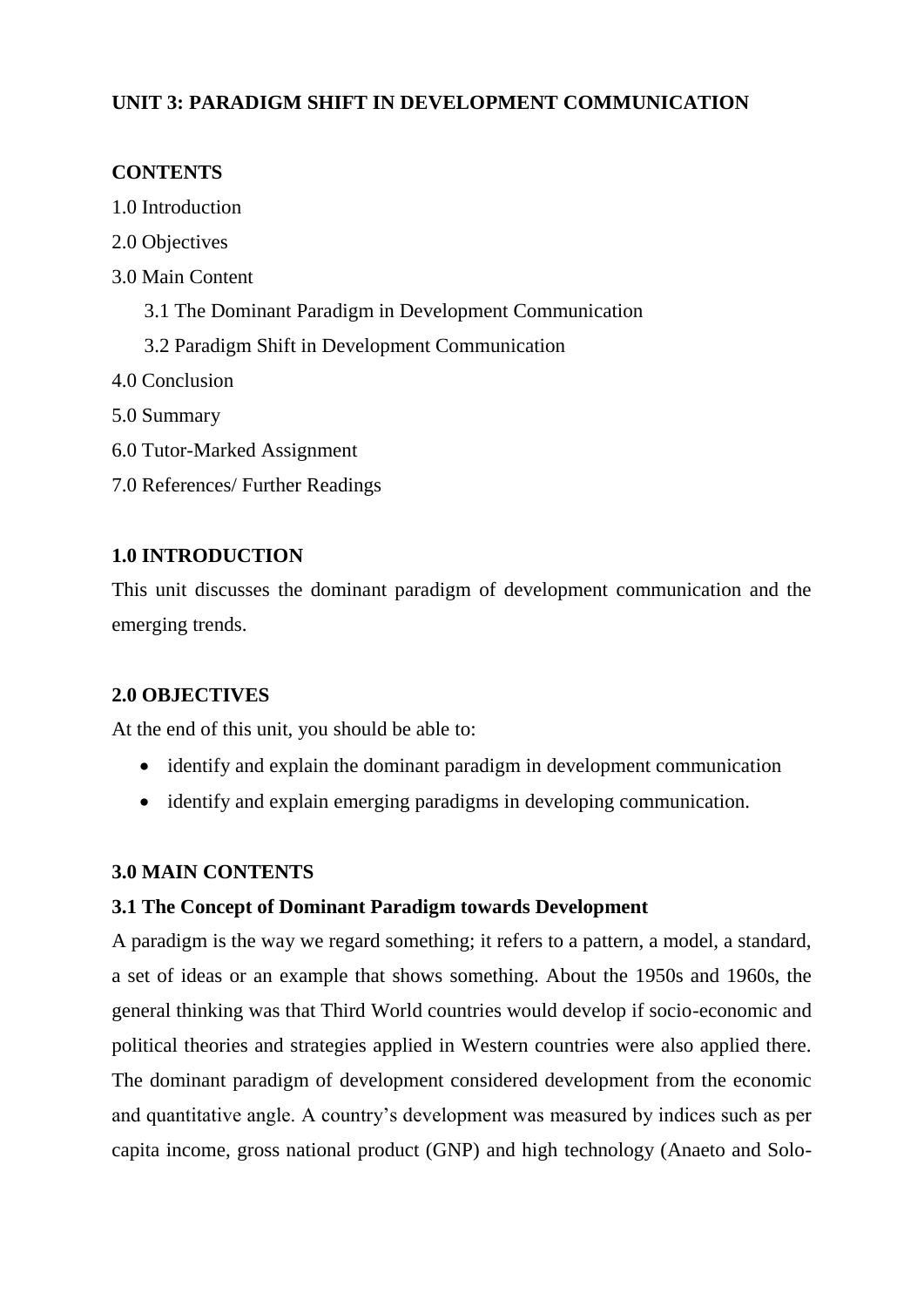## UNIT 3: PARADIGM SHIFT IN DEVELOPMENT COMMUNICATION

**CONTENTS**

1.0 Introduction

2.0 Objectives

3.0 Main Content

  3.1 The Dominant Paradigm in Development Communication

  3.2 Paradigm Shift in Development Communication

4.0 Conclusion

5.0 Summary

6.0 Tutor-Marked Assignment

7.0 References/ Further Readings

### 1.0 INTRODUCTION

This unit discusses the dominant paradigm of development communication and the emerging trends.

### 2.0 OBJECTIVES

At the end of this unit, you should be able to:

- identify and explain the dominant paradigm in development communication
- identify and explain emerging paradigms in developing communication.

### 3.0 MAIN CONTENTS

#### 3.1 The Concept of Dominant Paradigm towards Development

A paradigm is the way we regard something; it refers to a pattern, a model, a standard, a set of ideas or an example that shows something. About the 1950s and 1960s, the general thinking was that Third World countries would develop if socio-economic and political theories and strategies applied in Western countries were also applied there. The dominant paradigm of development considered development from the economic and quantitative angle. A country's development was measured by indices such as per capita income, gross national product (GNP) and high technology (Anaeto and Solo-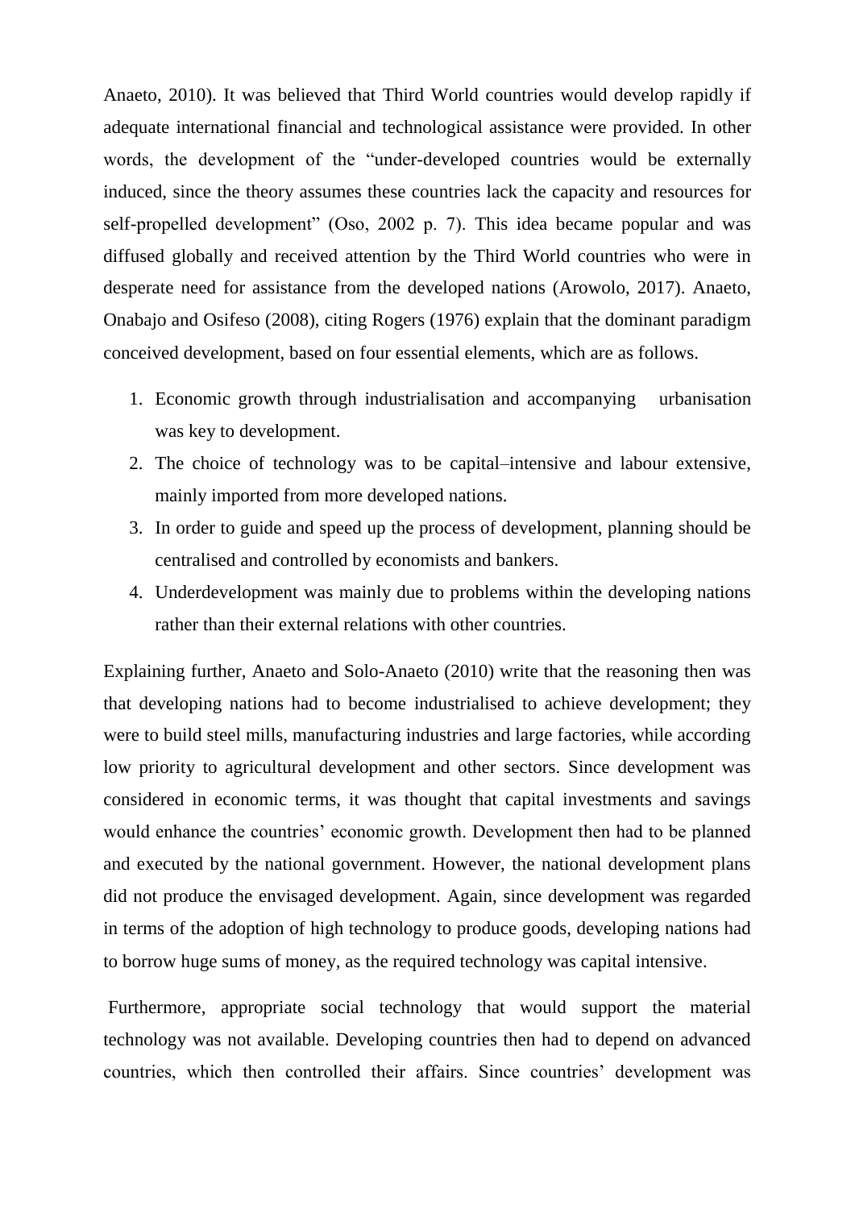Anaeto, 2010). It was believed that Third World countries would develop rapidly if adequate international financial and technological assistance were provided. In other words, the development of the "under-developed countries would be externally induced, since the theory assumes these countries lack the capacity and resources for self-propelled development" (Oso, 2002 p. 7). This idea became popular and was diffused globally and received attention by the Third World countries who were in desperate need for assistance from the developed nations (Arowolo, 2017). Anaeto, Onabajo and Osifeso (2008), citing Rogers (1976) explain that the dominant paradigm conceived development, based on four essential elements, which are as follows.

1. Economic growth through industrialisation and accompanying urbanisation was key to development.
2. The choice of technology was to be capital–intensive and labour extensive, mainly imported from more developed nations.
3. In order to guide and speed up the process of development, planning should be centralised and controlled by economists and bankers.
4. Underdevelopment was mainly due to problems within the developing nations rather than their external relations with other countries.

Explaining further, Anaeto and Solo-Anaeto (2010) write that the reasoning then was that developing nations had to become industrialised to achieve development; they were to build steel mills, manufacturing industries and large factories, while according low priority to agricultural development and other sectors. Since development was considered in economic terms, it was thought that capital investments and savings would enhance the countries' economic growth. Development then had to be planned and executed by the national government. However, the national development plans did not produce the envisaged development. Again, since development was regarded in terms of the adoption of high technology to produce goods, developing nations had to borrow huge sums of money, as the required technology was capital intensive.

Furthermore, appropriate social technology that would support the material technology was not available. Developing countries then had to depend on advanced countries, which then controlled their affairs. Since countries' development was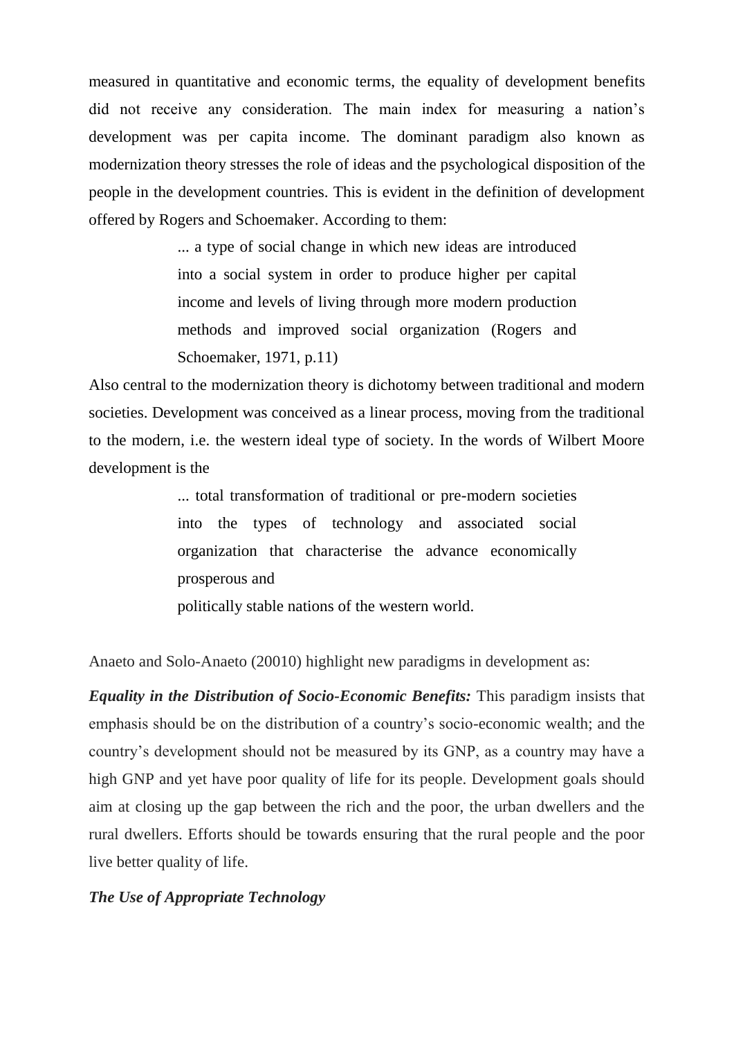measured in quantitative and economic terms, the equality of development benefits did not receive any consideration. The main index for measuring a nation's development was per capita income. The dominant paradigm also known as modernization theory stresses the role of ideas and the psychological disposition of the people in the development countries. This is evident in the definition of development offered by Rogers and Schoemaker. According to them:

> ... a type of social change in which new ideas are introduced into a social system in order to produce higher per capital income and levels of living through more modern production methods and improved social organization (Rogers and Schoemaker, 1971, p.11)

Also central to the modernization theory is dichotomy between traditional and modern societies. Development was conceived as a linear process, moving from the traditional to the modern, i.e. the western ideal type of society. In the words of Wilbert Moore development is the

> ... total transformation of traditional or pre-modern societies into the types of technology and associated social organization that characterise the advance economically prosperous and
> politically stable nations of the western world.

Anaeto and Solo-Anaeto (20010) highlight new paradigms in development as:

***Equality in the Distribution of Socio-Economic Benefits:*** This paradigm insists that emphasis should be on the distribution of a country's socio-economic wealth; and the country's development should not be measured by its GNP, as a country may have a high GNP and yet have poor quality of life for its people. Development goals should aim at closing up the gap between the rich and the poor, the urban dwellers and the rural dwellers. Efforts should be towards ensuring that the rural people and the poor live better quality of life.

***The Use of Appropriate Technology***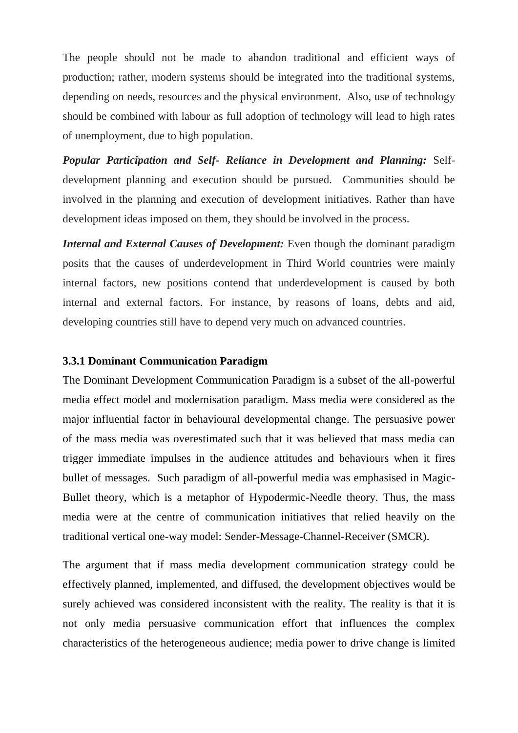The people should not be made to abandon traditional and efficient ways of production; rather, modern systems should be integrated into the traditional systems, depending on needs, resources and the physical environment. Also, use of technology should be combined with labour as full adoption of technology will lead to high rates of unemployment, due to high population.

***Popular Participation and Self- Reliance in Development and Planning:*** Self-development planning and execution should be pursued. Communities should be involved in the planning and execution of development initiatives. Rather than have development ideas imposed on them, they should be involved in the process.

***Internal and External Causes of Development:*** Even though the dominant paradigm posits that the causes of underdevelopment in Third World countries were mainly internal factors, new positions contend that underdevelopment is caused by both internal and external factors. For instance, by reasons of loans, debts and aid, developing countries still have to depend very much on advanced countries.

### 3.3.1 Dominant Communication Paradigm

The Dominant Development Communication Paradigm is a subset of the all-powerful media effect model and modernisation paradigm. Mass media were considered as the major influential factor in behavioural developmental change. The persuasive power of the mass media was overestimated such that it was believed that mass media can trigger immediate impulses in the audience attitudes and behaviours when it fires bullet of messages. Such paradigm of all-powerful media was emphasised in Magic-Bullet theory, which is a metaphor of Hypodermic-Needle theory. Thus, the mass media were at the centre of communication initiatives that relied heavily on the traditional vertical one-way model: Sender-Message-Channel-Receiver (SMCR).

The argument that if mass media development communication strategy could be effectively planned, implemented, and diffused, the development objectives would be surely achieved was considered inconsistent with the reality. The reality is that it is not only media persuasive communication effort that influences the complex characteristics of the heterogeneous audience; media power to drive change is limited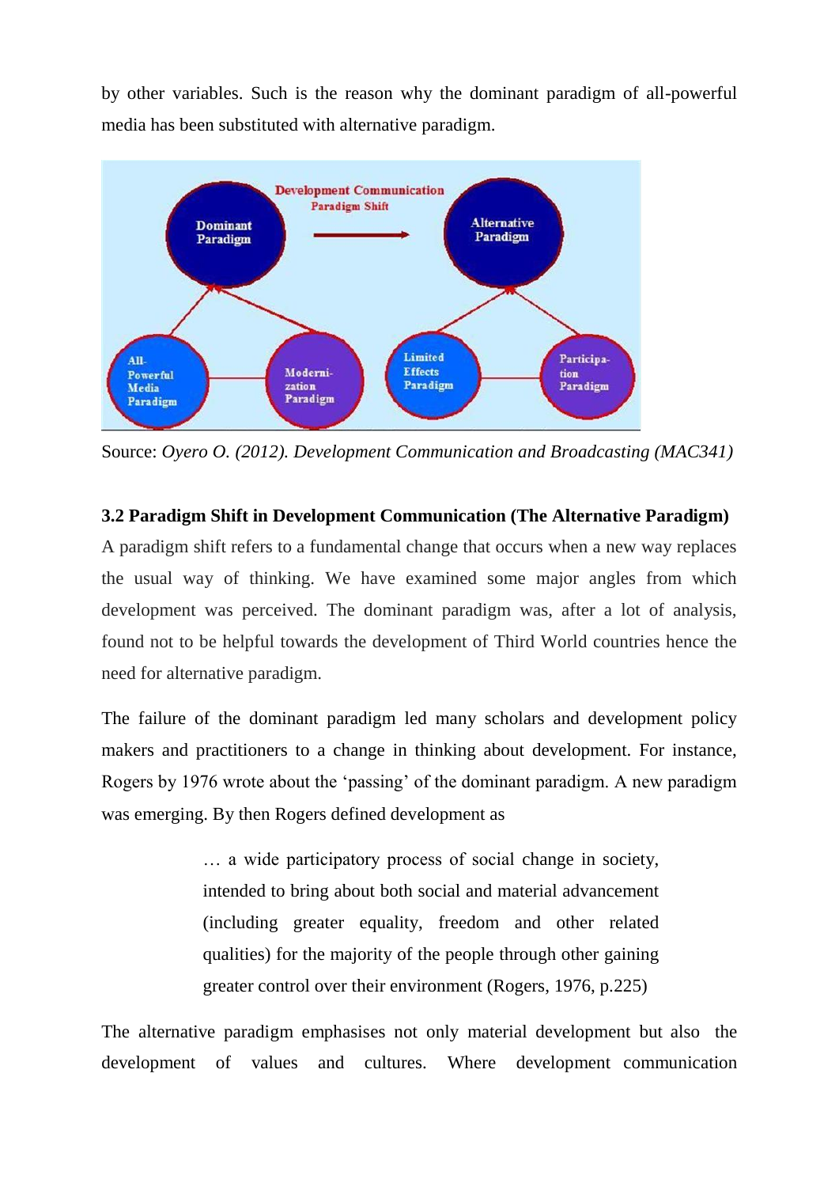by other variables. Such is the reason why the dominant paradigm of all-powerful media has been substituted with alternative paradigm.

Source: *Oyero O. (2012). Development Communication and Broadcasting (MAC341)*

### 3.2 Paradigm Shift in Development Communication (The Alternative Paradigm)

A paradigm shift refers to a fundamental change that occurs when a new way replaces the usual way of thinking. We have examined some major angles from which development was perceived. The dominant paradigm was, after a lot of analysis, found not to be helpful towards the development of Third World countries hence the need for alternative paradigm.

The failure of the dominant paradigm led many scholars and development policy makers and practitioners to a change in thinking about development. For instance, Rogers by 1976 wrote about the 'passing' of the dominant paradigm. A new paradigm was emerging. By then Rogers defined development as

> … a wide participatory process of social change in society, intended to bring about both social and material advancement (including greater equality, freedom and other related qualities) for the majority of the people through other gaining greater control over their environment (Rogers, 1976, p.225)

The alternative paradigm emphasises not only material development but also the development of values and cultures. Where development communication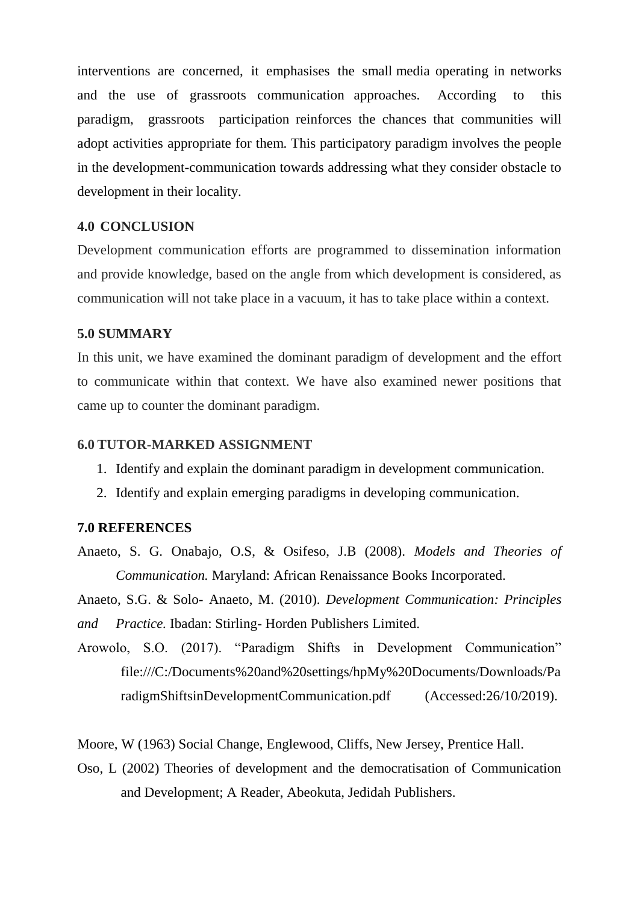interventions are concerned, it emphasises the small media operating in networks and the use of grassroots communication approaches. According to this paradigm, grassroots participation reinforces the chances that communities will adopt activities appropriate for them. This participatory paradigm involves the people in the development-communication towards addressing what they consider obstacle to development in their locality.

### 4.0 CONCLUSION

Development communication efforts are programmed to dissemination information and provide knowledge, based on the angle from which development is considered, as communication will not take place in a vacuum, it has to take place within a context.

### 5.0 SUMMARY

In this unit, we have examined the dominant paradigm of development and the effort to communicate within that context. We have also examined newer positions that came up to counter the dominant paradigm.

### 6.0 TUTOR-MARKED ASSIGNMENT

1. Identify and explain the dominant paradigm in development communication.
2. Identify and explain emerging paradigms in developing communication.

### 7.0 REFERENCES

Anaeto, S. G. Onabajo, O.S, & Osifeso, J.B (2008). *Models and Theories of Communication.* Maryland: African Renaissance Books Incorporated.

Anaeto, S.G. & Solo- Anaeto, M. (2010). *Development Communication: Principles and Practice.* Ibadan: Stirling- Horden Publishers Limited.

Arowolo, S.O. (2017). "Paradigm Shifts in Development Communication" file:///C:/Documents%20and%20settings/hpMy%20Documents/Downloads/ParadigmShiftsinDevelopmentCommunication.pdf (Accessed:26/10/2019).

Moore, W (1963) Social Change, Englewood, Cliffs, New Jersey, Prentice Hall.

Oso, L (2002) Theories of development and the democratisation of Communication and Development; A Reader, Abeokuta, Jedidah Publishers.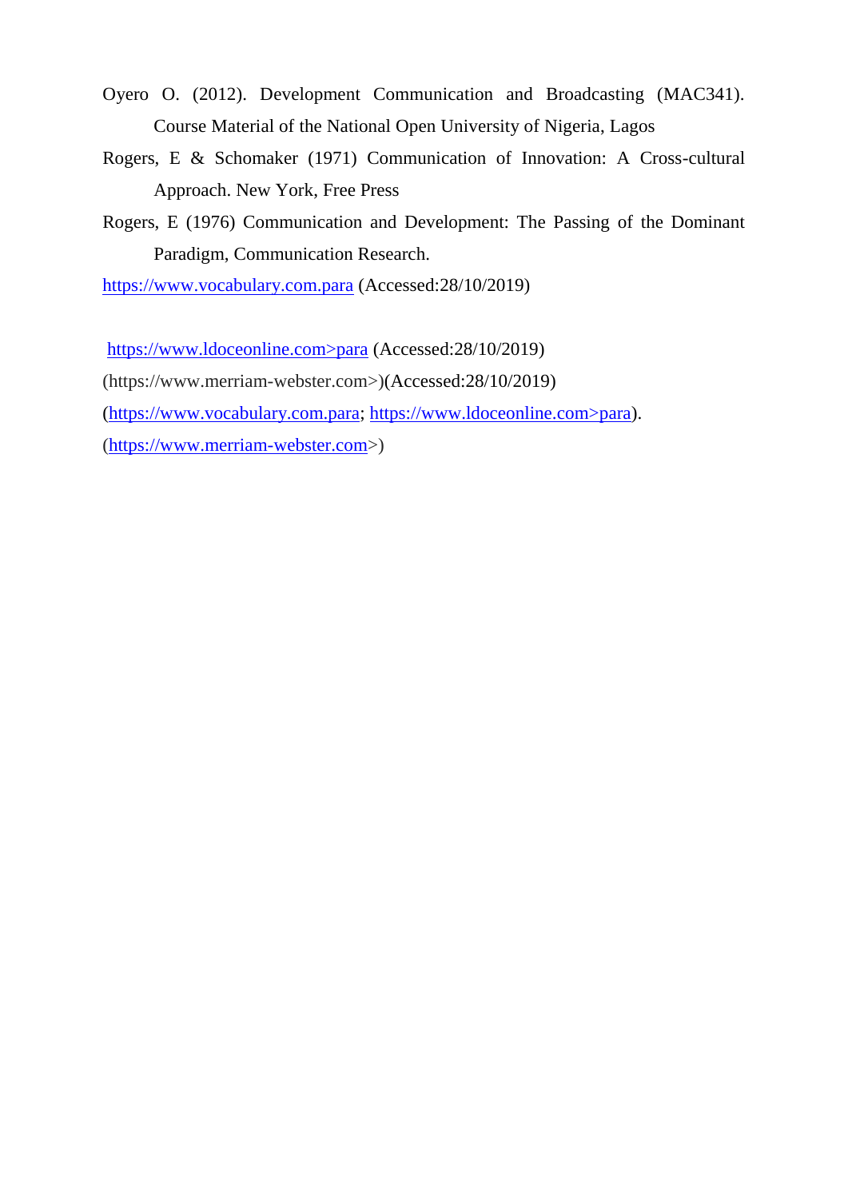Oyero O. (2012). Development Communication and Broadcasting (MAC341). Course Material of the National Open University of Nigeria, Lagos

Rogers, E & Schomaker (1971) Communication of Innovation: A Cross-cultural Approach. New York, Free Press

Rogers, E (1976) Communication and Development: The Passing of the Dominant Paradigm, Communication Research.

https://www.vocabulary.com.para (Accessed:28/10/2019)

https://www.ldoceonline.com>para (Accessed:28/10/2019)

(https://www.merriam-webster.com>)(Accessed:28/10/2019)

(https://www.vocabulary.com.para; https://www.ldoceonline.com>para).

(https://www.merriam-webster.com>)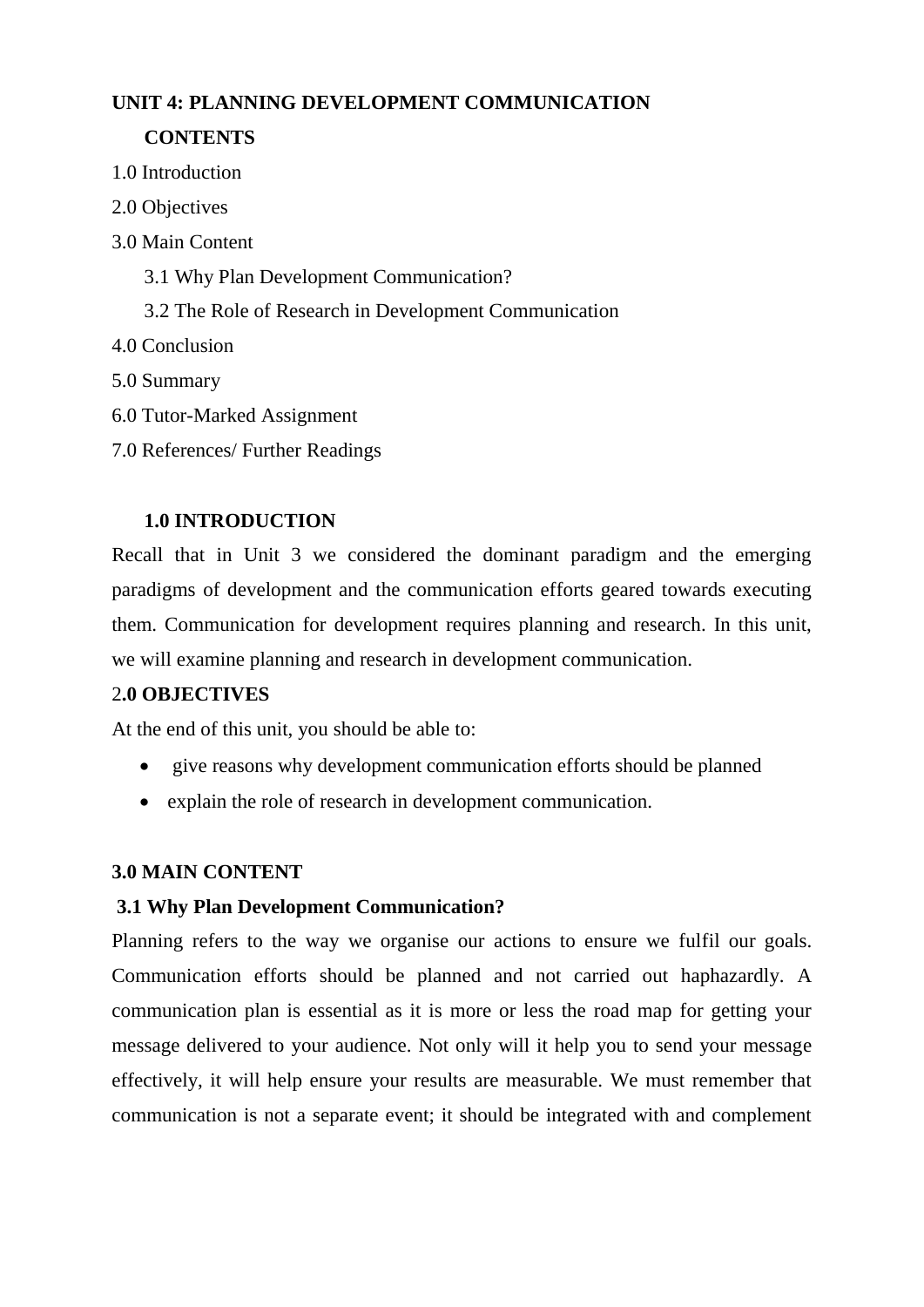# UNIT 4: PLANNING DEVELOPMENT COMMUNICATION

**CONTENTS**

1.0 Introduction

2.0 Objectives

3.0 Main Content

3.1 Why Plan Development Communication?

3.2 The Role of Research in Development Communication

4.0 Conclusion

5.0 Summary

6.0 Tutor-Marked Assignment

7.0 References/ Further Readings

## 1.0 INTRODUCTION

Recall that in Unit 3 we considered the dominant paradigm and the emerging paradigms of development and the communication efforts geared towards executing them. Communication for development requires planning and research. In this unit, we will examine planning and research in development communication.

## 2.0 OBJECTIVES

At the end of this unit, you should be able to:

- give reasons why development communication efforts should be planned
- explain the role of research in development communication.

## 3.0 MAIN CONTENT

### 3.1 Why Plan Development Communication?

Planning refers to the way we organise our actions to ensure we fulfil our goals. Communication efforts should be planned and not carried out haphazardly. A communication plan is essential as it is more or less the road map for getting your message delivered to your audience. Not only will it help you to send your message effectively, it will help ensure your results are measurable. We must remember that communication is not a separate event; it should be integrated with and complement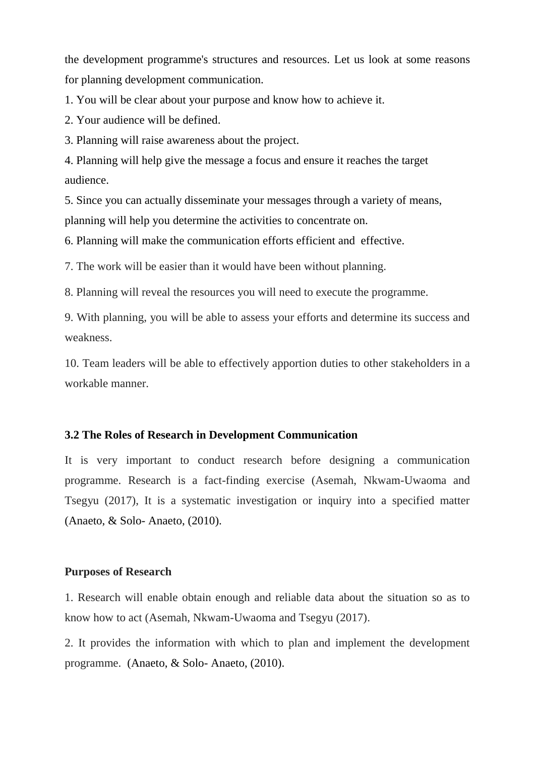the development programme's structures and resources. Let us look at some reasons for planning development communication.

1. You will be clear about your purpose and know how to achieve it.
2. Your audience will be defined.
3. Planning will raise awareness about the project.
4. Planning will help give the message a focus and ensure it reaches the target audience.
5. Since you can actually disseminate your messages through a variety of means, planning will help you determine the activities to concentrate on.
6. Planning will make the communication efforts efficient and effective.
7. The work will be easier than it would have been without planning.
8. Planning will reveal the resources you will need to execute the programme.
9. With planning, you will be able to assess your efforts and determine its success and weakness.
10. Team leaders will be able to effectively apportion duties to other stakeholders in a workable manner.

### 3.2 The Roles of Research in Development Communication

It is very important to conduct research before designing a communication programme. Research is a fact-finding exercise (Asemah, Nkwam-Uwaoma and Tsegyu (2017), It is a systematic investigation or inquiry into a specified matter (Anaeto, & Solo- Anaeto, (2010).

**Purposes of Research**

1. Research will enable obtain enough and reliable data about the situation so as to know how to act (Asemah, Nkwam-Uwaoma and Tsegyu (2017).
2. It provides the information with which to plan and implement the development programme. (Anaeto, & Solo- Anaeto, (2010).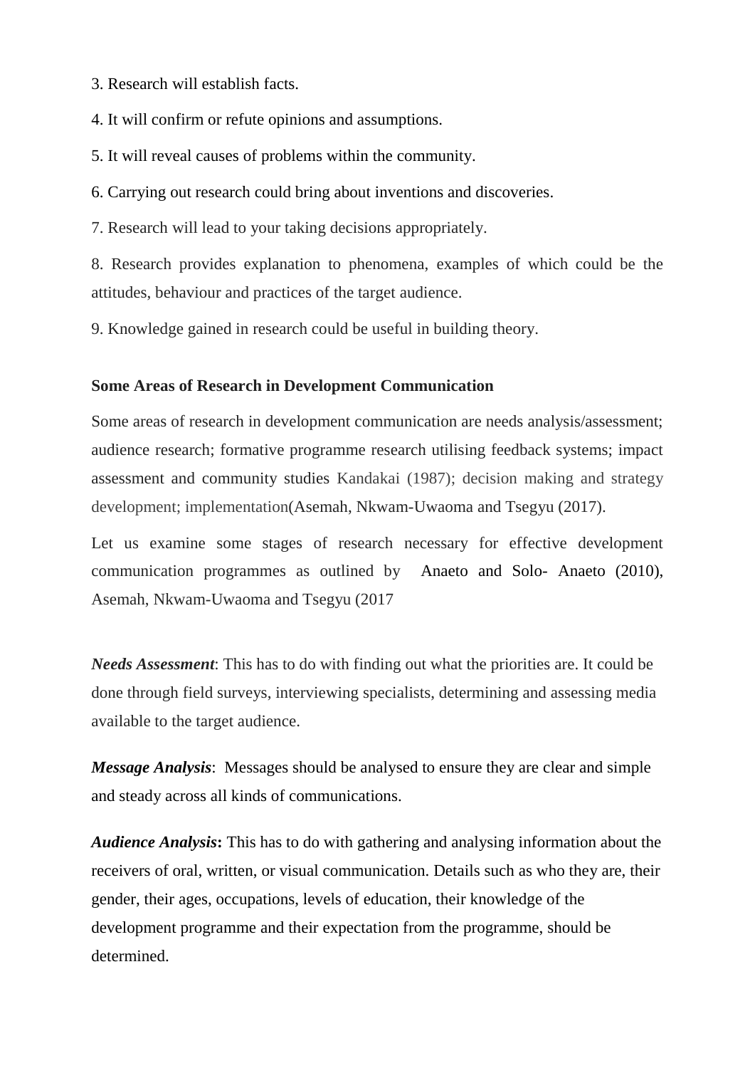3. Research will establish facts.

4. It will confirm or refute opinions and assumptions.

5. It will reveal causes of problems within the community.

6. Carrying out research could bring about inventions and discoveries.

7. Research will lead to your taking decisions appropriately.

8. Research provides explanation to phenomena, examples of which could be the attitudes, behaviour and practices of the target audience.

9. Knowledge gained in research could be useful in building theory.

**Some Areas of Research in Development Communication**

Some areas of research in development communication are needs analysis/assessment; audience research; formative programme research utilising feedback systems; impact assessment and community studies Kandakai (1987); decision making and strategy development; implementation(Asemah, Nkwam-Uwaoma and Tsegyu (2017).

Let us examine some stages of research necessary for effective development communication programmes as outlined by Anaeto and Solo- Anaeto (2010), Asemah, Nkwam-Uwaoma and Tsegyu (2017

***Needs Assessment***: This has to do with finding out what the priorities are. It could be done through field surveys, interviewing specialists, determining and assessing media available to the target audience.

***Message Analysis***: Messages should be analysed to ensure they are clear and simple and steady across all kinds of communications.

***Audience Analysis*****:** This has to do with gathering and analysing information about the receivers of oral, written, or visual communication. Details such as who they are, their gender, their ages, occupations, levels of education, their knowledge of the development programme and their expectation from the programme, should be determined.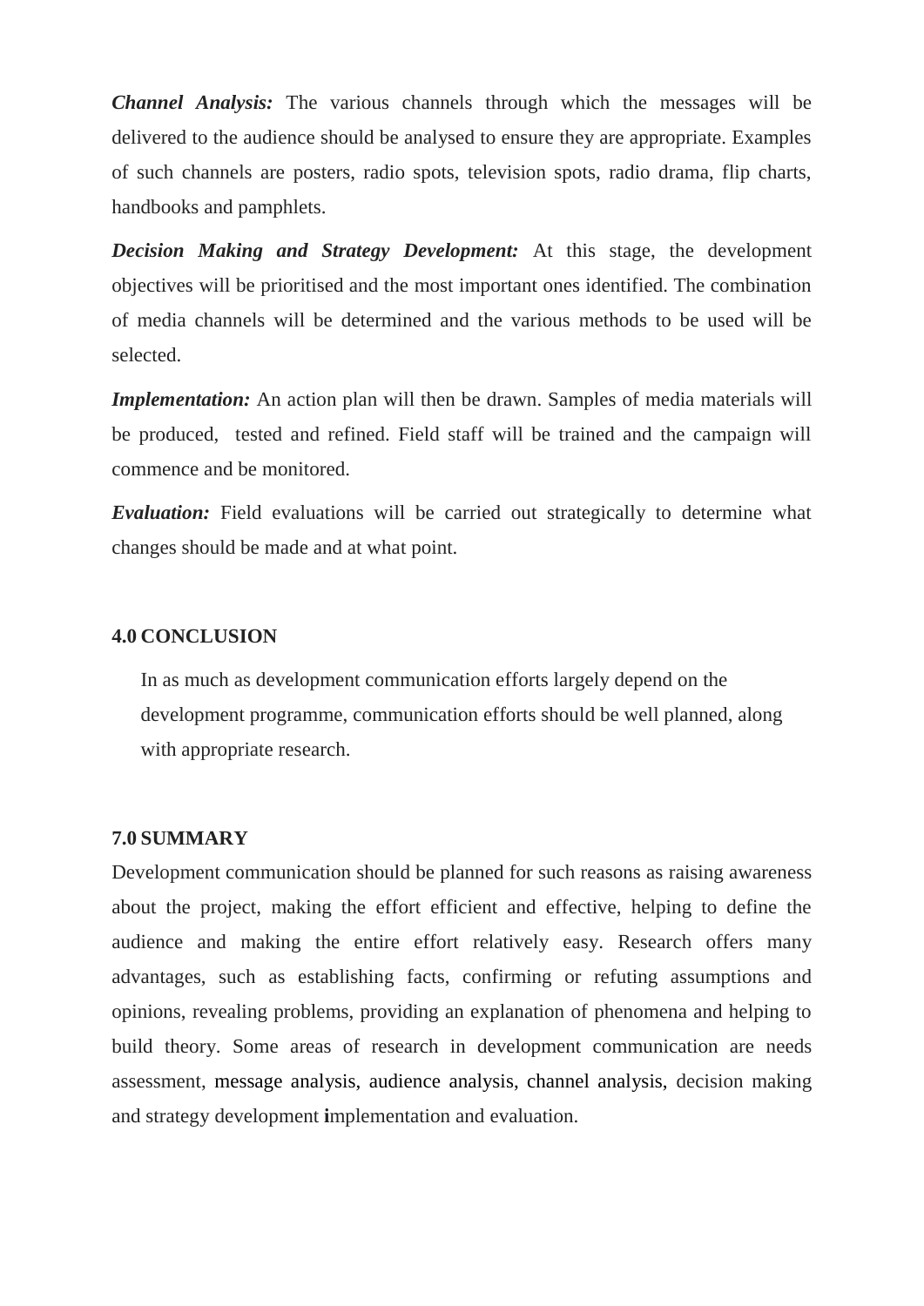***Channel Analysis:*** The various channels through which the messages will be delivered to the audience should be analysed to ensure they are appropriate. Examples of such channels are posters, radio spots, television spots, radio drama, flip charts, handbooks and pamphlets.

***Decision Making and Strategy Development:*** At this stage, the development objectives will be prioritised and the most important ones identified. The combination of media channels will be determined and the various methods to be used will be selected.

***Implementation:*** An action plan will then be drawn. Samples of media materials will be produced, tested and refined. Field staff will be trained and the campaign will commence and be monitored.

***Evaluation:*** Field evaluations will be carried out strategically to determine what changes should be made and at what point.

## 4.0 CONCLUSION

In as much as development communication efforts largely depend on the development programme, communication efforts should be well planned, along with appropriate research.

## 7.0 SUMMARY

Development communication should be planned for such reasons as raising awareness about the project, making the effort efficient and effective, helping to define the audience and making the entire effort relatively easy. Research offers many advantages, such as establishing facts, confirming or refuting assumptions and opinions, revealing problems, providing an explanation of phenomena and helping to build theory. Some areas of research in development communication are needs assessment, message analysis, audience analysis, channel analysis, decision making and strategy development implementation and evaluation.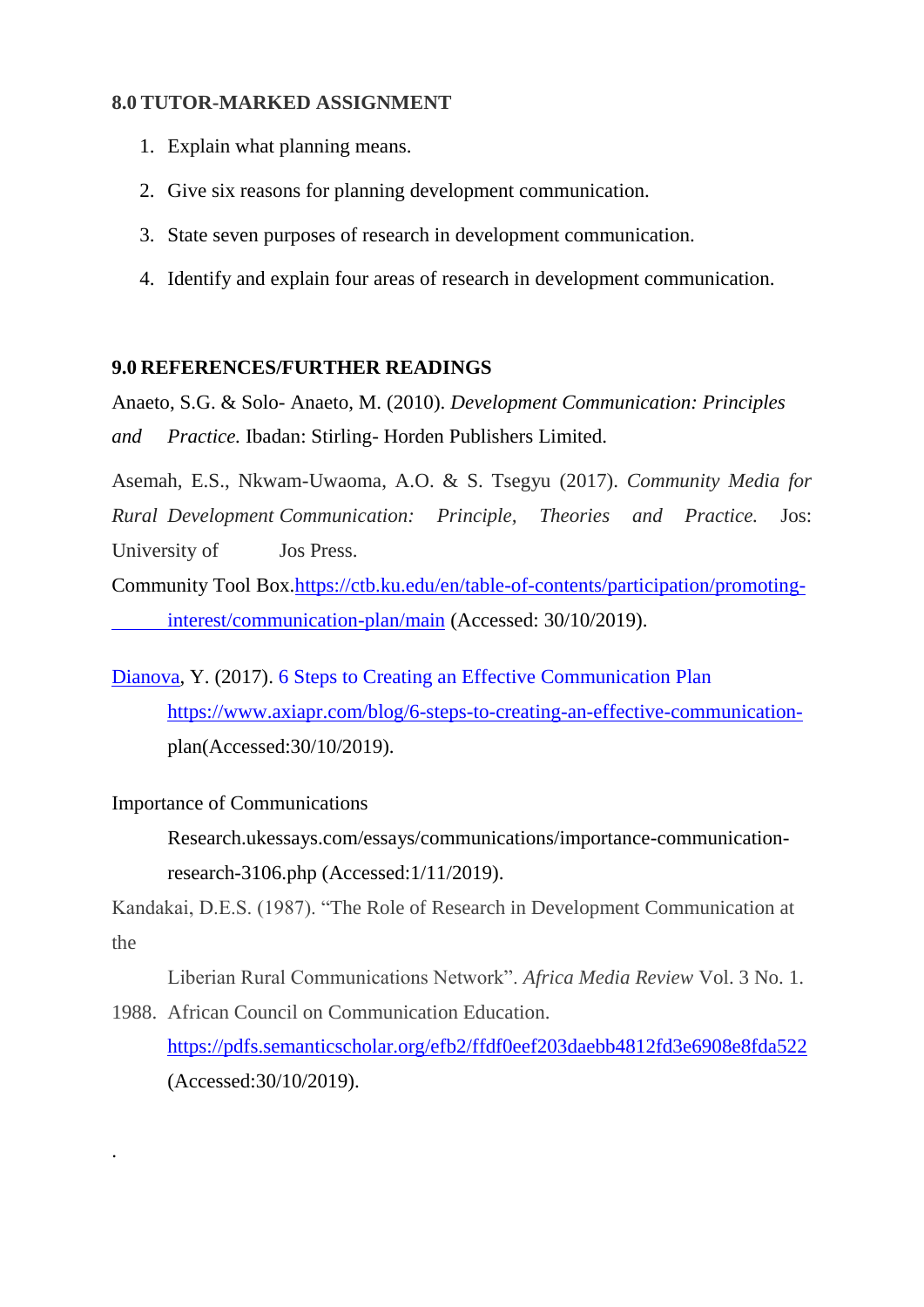## 8.0 TUTOR-MARKED ASSIGNMENT

1. Explain what planning means.
2. Give six reasons for planning development communication.
3. State seven purposes of research in development communication.
4. Identify and explain four areas of research in development communication.

## 9.0 REFERENCES/FURTHER READINGS

Anaeto, S.G. & Solo- Anaeto, M. (2010). *Development Communication: Principles and Practice.* Ibadan: Stirling- Horden Publishers Limited.

Asemah, E.S., Nkwam-Uwaoma, A.O. & S. Tsegyu (2017). *Community Media for Rural Development Communication: Principle, Theories and Practice.* Jos: University of Jos Press.

Community Tool Box.https://ctb.ku.edu/en/table-of-contents/participation/promoting-interest/communication-plan/main (Accessed: 30/10/2019).

Dianova, Y. (2017). 6 Steps to Creating an Effective Communication Plan https://www.axiapr.com/blog/6-steps-to-creating-an-effective-communication-plan(Accessed:30/10/2019).

Importance of Communications Research.ukessays.com/essays/communications/importance-communication-research-3106.php (Accessed:1/11/2019).

Kandakai, D.E.S. (1987). "The Role of Research in Development Communication at the Liberian Rural Communications Network". *Africa Media Review* Vol. 3 No. 1. 1988. African Council on Communication Education. https://pdfs.semanticscholar.org/efb2/ffdf0eef203daebb4812fd3e6908e8fda522 (Accessed:30/10/2019).

.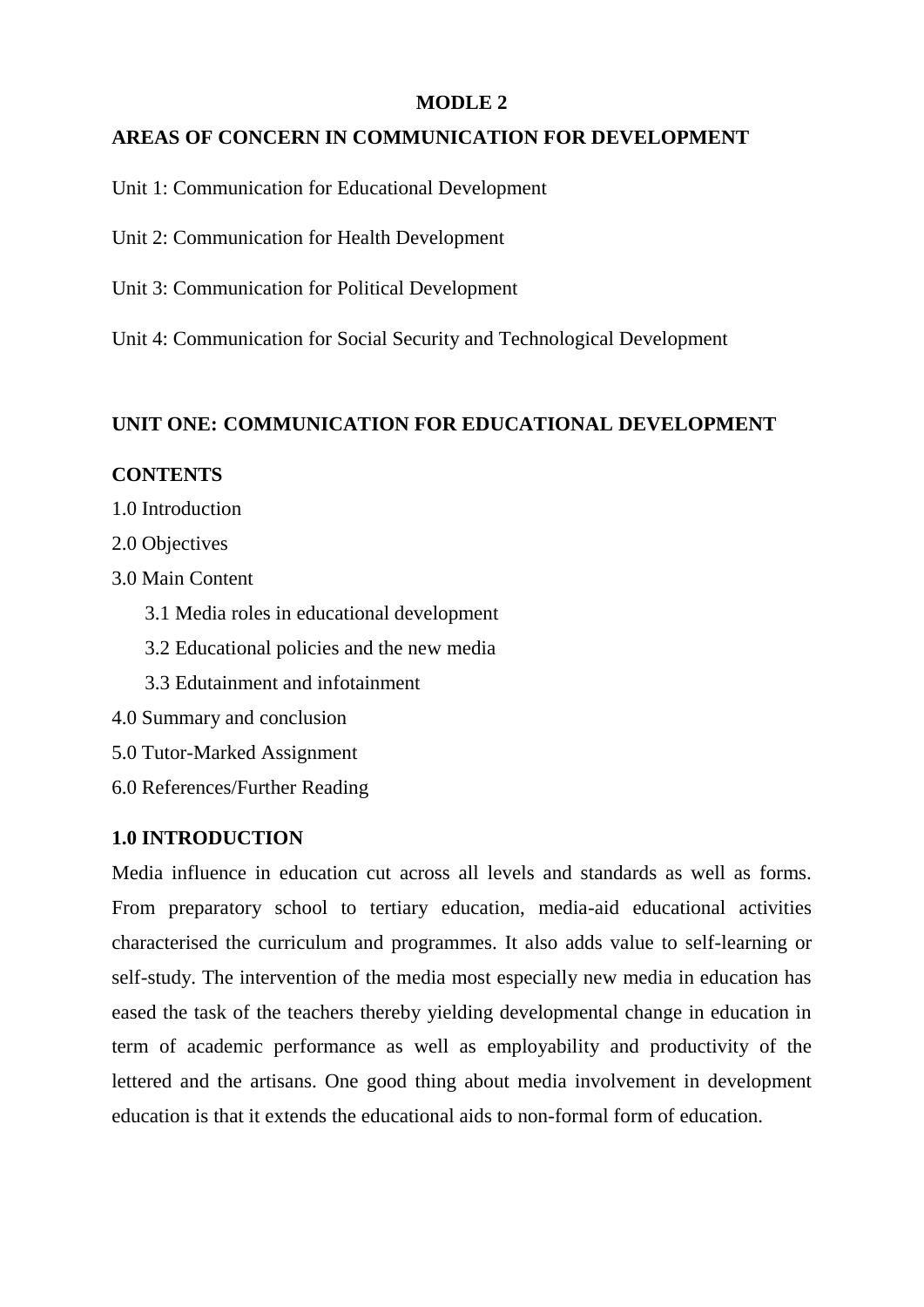# MODLE 2

## AREAS OF CONCERN IN COMMUNICATION FOR DEVELOPMENT

Unit 1: Communication for Educational Development

Unit 2: Communication for Health Development

Unit 3: Communication for Political Development

Unit 4: Communication for Social Security and Technological Development

## UNIT ONE: COMMUNICATION FOR EDUCATIONAL DEVELOPMENT

### CONTENTS

1.0 Introduction

2.0 Objectives

3.0 Main Content

- 3.1 Media roles in educational development
- 3.2 Educational policies and the new media
- 3.3 Edutainment and infotainment

4.0 Summary and conclusion

5.0 Tutor-Marked Assignment

6.0 References/Further Reading

### 1.0 INTRODUCTION

Media influence in education cut across all levels and standards as well as forms. From preparatory school to tertiary education, media-aid educational activities characterised the curriculum and programmes. It also adds value to self-learning or self-study. The intervention of the media most especially new media in education has eased the task of the teachers thereby yielding developmental change in education in term of academic performance as well as employability and productivity of the lettered and the artisans. One good thing about media involvement in development education is that it extends the educational aids to non-formal form of education.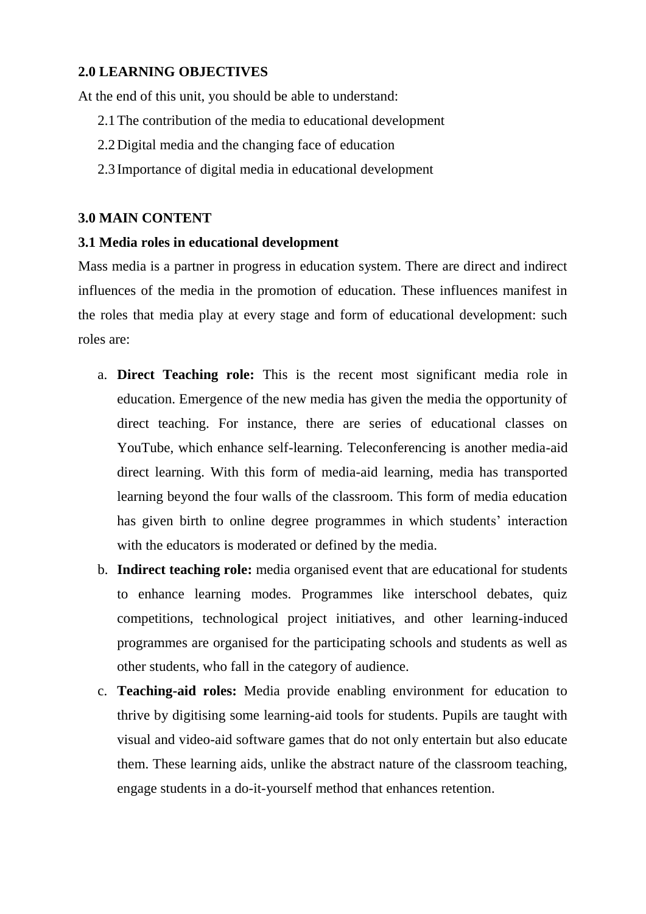**2.0 LEARNING OBJECTIVES**

At the end of this unit, you should be able to understand:

2.1 The contribution of the media to educational development

2.2 Digital media and the changing face of education

2.3 Importance of digital media in educational development

**3.0 MAIN CONTENT**

**3.1 Media roles in educational development**

Mass media is a partner in progress in education system. There are direct and indirect influences of the media in the promotion of education. These influences manifest in the roles that media play at every stage and form of educational development: such roles are:

a. **Direct Teaching role:** This is the recent most significant media role in education. Emergence of the new media has given the media the opportunity of direct teaching. For instance, there are series of educational classes on YouTube, which enhance self-learning. Teleconferencing is another media-aid direct learning. With this form of media-aid learning, media has transported learning beyond the four walls of the classroom. This form of media education has given birth to online degree programmes in which students' interaction with the educators is moderated or defined by the media.

b. **Indirect teaching role:** media organised event that are educational for students to enhance learning modes. Programmes like interschool debates, quiz competitions, technological project initiatives, and other learning-induced programmes are organised for the participating schools and students as well as other students, who fall in the category of audience.

c. **Teaching-aid roles:** Media provide enabling environment for education to thrive by digitising some learning-aid tools for students. Pupils are taught with visual and video-aid software games that do not only entertain but also educate them. These learning aids, unlike the abstract nature of the classroom teaching, engage students in a do-it-yourself method that enhances retention.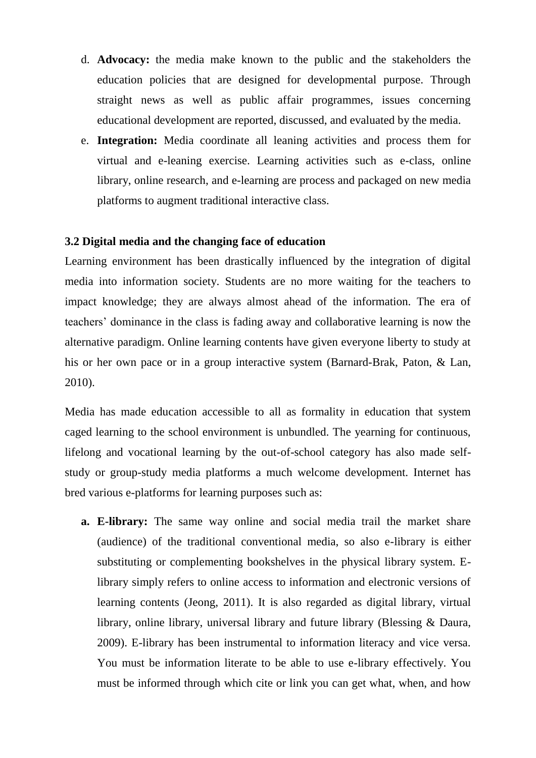d. **Advocacy:** the media make known to the public and the stakeholders the education policies that are designed for developmental purpose. Through straight news as well as public affair programmes, issues concerning educational development are reported, discussed, and evaluated by the media.

e. **Integration:** Media coordinate all leaning activities and process them for virtual and e-leaning exercise. Learning activities such as e-class, online library, online research, and e-learning are process and packaged on new media platforms to augment traditional interactive class.

### 3.2 Digital media and the changing face of education

Learning environment has been drastically influenced by the integration of digital media into information society. Students are no more waiting for the teachers to impact knowledge; they are always almost ahead of the information. The era of teachers' dominance in the class is fading away and collaborative learning is now the alternative paradigm. Online learning contents have given everyone liberty to study at his or her own pace or in a group interactive system (Barnard-Brak, Paton, & Lan, 2010).

Media has made education accessible to all as formality in education that system caged learning to the school environment is unbundled. The yearning for continuous, lifelong and vocational learning by the out-of-school category has also made self-study or group-study media platforms a much welcome development. Internet has bred various e-platforms for learning purposes such as:

**a. E-library:** The same way online and social media trail the market share (audience) of the traditional conventional media, so also e-library is either substituting or complementing bookshelves in the physical library system. E-library simply refers to online access to information and electronic versions of learning contents (Jeong, 2011). It is also regarded as digital library, virtual library, online library, universal library and future library (Blessing & Daura, 2009). E-library has been instrumental to information literacy and vice versa. You must be information literate to be able to use e-library effectively. You must be informed through which cite or link you can get what, when, and how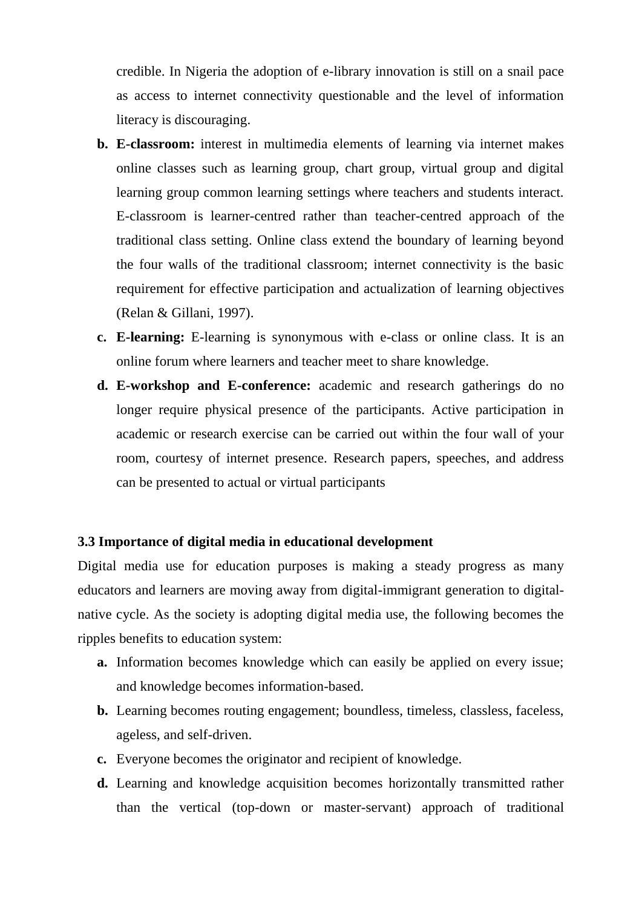credible. In Nigeria the adoption of e-library innovation is still on a snail pace as access to internet connectivity questionable and the level of information literacy is discouraging.

b. **E-classroom:** interest in multimedia elements of learning via internet makes online classes such as learning group, chart group, virtual group and digital learning group common learning settings where teachers and students interact. E-classroom is learner-centred rather than teacher-centred approach of the traditional class setting. Online class extend the boundary of learning beyond the four walls of the traditional classroom; internet connectivity is the basic requirement for effective participation and actualization of learning objectives (Relan & Gillani, 1997).
c. **E-learning:** E-learning is synonymous with e-class or online class. It is an online forum where learners and teacher meet to share knowledge.
d. **E-workshop and E-conference:** academic and research gatherings do no longer require physical presence of the participants. Active participation in academic or research exercise can be carried out within the four wall of your room, courtesy of internet presence. Research papers, speeches, and address can be presented to actual or virtual participants

### 3.3 Importance of digital media in educational development

Digital media use for education purposes is making a steady progress as many educators and learners are moving away from digital-immigrant generation to digital-native cycle. As the society is adopting digital media use, the following becomes the ripples benefits to education system:

a. Information becomes knowledge which can easily be applied on every issue; and knowledge becomes information-based.
b. Learning becomes routing engagement; boundless, timeless, classless, faceless, ageless, and self-driven.
c. Everyone becomes the originator and recipient of knowledge.
d. Learning and knowledge acquisition becomes horizontally transmitted rather than the vertical (top-down or master-servant) approach of traditional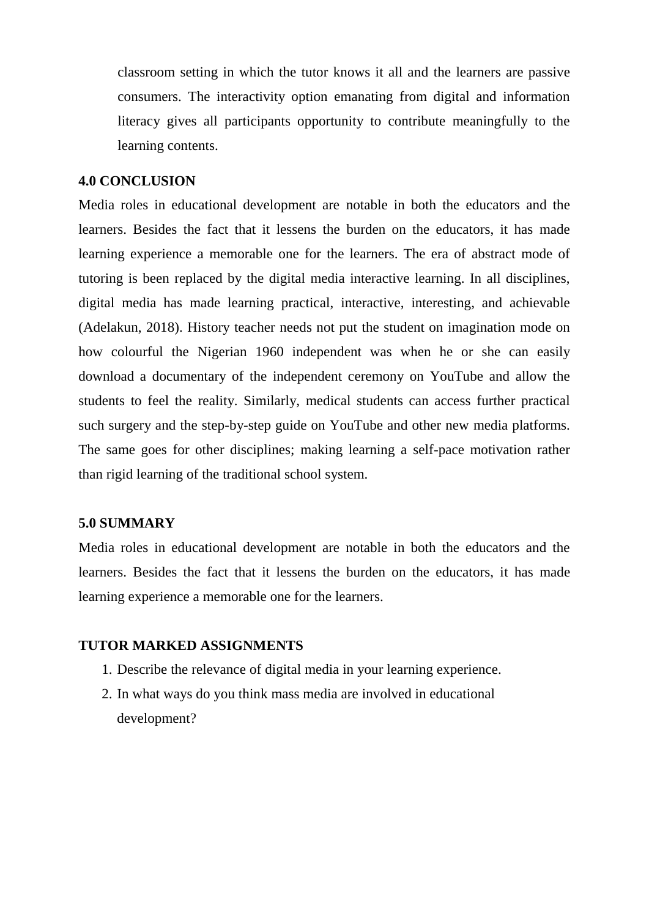classroom setting in which the tutor knows it all and the learners are passive consumers. The interactivity option emanating from digital and information literacy gives all participants opportunity to contribute meaningfully to the learning contents.

## 4.0 CONCLUSION

Media roles in educational development are notable in both the educators and the learners. Besides the fact that it lessens the burden on the educators, it has made learning experience a memorable one for the learners. The era of abstract mode of tutoring is been replaced by the digital media interactive learning. In all disciplines, digital media has made learning practical, interactive, interesting, and achievable (Adelakun, 2018). History teacher needs not put the student on imagination mode on how colourful the Nigerian 1960 independent was when he or she can easily download a documentary of the independent ceremony on YouTube and allow the students to feel the reality. Similarly, medical students can access further practical such surgery and the step-by-step guide on YouTube and other new media platforms. The same goes for other disciplines; making learning a self-pace motivation rather than rigid learning of the traditional school system.

## 5.0 SUMMARY

Media roles in educational development are notable in both the educators and the learners. Besides the fact that it lessens the burden on the educators, it has made learning experience a memorable one for the learners.

## TUTOR MARKED ASSIGNMENTS

1. Describe the relevance of digital media in your learning experience.
2. In what ways do you think mass media are involved in educational development?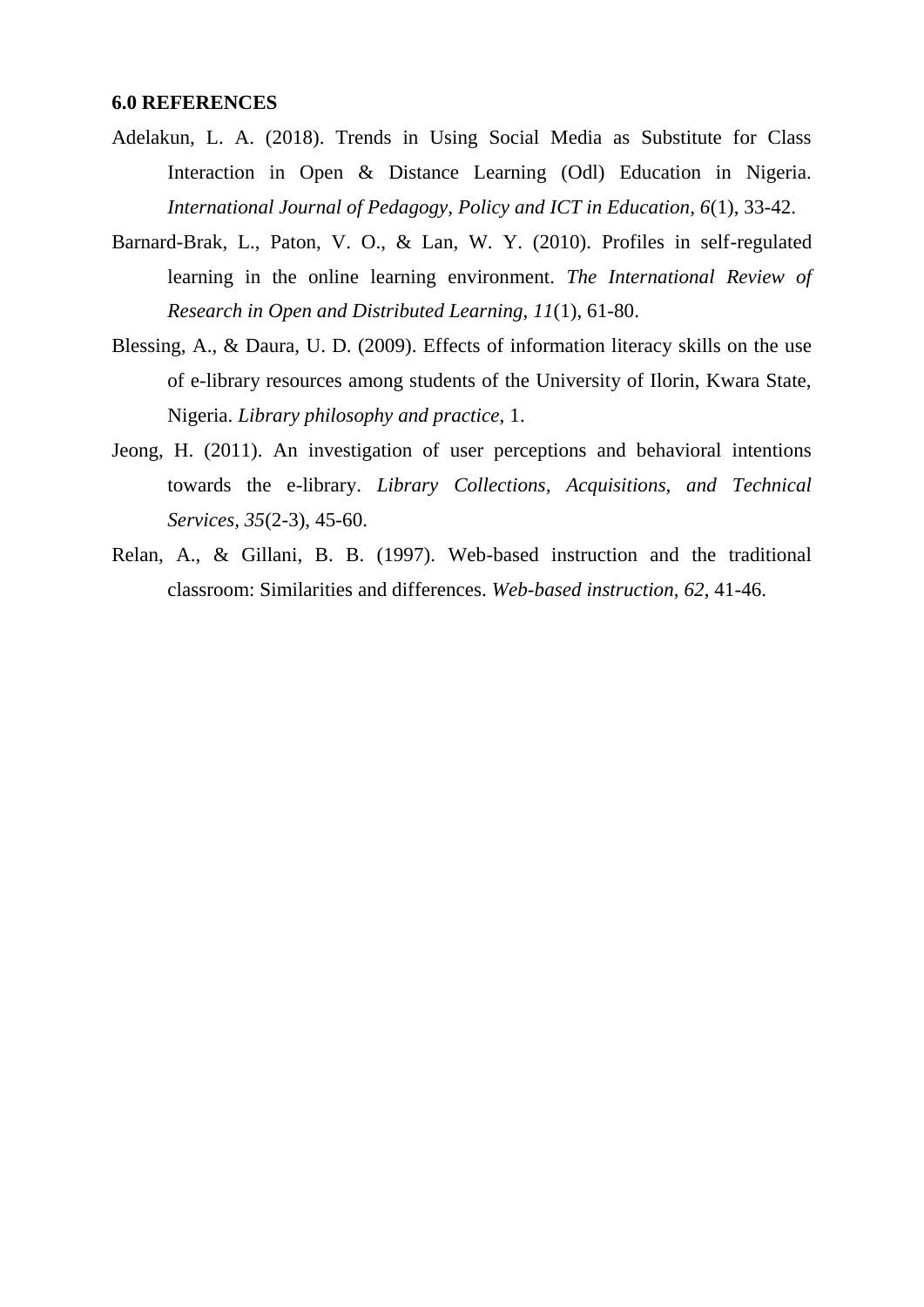**6.0 REFERENCES**

Adelakun, L. A. (2018). Trends in Using Social Media as Substitute for Class Interaction in Open & Distance Learning (Odl) Education in Nigeria. *International Journal of Pedagogy, Policy and ICT in Education*, *6*(1), 33-42.

Barnard-Brak, L., Paton, V. O., & Lan, W. Y. (2010). Profiles in self-regulated learning in the online learning environment. *The International Review of Research in Open and Distributed Learning*, *11*(1), 61-80.

Blessing, A., & Daura, U. D. (2009). Effects of information literacy skills on the use of e-library resources among students of the University of Ilorin, Kwara State, Nigeria. *Library philosophy and practice*, 1.

Jeong, H. (2011). An investigation of user perceptions and behavioral intentions towards the e-library. *Library Collections, Acquisitions, and Technical Services*, *35*(2-3), 45-60.

Relan, A., & Gillani, B. B. (1997). Web-based instruction and the traditional classroom: Similarities and differences. *Web-based instruction*, *62*, 41-46.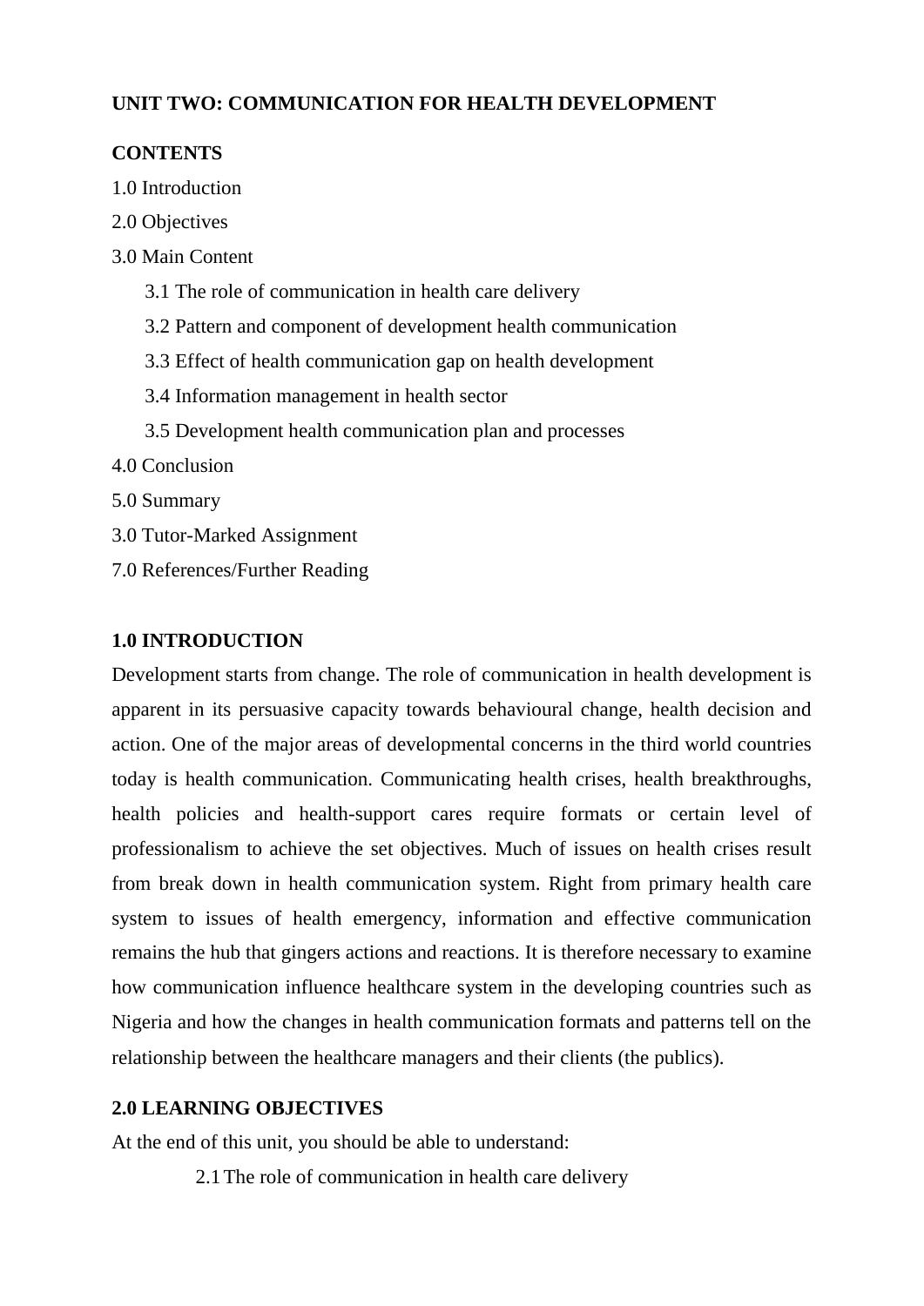**UNIT TWO: COMMUNICATION FOR HEALTH DEVELOPMENT**

**CONTENTS**

1.0 Introduction

2.0 Objectives

3.0 Main Content

- 3.1 The role of communication in health care delivery
- 3.2 Pattern and component of development health communication
- 3.3 Effect of health communication gap on health development
- 3.4 Information management in health sector
- 3.5 Development health communication plan and processes

4.0 Conclusion

5.0 Summary

3.0 Tutor-Marked Assignment

7.0 References/Further Reading

**1.0 INTRODUCTION**

Development starts from change. The role of communication in health development is apparent in its persuasive capacity towards behavioural change, health decision and action. One of the major areas of developmental concerns in the third world countries today is health communication. Communicating health crises, health breakthroughs, health policies and health-support cares require formats or certain level of professionalism to achieve the set objectives. Much of issues on health crises result from break down in health communication system. Right from primary health care system to issues of health emergency, information and effective communication remains the hub that gingers actions and reactions. It is therefore necessary to examine how communication influence healthcare system in the developing countries such as Nigeria and how the changes in health communication formats and patterns tell on the relationship between the healthcare managers and their clients (the publics).

**2.0 LEARNING OBJECTIVES**

At the end of this unit, you should be able to understand:

2.1 The role of communication in health care delivery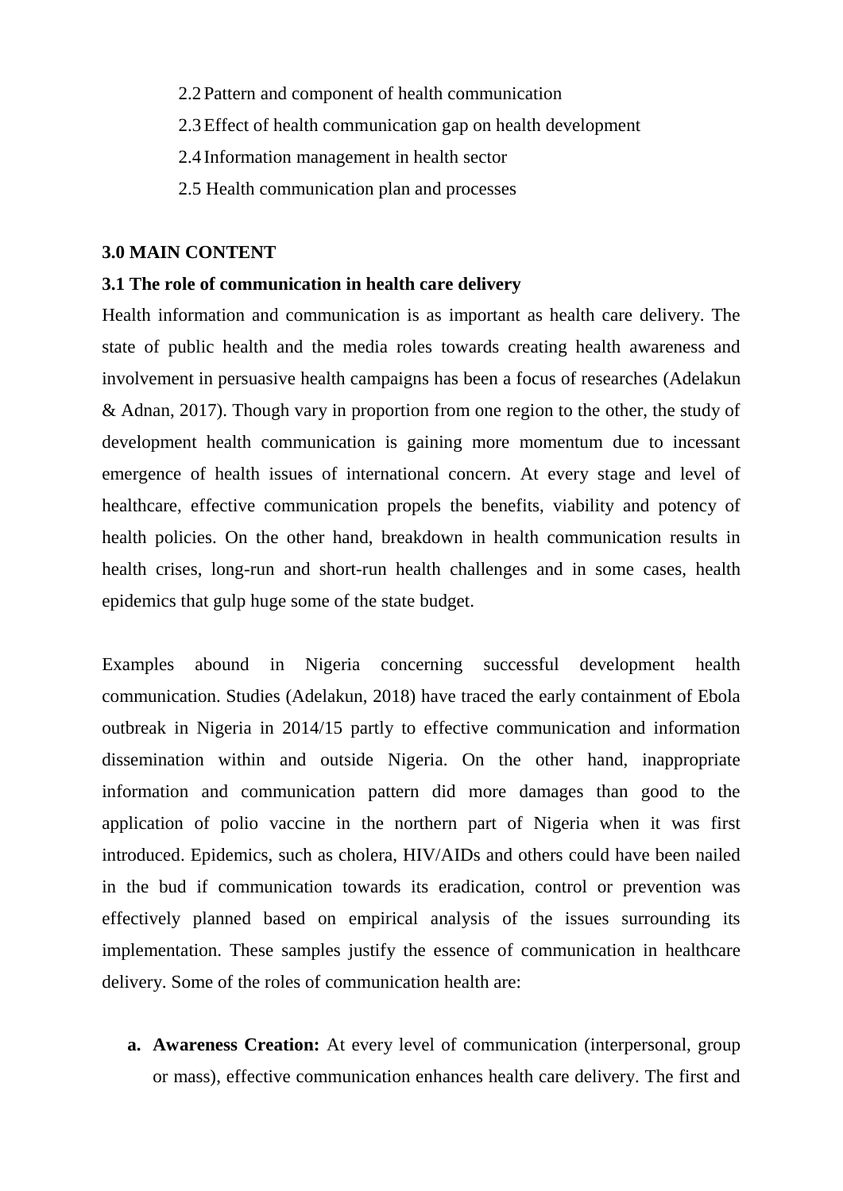2.2 Pattern and component of health communication

2.3 Effect of health communication gap on health development

2.4 Information management in health sector

2.5 Health communication plan and processes

## 3.0 MAIN CONTENT

### 3.1 The role of communication in health care delivery

Health information and communication is as important as health care delivery. The state of public health and the media roles towards creating health awareness and involvement in persuasive health campaigns has been a focus of researches (Adelakun & Adnan, 2017). Though vary in proportion from one region to the other, the study of development health communication is gaining more momentum due to incessant emergence of health issues of international concern. At every stage and level of healthcare, effective communication propels the benefits, viability and potency of health policies. On the other hand, breakdown in health communication results in health crises, long-run and short-run health challenges and in some cases, health epidemics that gulp huge some of the state budget.

Examples abound in Nigeria concerning successful development health communication. Studies (Adelakun, 2018) have traced the early containment of Ebola outbreak in Nigeria in 2014/15 partly to effective communication and information dissemination within and outside Nigeria. On the other hand, inappropriate information and communication pattern did more damages than good to the application of polio vaccine in the northern part of Nigeria when it was first introduced. Epidemics, such as cholera, HIV/AIDs and others could have been nailed in the bud if communication towards its eradication, control or prevention was effectively planned based on empirical analysis of the issues surrounding its implementation. These samples justify the essence of communication in healthcare delivery. Some of the roles of communication health are:

a. **Awareness Creation:** At every level of communication (interpersonal, group or mass), effective communication enhances health care delivery. The first and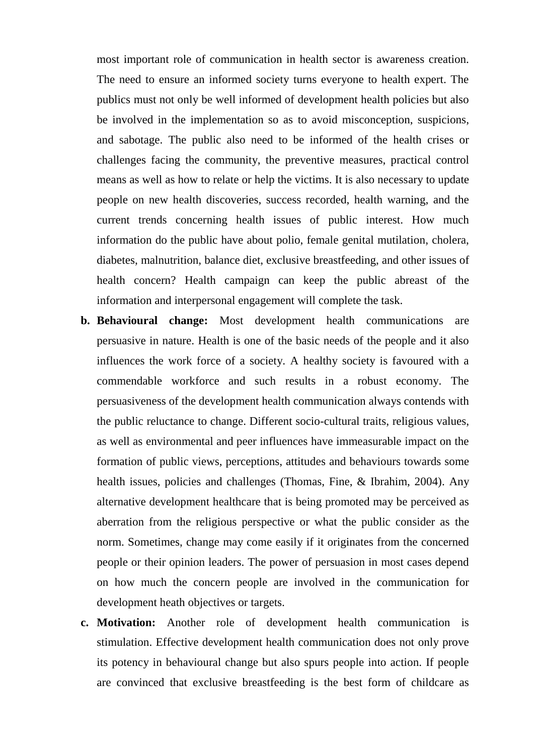most important role of communication in health sector is awareness creation. The need to ensure an informed society turns everyone to health expert. The publics must not only be well informed of development health policies but also be involved in the implementation so as to avoid misconception, suspicions, and sabotage. The public also need to be informed of the health crises or challenges facing the community, the preventive measures, practical control means as well as how to relate or help the victims. It is also necessary to update people on new health discoveries, success recorded, health warning, and the current trends concerning health issues of public interest. How much information do the public have about polio, female genital mutilation, cholera, diabetes, malnutrition, balance diet, exclusive breastfeeding, and other issues of health concern? Health campaign can keep the public abreast of the information and interpersonal engagement will complete the task.

b. **Behavioural change:** Most development health communications are persuasive in nature. Health is one of the basic needs of the people and it also influences the work force of a society. A healthy society is favoured with a commendable workforce and such results in a robust economy. The persuasiveness of the development health communication always contends with the public reluctance to change. Different socio-cultural traits, religious values, as well as environmental and peer influences have immeasurable impact on the formation of public views, perceptions, attitudes and behaviours towards some health issues, policies and challenges (Thomas, Fine, & Ibrahim, 2004). Any alternative development healthcare that is being promoted may be perceived as aberration from the religious perspective or what the public consider as the norm. Sometimes, change may come easily if it originates from the concerned people or their opinion leaders. The power of persuasion in most cases depend on how much the concern people are involved in the communication for development heath objectives or targets.

c. **Motivation:** Another role of development health communication is stimulation. Effective development health communication does not only prove its potency in behavioural change but also spurs people into action. If people are convinced that exclusive breastfeeding is the best form of childcare as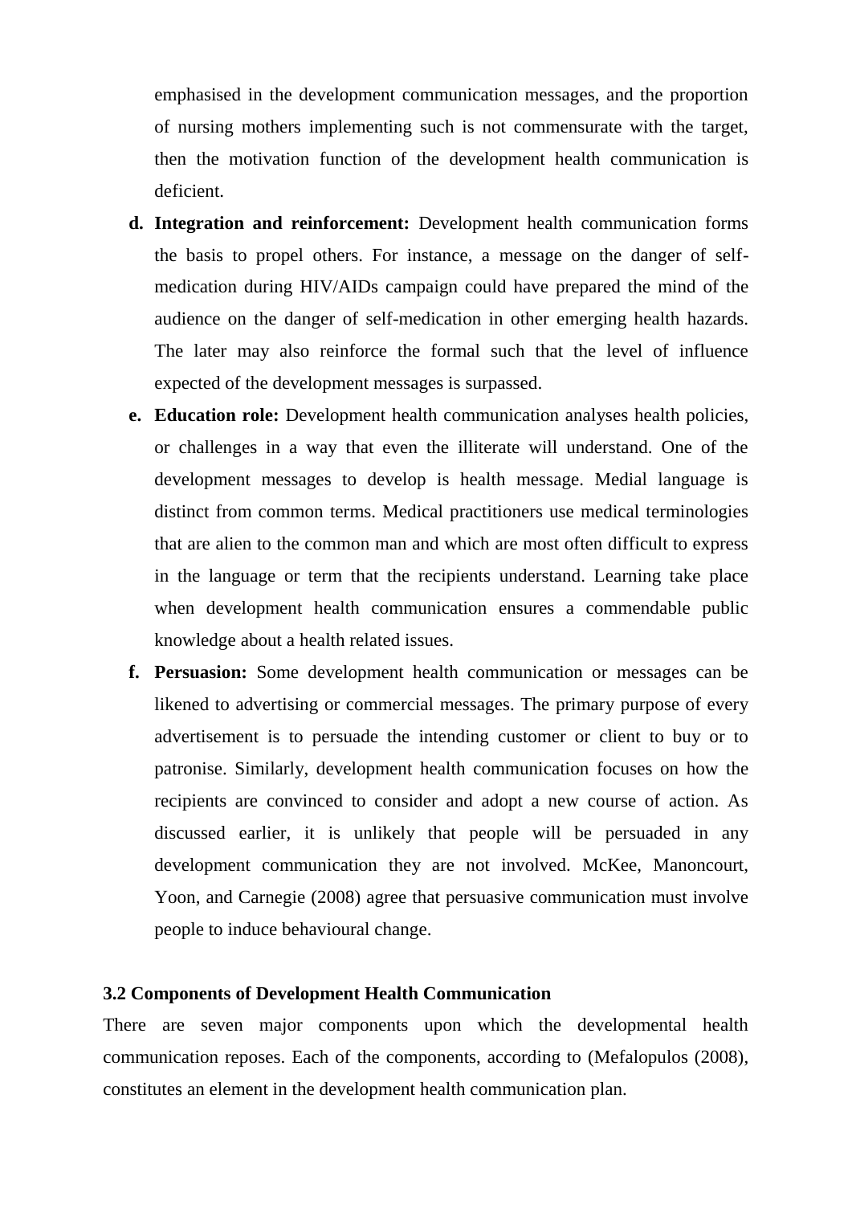emphasised in the development communication messages, and the proportion of nursing mothers implementing such is not commensurate with the target, then the motivation function of the development health communication is deficient.

d. **Integration and reinforcement:** Development health communication forms the basis to propel others. For instance, a message on the danger of self-medication during HIV/AIDs campaign could have prepared the mind of the audience on the danger of self-medication in other emerging health hazards. The later may also reinforce the formal such that the level of influence expected of the development messages is surpassed.

e. **Education role:** Development health communication analyses health policies, or challenges in a way that even the illiterate will understand. One of the development messages to develop is health message. Medial language is distinct from common terms. Medical practitioners use medical terminologies that are alien to the common man and which are most often difficult to express in the language or term that the recipients understand. Learning take place when development health communication ensures a commendable public knowledge about a health related issues.

f. **Persuasion:** Some development health communication or messages can be likened to advertising or commercial messages. The primary purpose of every advertisement is to persuade the intending customer or client to buy or to patronise. Similarly, development health communication focuses on how the recipients are convinced to consider and adopt a new course of action. As discussed earlier, it is unlikely that people will be persuaded in any development communication they are not involved. McKee, Manoncourt, Yoon, and Carnegie (2008) agree that persuasive communication must involve people to induce behavioural change.

### 3.2 Components of Development Health Communication

There are seven major components upon which the developmental health communication reposes. Each of the components, according to (Mefalopulos (2008), constitutes an element in the development health communication plan.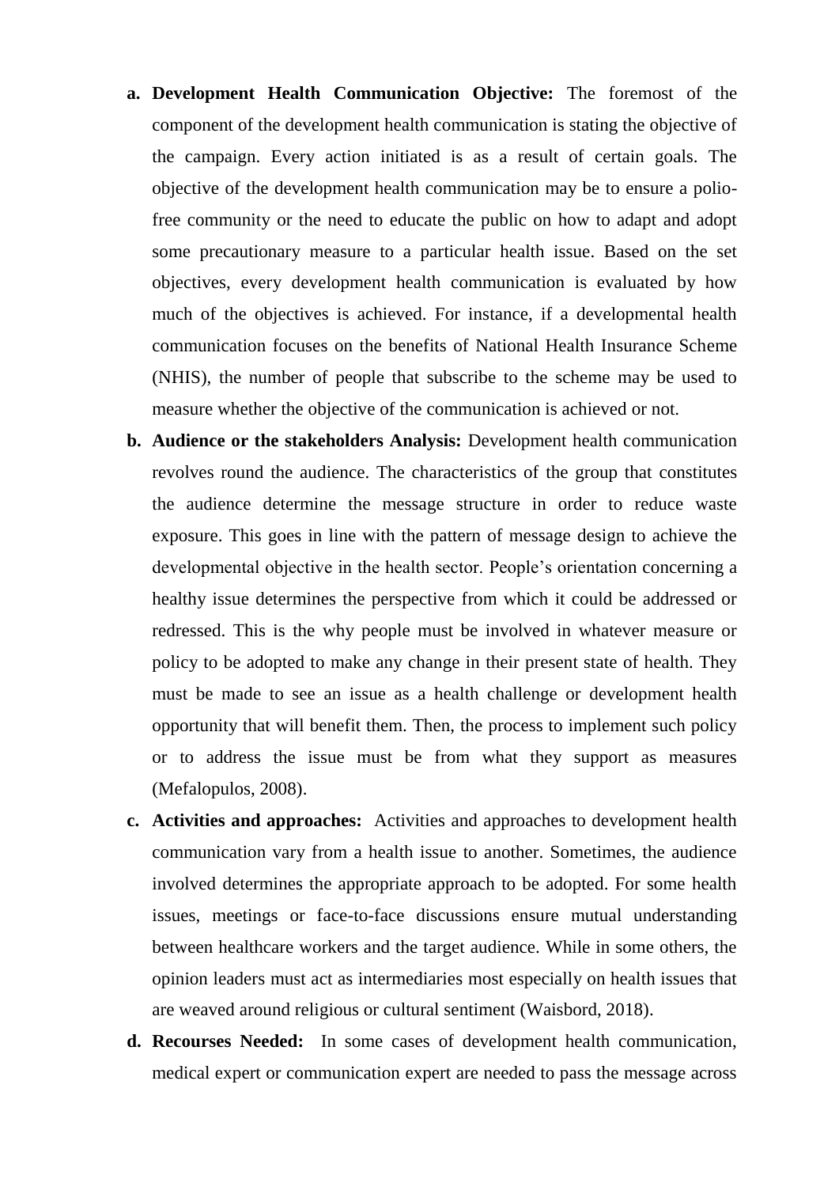a. **Development Health Communication Objective:** The foremost of the component of the development health communication is stating the objective of the campaign. Every action initiated is as a result of certain goals. The objective of the development health communication may be to ensure a polio-free community or the need to educate the public on how to adapt and adopt some precautionary measure to a particular health issue. Based on the set objectives, every development health communication is evaluated by how much of the objectives is achieved. For instance, if a developmental health communication focuses on the benefits of National Health Insurance Scheme (NHIS), the number of people that subscribe to the scheme may be used to measure whether the objective of the communication is achieved or not.

b. **Audience or the stakeholders Analysis:** Development health communication revolves round the audience. The characteristics of the group that constitutes the audience determine the message structure in order to reduce waste exposure. This goes in line with the pattern of message design to achieve the developmental objective in the health sector. People's orientation concerning a healthy issue determines the perspective from which it could be addressed or redressed. This is the why people must be involved in whatever measure or policy to be adopted to make any change in their present state of health. They must be made to see an issue as a health challenge or development health opportunity that will benefit them. Then, the process to implement such policy or to address the issue must be from what they support as measures (Mefalopulos, 2008).

c. **Activities and approaches:** Activities and approaches to development health communication vary from a health issue to another. Sometimes, the audience involved determines the appropriate approach to be adopted. For some health issues, meetings or face-to-face discussions ensure mutual understanding between healthcare workers and the target audience. While in some others, the opinion leaders must act as intermediaries most especially on health issues that are weaved around religious or cultural sentiment (Waisbord, 2018).

d. **Recourses Needed:** In some cases of development health communication, medical expert or communication expert are needed to pass the message across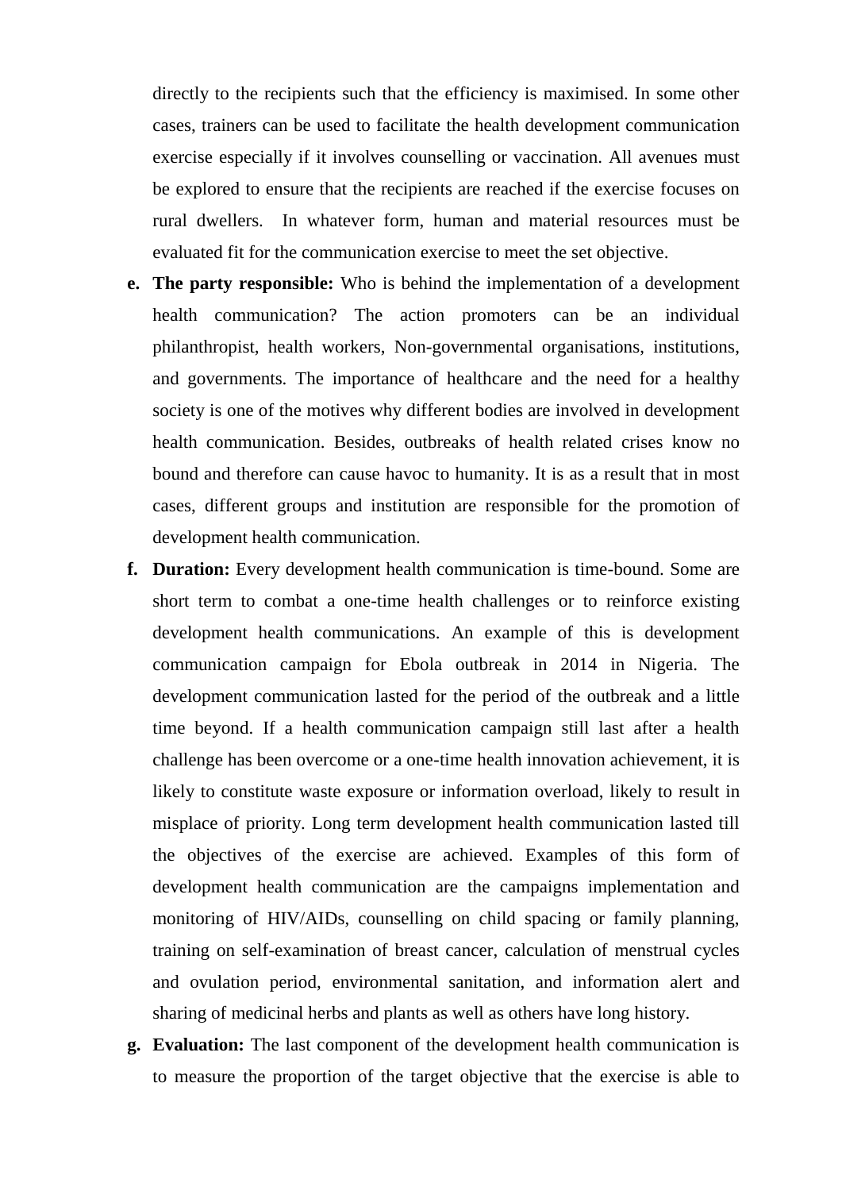directly to the recipients such that the efficiency is maximised. In some other cases, trainers can be used to facilitate the health development communication exercise especially if it involves counselling or vaccination. All avenues must be explored to ensure that the recipients are reached if the exercise focuses on rural dwellers. In whatever form, human and material resources must be evaluated fit for the communication exercise to meet the set objective.

e. **The party responsible:** Who is behind the implementation of a development health communication? The action promoters can be an individual philanthropist, health workers, Non-governmental organisations, institutions, and governments. The importance of healthcare and the need for a healthy society is one of the motives why different bodies are involved in development health communication. Besides, outbreaks of health related crises know no bound and therefore can cause havoc to humanity. It is as a result that in most cases, different groups and institution are responsible for the promotion of development health communication.

f. **Duration:** Every development health communication is time-bound. Some are short term to combat a one-time health challenges or to reinforce existing development health communications. An example of this is development communication campaign for Ebola outbreak in 2014 in Nigeria. The development communication lasted for the period of the outbreak and a little time beyond. If a health communication campaign still last after a health challenge has been overcome or a one-time health innovation achievement, it is likely to constitute waste exposure or information overload, likely to result in misplace of priority. Long term development health communication lasted till the objectives of the exercise are achieved. Examples of this form of development health communication are the campaigns implementation and monitoring of HIV/AIDs, counselling on child spacing or family planning, training on self-examination of breast cancer, calculation of menstrual cycles and ovulation period, environmental sanitation, and information alert and sharing of medicinal herbs and plants as well as others have long history.

g. **Evaluation:** The last component of the development health communication is to measure the proportion of the target objective that the exercise is able to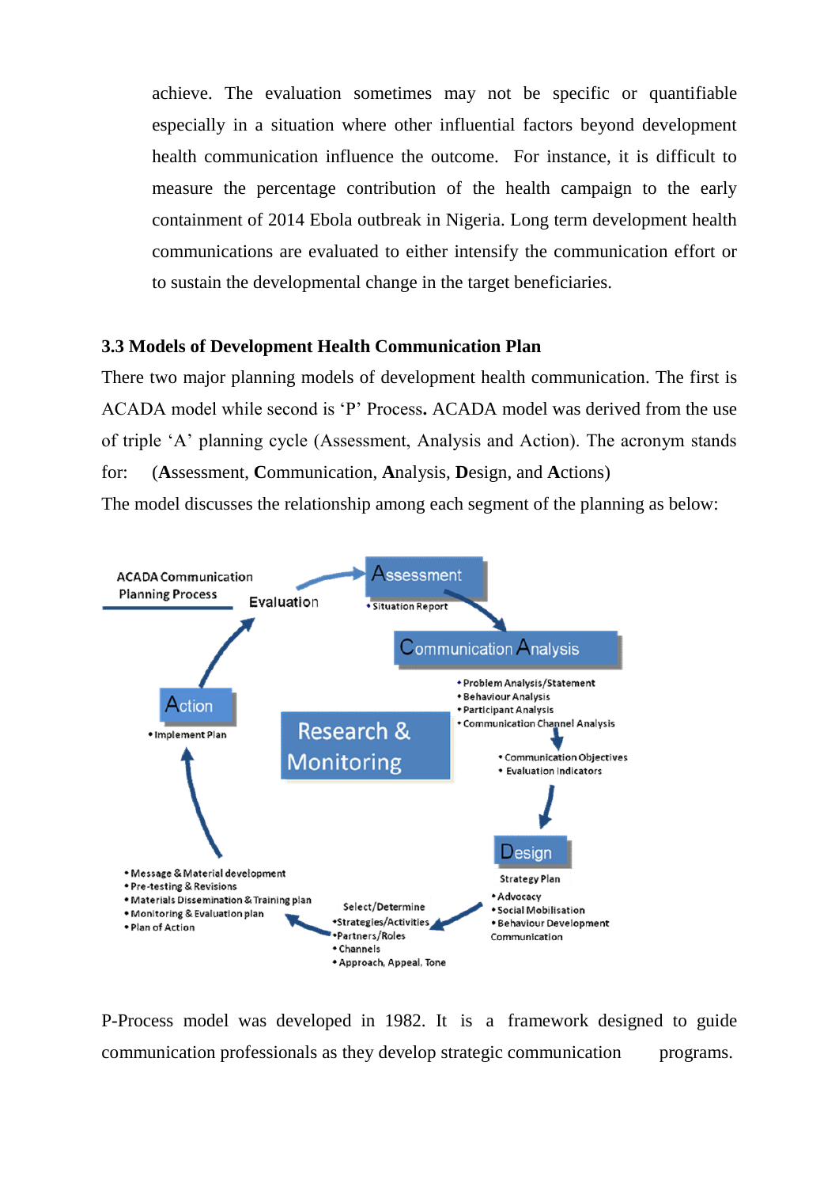achieve. The evaluation sometimes may not be specific or quantifiable especially in a situation where other influential factors beyond development health communication influence the outcome. For instance, it is difficult to measure the percentage contribution of the health campaign to the early containment of 2014 Ebola outbreak in Nigeria. Long term development health communications are evaluated to either intensify the communication effort or to sustain the developmental change in the target beneficiaries.

### 3.3 Models of Development Health Communication Plan

There two major planning models of development health communication. The first is ACADA model while second is 'P' Process**.** ACADA model was derived from the use of triple 'A' planning cycle (Assessment, Analysis and Action). The acronym stands for: (**A**ssessment, **C**ommunication, **A**nalysis, **D**esign, and **A**ctions)

The model discusses the relationship among each segment of the planning as below:

**ACADA Communication Planning Process**

- **Assessment**
  - Situation Report
- **Communication Analysis**
  - Problem Analysis/Statement
  - Behaviour Analysis
  - Participant Analysis
  - Communication Channel Analysis
  - Communication Objectives
  - Evaluation Indicators
- **Design**
  - Strategy Plan
    - Advocacy
    - Social Mobilisation
    - Behaviour Development Communication
  - Select/Determine
    - Strategies/Activities
    - Partners/Roles
    - Channels
    - Approach, Appeal, Tone
  - Message & Material development
  - Pre-testing & Revisions
  - Materials Dissemination & Training plan
  - Monitoring & Evaluation plan
  - Plan of Action
- **Action**
  - Implement Plan
- **Evaluation**

**Research & Monitoring**

P-Process model was developed in 1982. It is a framework designed to guide communication professionals as they develop strategic communication programs.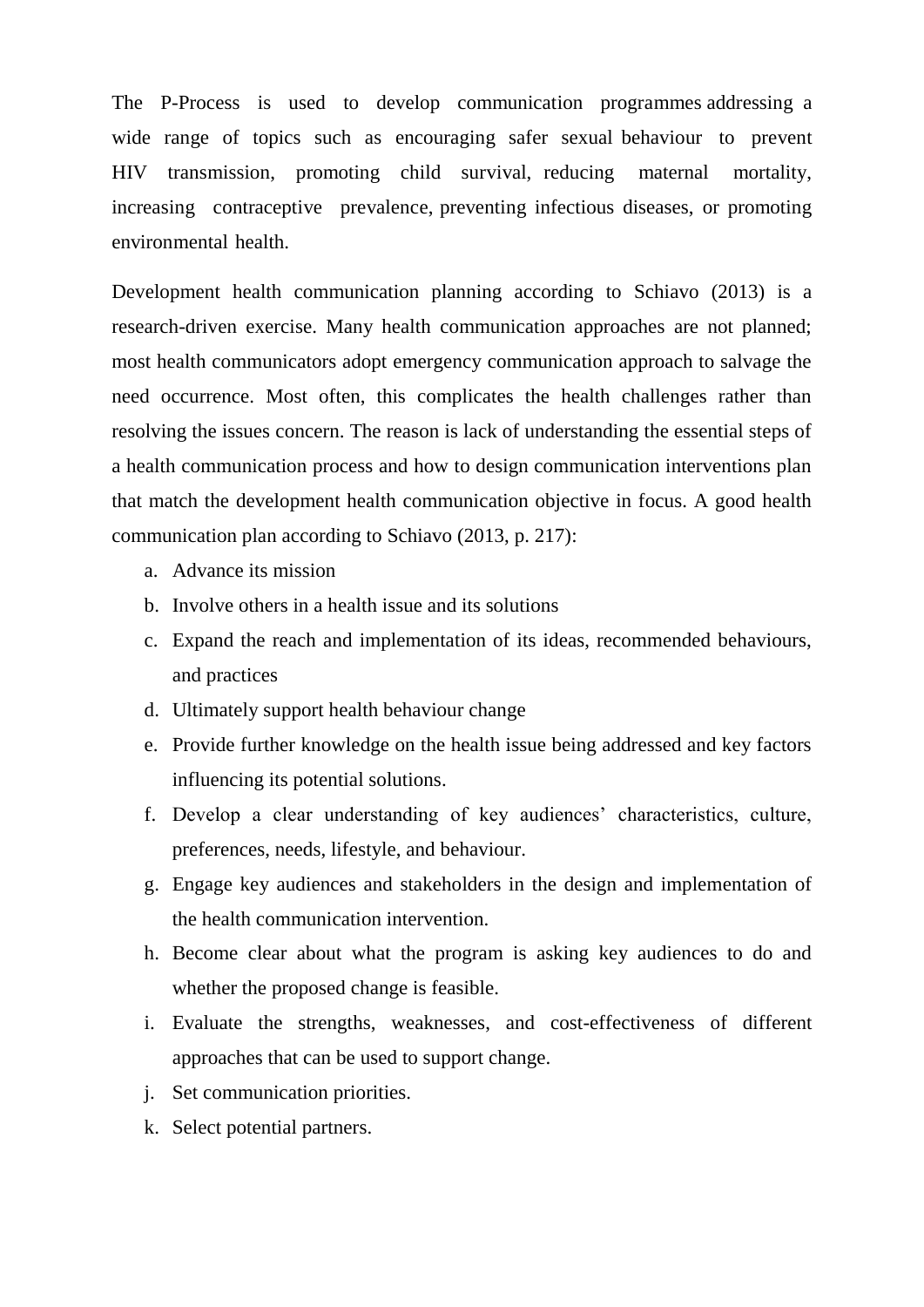The P-Process is used to develop communication programmes addressing a wide range of topics such as encouraging safer sexual behaviour to prevent HIV transmission, promoting child survival, reducing maternal mortality, increasing contraceptive prevalence, preventing infectious diseases, or promoting environmental health.

Development health communication planning according to Schiavo (2013) is a research-driven exercise. Many health communication approaches are not planned; most health communicators adopt emergency communication approach to salvage the need occurrence. Most often, this complicates the health challenges rather than resolving the issues concern. The reason is lack of understanding the essential steps of a health communication process and how to design communication interventions plan that match the development health communication objective in focus. A good health communication plan according to Schiavo (2013, p. 217):

a. Advance its mission
b. Involve others in a health issue and its solutions
c. Expand the reach and implementation of its ideas, recommended behaviours, and practices
d. Ultimately support health behaviour change
e. Provide further knowledge on the health issue being addressed and key factors influencing its potential solutions.
f. Develop a clear understanding of key audiences' characteristics, culture, preferences, needs, lifestyle, and behaviour.
g. Engage key audiences and stakeholders in the design and implementation of the health communication intervention.
h. Become clear about what the program is asking key audiences to do and whether the proposed change is feasible.
i. Evaluate the strengths, weaknesses, and cost-effectiveness of different approaches that can be used to support change.
j. Set communication priorities.
k. Select potential partners.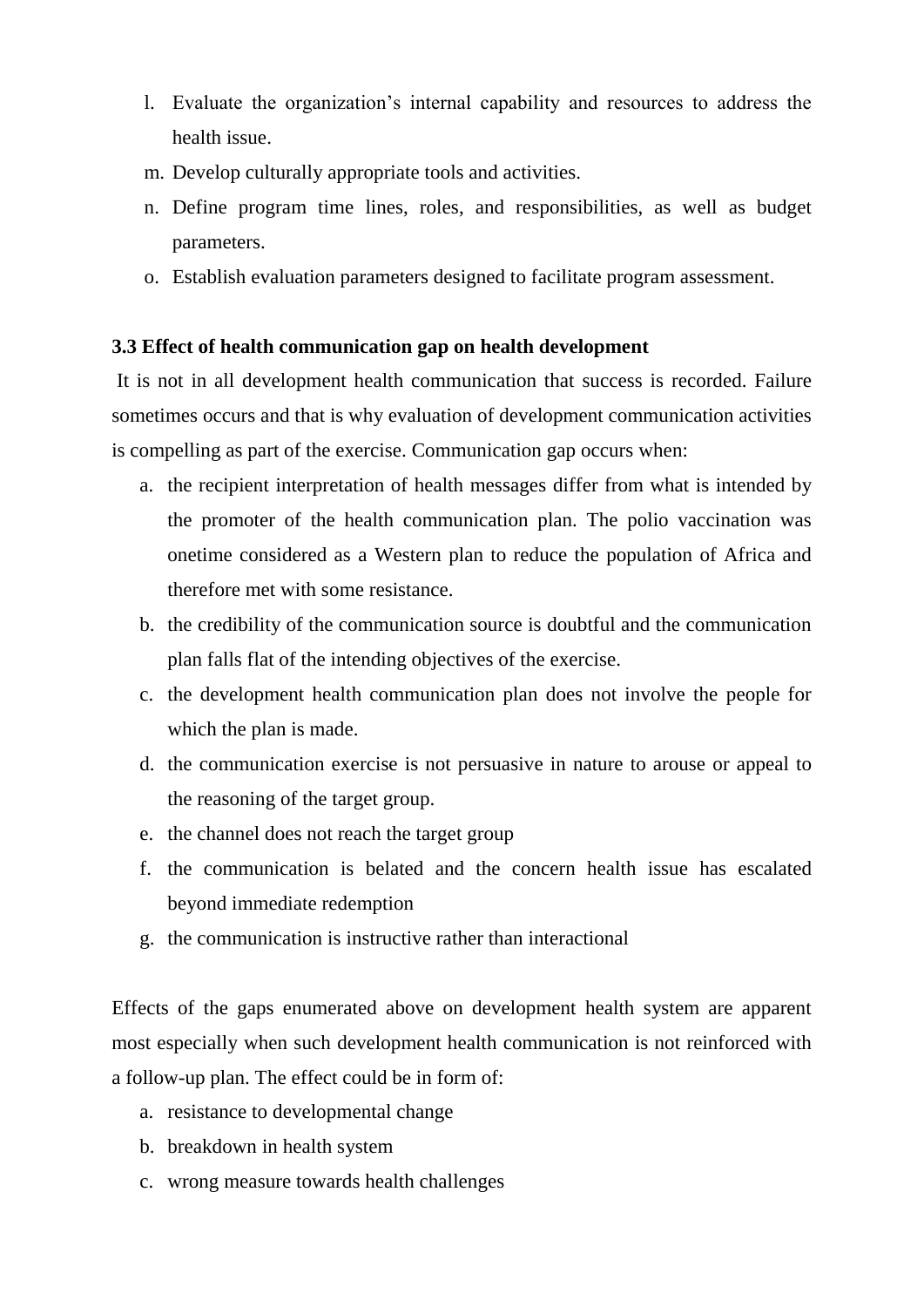l. Evaluate the organization's internal capability and resources to address the health issue.
m. Develop culturally appropriate tools and activities.
n. Define program time lines, roles, and responsibilities, as well as budget parameters.
o. Establish evaluation parameters designed to facilitate program assessment.

### 3.3 Effect of health communication gap on health development

It is not in all development health communication that success is recorded. Failure sometimes occurs and that is why evaluation of development communication activities is compelling as part of the exercise. Communication gap occurs when:

a. the recipient interpretation of health messages differ from what is intended by the promoter of the health communication plan. The polio vaccination was onetime considered as a Western plan to reduce the population of Africa and therefore met with some resistance.
b. the credibility of the communication source is doubtful and the communication plan falls flat of the intending objectives of the exercise.
c. the development health communication plan does not involve the people for which the plan is made.
d. the communication exercise is not persuasive in nature to arouse or appeal to the reasoning of the target group.
e. the channel does not reach the target group
f. the communication is belated and the concern health issue has escalated beyond immediate redemption
g. the communication is instructive rather than interactional

Effects of the gaps enumerated above on development health system are apparent most especially when such development health communication is not reinforced with a follow-up plan. The effect could be in form of:

a. resistance to developmental change
b. breakdown in health system
c. wrong measure towards health challenges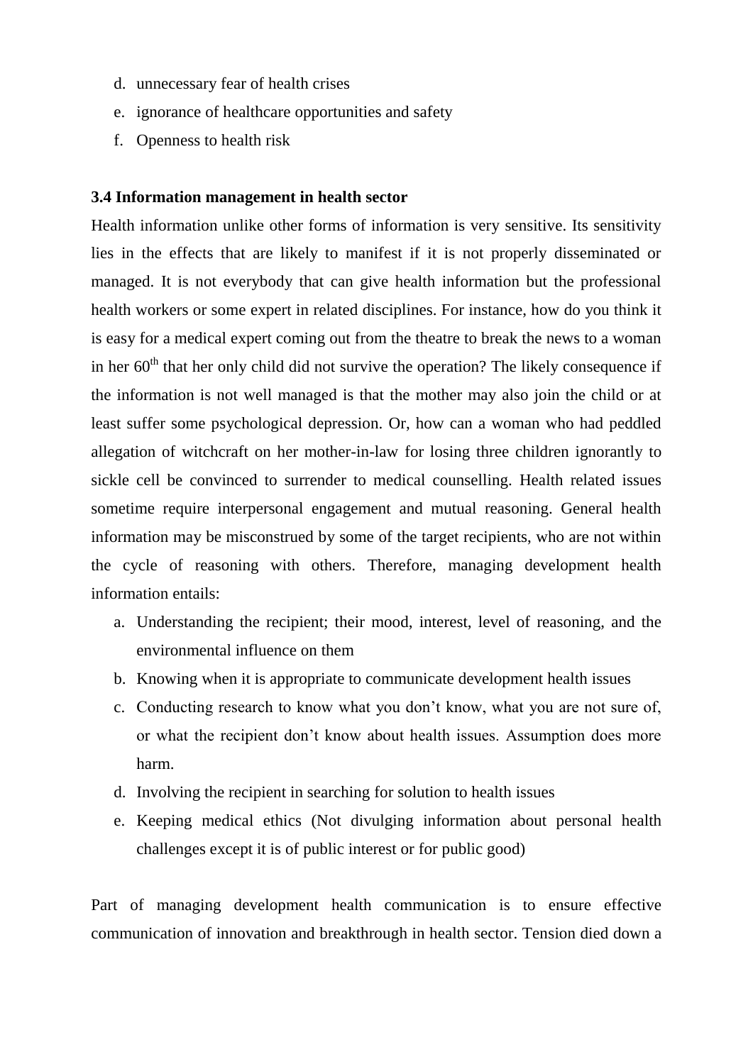d. unnecessary fear of health crises
e. ignorance of healthcare opportunities and safety
f. Openness to health risk

### 3.4 Information management in health sector

Health information unlike other forms of information is very sensitive. Its sensitivity lies in the effects that are likely to manifest if it is not properly disseminated or managed. It is not everybody that can give health information but the professional health workers or some expert in related disciplines. For instance, how do you think it is easy for a medical expert coming out from the theatre to break the news to a woman in her $60^{th}$ that her only child did not survive the operation? The likely consequence if the information is not well managed is that the mother may also join the child or at least suffer some psychological depression. Or, how can a woman who had peddled allegation of witchcraft on her mother-in-law for losing three children ignorantly to sickle cell be convinced to surrender to medical counselling. Health related issues sometime require interpersonal engagement and mutual reasoning. General health information may be misconstrued by some of the target recipients, who are not within the cycle of reasoning with others. Therefore, managing development health information entails:

a. Understanding the recipient; their mood, interest, level of reasoning, and the environmental influence on them
b. Knowing when it is appropriate to communicate development health issues
c. Conducting research to know what you don't know, what you are not sure of, or what the recipient don't know about health issues. Assumption does more harm.
d. Involving the recipient in searching for solution to health issues
e. Keeping medical ethics (Not divulging information about personal health challenges except it is of public interest or for public good)

Part of managing development health communication is to ensure effective communication of innovation and breakthrough in health sector. Tension died down a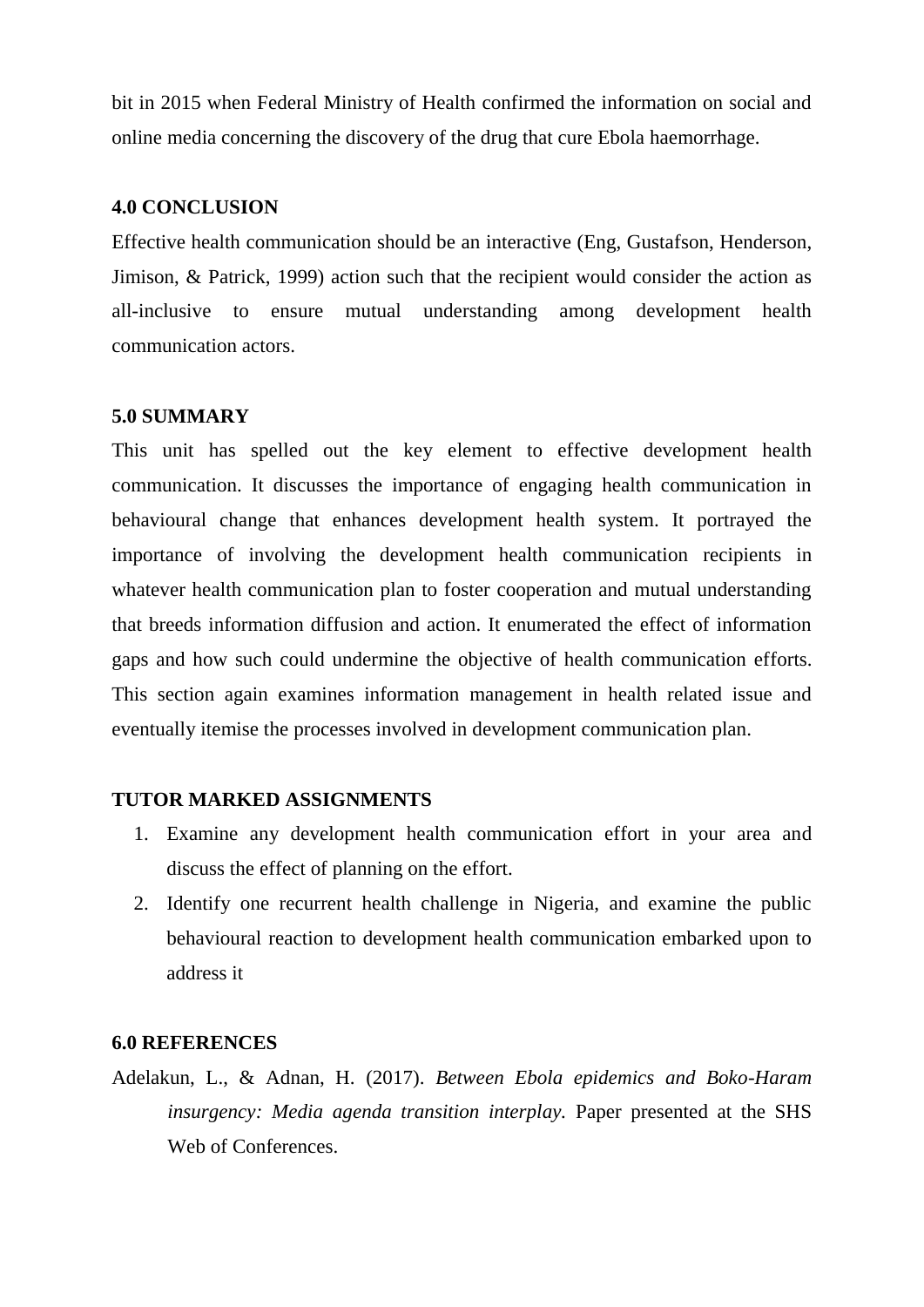bit in 2015 when Federal Ministry of Health confirmed the information on social and online media concerning the discovery of the drug that cure Ebola haemorrhage.

## 4.0 CONCLUSION

Effective health communication should be an interactive (Eng, Gustafson, Henderson, Jimison, & Patrick, 1999) action such that the recipient would consider the action as all-inclusive to ensure mutual understanding among development health communication actors.

## 5.0 SUMMARY

This unit has spelled out the key element to effective development health communication. It discusses the importance of engaging health communication in behavioural change that enhances development health system. It portrayed the importance of involving the development health communication recipients in whatever health communication plan to foster cooperation and mutual understanding that breeds information diffusion and action. It enumerated the effect of information gaps and how such could undermine the objective of health communication efforts. This section again examines information management in health related issue and eventually itemise the processes involved in development communication plan.

## TUTOR MARKED ASSIGNMENTS

1. Examine any development health communication effort in your area and discuss the effect of planning on the effort.
2. Identify one recurrent health challenge in Nigeria, and examine the public behavioural reaction to development health communication embarked upon to address it

## 6.0 REFERENCES

Adelakun, L., & Adnan, H. (2017). *Between Ebola epidemics and Boko-Haram insurgency: Media agenda transition interplay.* Paper presented at the SHS Web of Conferences.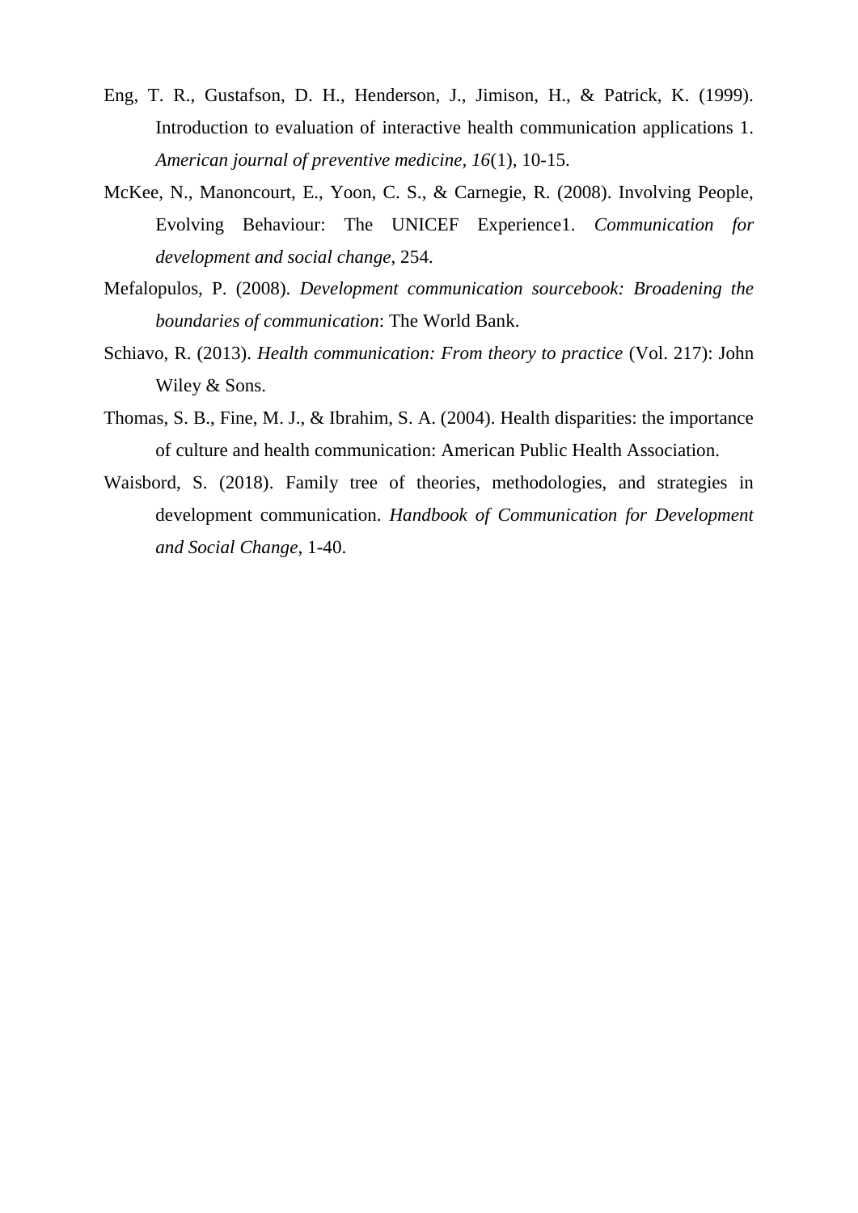Eng, T. R., Gustafson, D. H., Henderson, J., Jimison, H., & Patrick, K. (1999). Introduction to evaluation of interactive health communication applications 1. *American journal of preventive medicine, 16*(1), 10-15.

McKee, N., Manoncourt, E., Yoon, C. S., & Carnegie, R. (2008). Involving People, Evolving Behaviour: The UNICEF Experience1. *Communication for development and social change*, 254.

Mefalopulos, P. (2008). *Development communication sourcebook: Broadening the boundaries of communication*: The World Bank.

Schiavo, R. (2013). *Health communication: From theory to practice* (Vol. 217): John Wiley & Sons.

Thomas, S. B., Fine, M. J., & Ibrahim, S. A. (2004). Health disparities: the importance of culture and health communication: American Public Health Association.

Waisbord, S. (2018). Family tree of theories, methodologies, and strategies in development communication. *Handbook of Communication for Development and Social Change*, 1-40.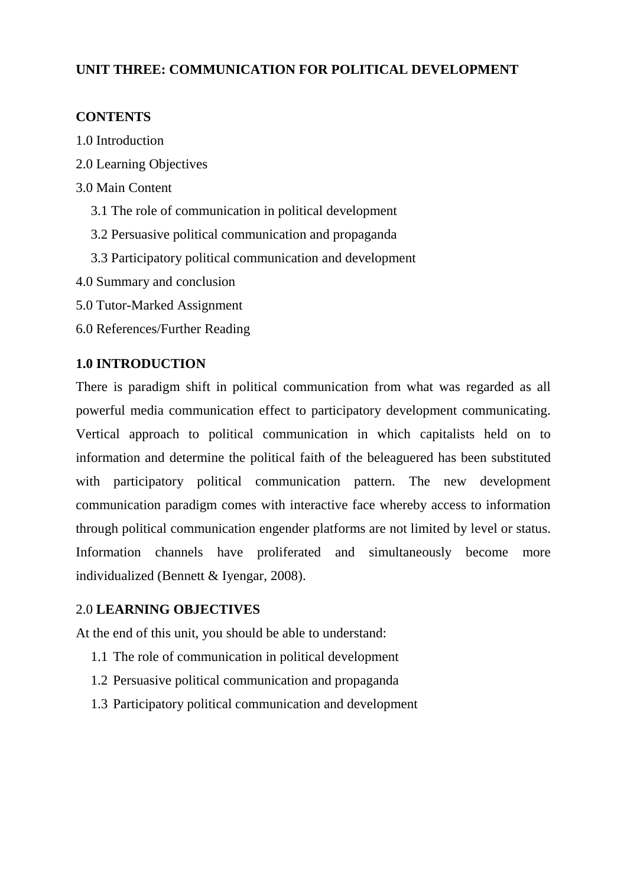**UNIT THREE: COMMUNICATION FOR POLITICAL DEVELOPMENT**

**CONTENTS**

1.0 Introduction

2.0 Learning Objectives

3.0 Main Content

- 3.1 The role of communication in political development
- 3.2 Persuasive political communication and propaganda
- 3.3 Participatory political communication and development

4.0 Summary and conclusion

5.0 Tutor-Marked Assignment

6.0 References/Further Reading

**1.0 INTRODUCTION**

There is paradigm shift in political communication from what was regarded as all powerful media communication effect to participatory development communicating. Vertical approach to political communication in which capitalists held on to information and determine the political faith of the beleaguered has been substituted with participatory political communication pattern. The new development communication paradigm comes with interactive face whereby access to information through political communication engender platforms are not limited by level or status. Information channels have proliferated and simultaneously become more individualized (Bennett & Iyengar, 2008).

2.0 **LEARNING OBJECTIVES**

At the end of this unit, you should be able to understand:

- 1.1 The role of communication in political development
- 1.2 Persuasive political communication and propaganda
- 1.3 Participatory political communication and development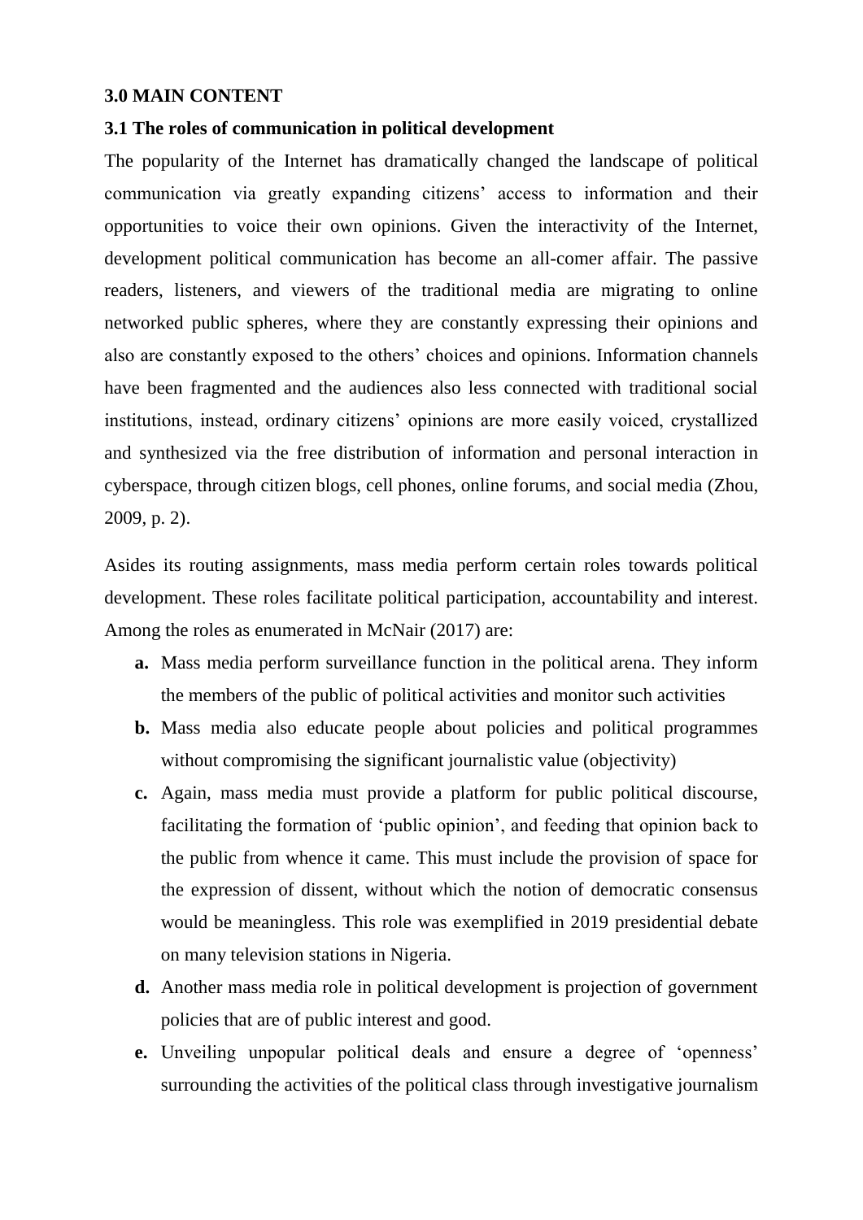## 3.0 MAIN CONTENT

### 3.1 The roles of communication in political development

The popularity of the Internet has dramatically changed the landscape of political communication via greatly expanding citizens' access to information and their opportunities to voice their own opinions. Given the interactivity of the Internet, development political communication has become an all-comer affair. The passive readers, listeners, and viewers of the traditional media are migrating to online networked public spheres, where they are constantly expressing their opinions and also are constantly exposed to the others' choices and opinions. Information channels have been fragmented and the audiences also less connected with traditional social institutions, instead, ordinary citizens' opinions are more easily voiced, crystallized and synthesized via the free distribution of information and personal interaction in cyberspace, through citizen blogs, cell phones, online forums, and social media (Zhou, 2009, p. 2).

Asides its routing assignments, mass media perform certain roles towards political development. These roles facilitate political participation, accountability and interest. Among the roles as enumerated in McNair (2017) are:

- **a.** Mass media perform surveillance function in the political arena. They inform the members of the public of political activities and monitor such activities
- **b.** Mass media also educate people about policies and political programmes without compromising the significant journalistic value (objectivity)
- **c.** Again, mass media must provide a platform for public political discourse, facilitating the formation of 'public opinion', and feeding that opinion back to the public from whence it came. This must include the provision of space for the expression of dissent, without which the notion of democratic consensus would be meaningless. This role was exemplified in 2019 presidential debate on many television stations in Nigeria.
- **d.** Another mass media role in political development is projection of government policies that are of public interest and good.
- **e.** Unveiling unpopular political deals and ensure a degree of 'openness' surrounding the activities of the political class through investigative journalism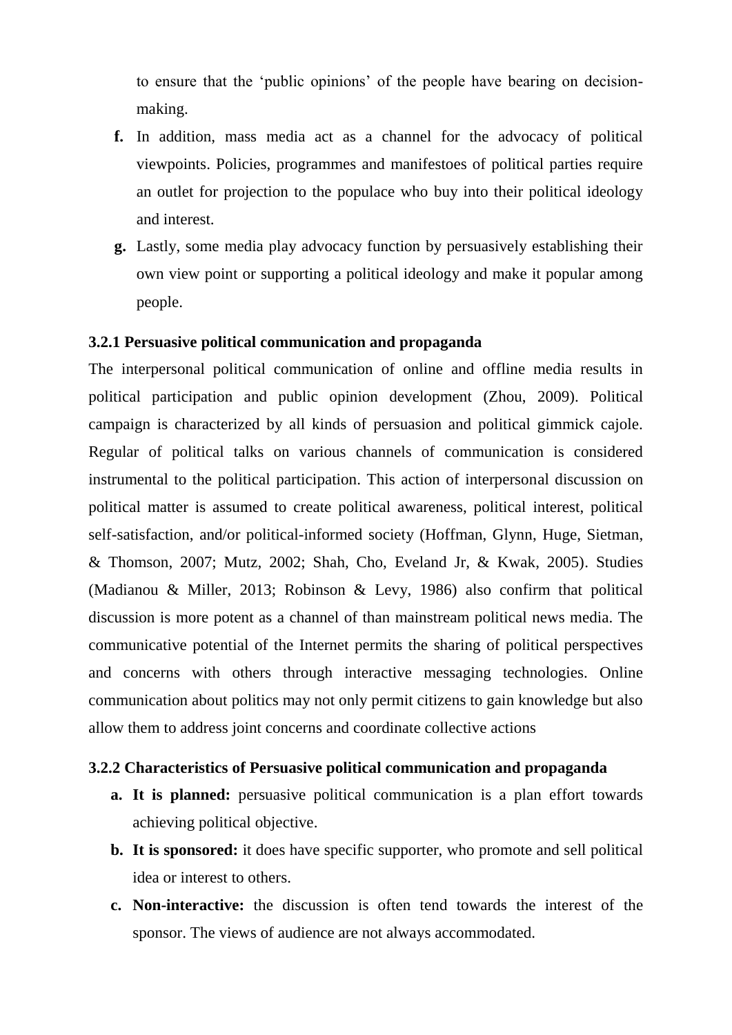to ensure that the 'public opinions' of the people have bearing on decision-making.

**f.** In addition, mass media act as a channel for the advocacy of political viewpoints. Policies, programmes and manifestoes of political parties require an outlet for projection to the populace who buy into their political ideology and interest.

**g.** Lastly, some media play advocacy function by persuasively establishing their own view point or supporting a political ideology and make it popular among people.

### 3.2.1 Persuasive political communication and propaganda

The interpersonal political communication of online and offline media results in political participation and public opinion development (Zhou, 2009). Political campaign is characterized by all kinds of persuasion and political gimmick cajole. Regular of political talks on various channels of communication is considered instrumental to the political participation. This action of interpersonal discussion on political matter is assumed to create political awareness, political interest, political self-satisfaction, and/or political-informed society (Hoffman, Glynn, Huge, Sietman, & Thomson, 2007; Mutz, 2002; Shah, Cho, Eveland Jr, & Kwak, 2005). Studies (Madianou & Miller, 2013; Robinson & Levy, 1986) also confirm that political discussion is more potent as a channel of than mainstream political news media. The communicative potential of the Internet permits the sharing of political perspectives and concerns with others through interactive messaging technologies. Online communication about politics may not only permit citizens to gain knowledge but also allow them to address joint concerns and coordinate collective actions

### 3.2.2 Characteristics of Persuasive political communication and propaganda

**a. It is planned:** persuasive political communication is a plan effort towards achieving political objective.

**b. It is sponsored:** it does have specific supporter, who promote and sell political idea or interest to others.

**c. Non-interactive:** the discussion is often tend towards the interest of the sponsor. The views of audience are not always accommodated.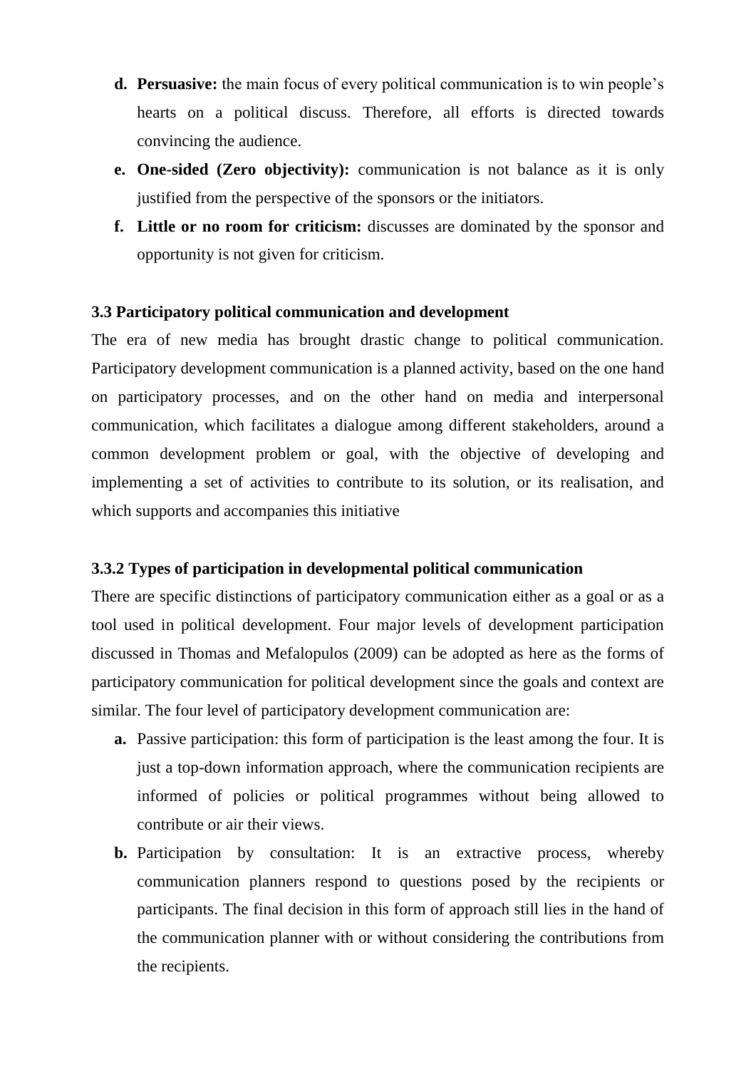d. **Persuasive:** the main focus of every political communication is to win people's hearts on a political discuss. Therefore, all efforts is directed towards convincing the audience.
e. **One-sided (Zero objectivity):** communication is not balance as it is only justified from the perspective of the sponsors or the initiators.
f. **Little or no room for criticism:** discusses are dominated by the sponsor and opportunity is not given for criticism.

### 3.3 Participatory political communication and development

The era of new media has brought drastic change to political communication. Participatory development communication is a planned activity, based on the one hand on participatory processes, and on the other hand on media and interpersonal communication, which facilitates a dialogue among different stakeholders, around a common development problem or goal, with the objective of developing and implementing a set of activities to contribute to its solution, or its realisation, and which supports and accompanies this initiative

### 3.3.2 Types of participation in developmental political communication

There are specific distinctions of participatory communication either as a goal or as a tool used in political development. Four major levels of development participation discussed in Thomas and Mefalopulos (2009) can be adopted as here as the forms of participatory communication for political development since the goals and context are similar. The four level of participatory development communication are:

a. Passive participation: this form of participation is the least among the four. It is just a top-down information approach, where the communication recipients are informed of policies or political programmes without being allowed to contribute or air their views.
b. Participation by consultation: It is an extractive process, whereby communication planners respond to questions posed by the recipients or participants. The final decision in this form of approach still lies in the hand of the communication planner with or without considering the contributions from the recipients.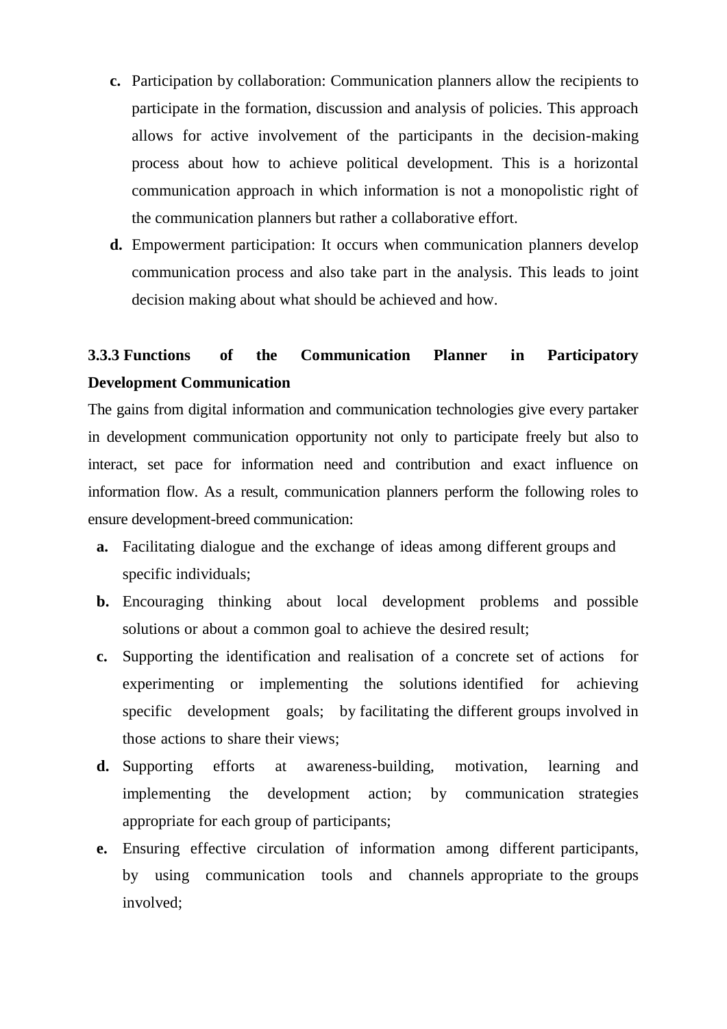c. Participation by collaboration: Communication planners allow the recipients to participate in the formation, discussion and analysis of policies. This approach allows for active involvement of the participants in the decision-making process about how to achieve political development. This is a horizontal communication approach in which information is not a monopolistic right of the communication planners but rather a collaborative effort.

d. Empowerment participation: It occurs when communication planners develop communication process and also take part in the analysis. This leads to joint decision making about what should be achieved and how.

### 3.3.3 Functions of the Communication Planner in Participatory Development Communication

The gains from digital information and communication technologies give every partaker in development communication opportunity not only to participate freely but also to interact, set pace for information need and contribution and exact influence on information flow. As a result, communication planners perform the following roles to ensure development-breed communication:

a. Facilitating dialogue and the exchange of ideas among different groups and specific individuals;

b. Encouraging thinking about local development problems and possible solutions or about a common goal to achieve the desired result;

c. Supporting the identification and realisation of a concrete set of actions for experimenting or implementing the solutions identified for achieving specific development goals; by facilitating the different groups involved in those actions to share their views;

d. Supporting efforts at awareness-building, motivation, learning and implementing the development action; by communication strategies appropriate for each group of participants;

e. Ensuring effective circulation of information among different participants, by using communication tools and channels appropriate to the groups involved;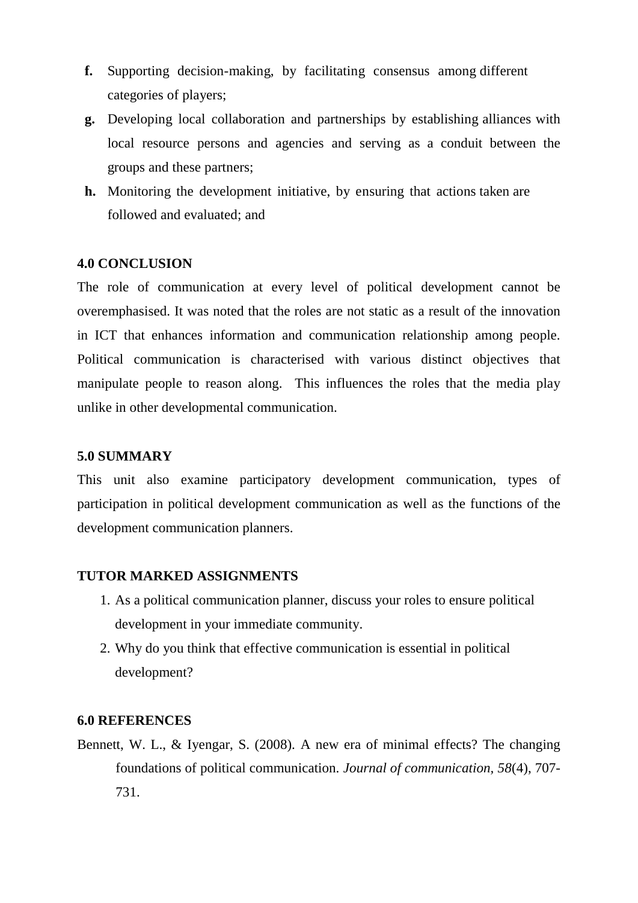f. Supporting decision-making, by facilitating consensus among different categories of players;
g. Developing local collaboration and partnerships by establishing alliances with local resource persons and agencies and serving as a conduit between the groups and these partners;
h. Monitoring the development initiative, by ensuring that actions taken are followed and evaluated; and

## 4.0 CONCLUSION

The role of communication at every level of political development cannot be overemphasised. It was noted that the roles are not static as a result of the innovation in ICT that enhances information and communication relationship among people. Political communication is characterised with various distinct objectives that manipulate people to reason along. This influences the roles that the media play unlike in other developmental communication.

## 5.0 SUMMARY

This unit also examine participatory development communication, types of participation in political development communication as well as the functions of the development communication planners.

## TUTOR MARKED ASSIGNMENTS

1. As a political communication planner, discuss your roles to ensure political development in your immediate community.
2. Why do you think that effective communication is essential in political development?

## 6.0 REFERENCES

Bennett, W. L., & Iyengar, S. (2008). A new era of minimal effects? The changing foundations of political communication. *Journal of communication*, *58*(4), 707-731.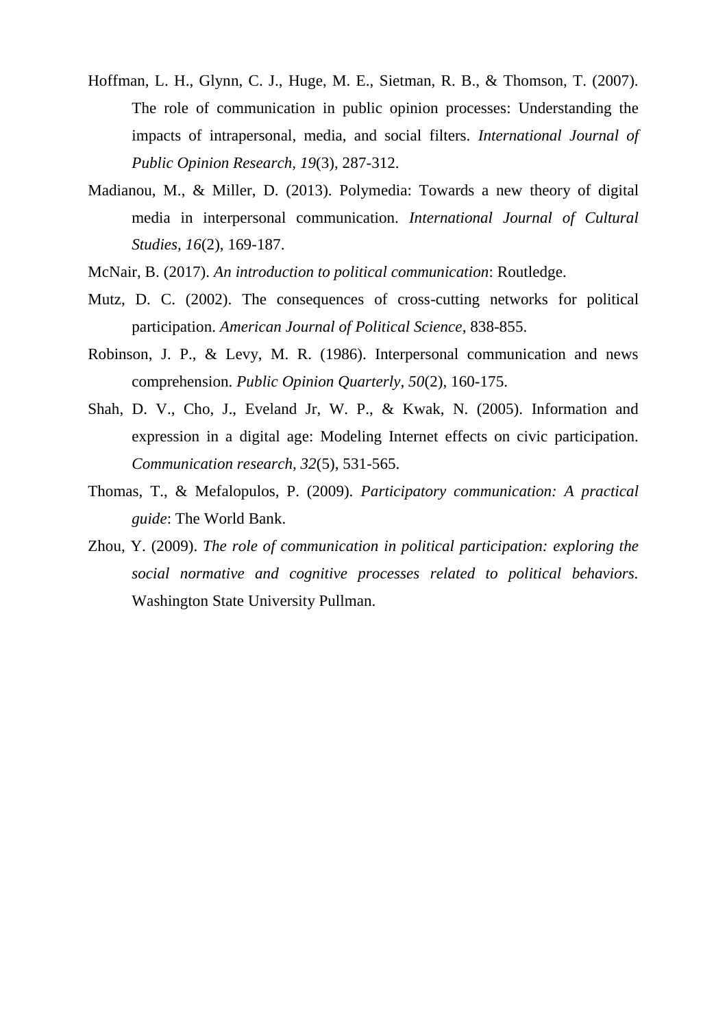Hoffman, L. H., Glynn, C. J., Huge, M. E., Sietman, R. B., & Thomson, T. (2007). The role of communication in public opinion processes: Understanding the impacts of intrapersonal, media, and social filters. *International Journal of Public Opinion Research*, *19*(3), 287-312.

Madianou, M., & Miller, D. (2013). Polymedia: Towards a new theory of digital media in interpersonal communication. *International Journal of Cultural Studies, 16*(2), 169-187.

McNair, B. (2017). *An introduction to political communication*: Routledge.

Mutz, D. C. (2002). The consequences of cross-cutting networks for political participation. *American Journal of Political Science*, 838-855.

Robinson, J. P., & Levy, M. R. (1986). Interpersonal communication and news comprehension. *Public Opinion Quarterly*, *50*(2), 160-175.

Shah, D. V., Cho, J., Eveland Jr, W. P., & Kwak, N. (2005). Information and expression in a digital age: Modeling Internet effects on civic participation. *Communication research, 32*(5), 531-565.

Thomas, T., & Mefalopulos, P. (2009). *Participatory communication: A practical guide*: The World Bank.

Zhou, Y. (2009). *The role of communication in political participation: exploring the social normative and cognitive processes related to political behaviors*. Washington State University Pullman.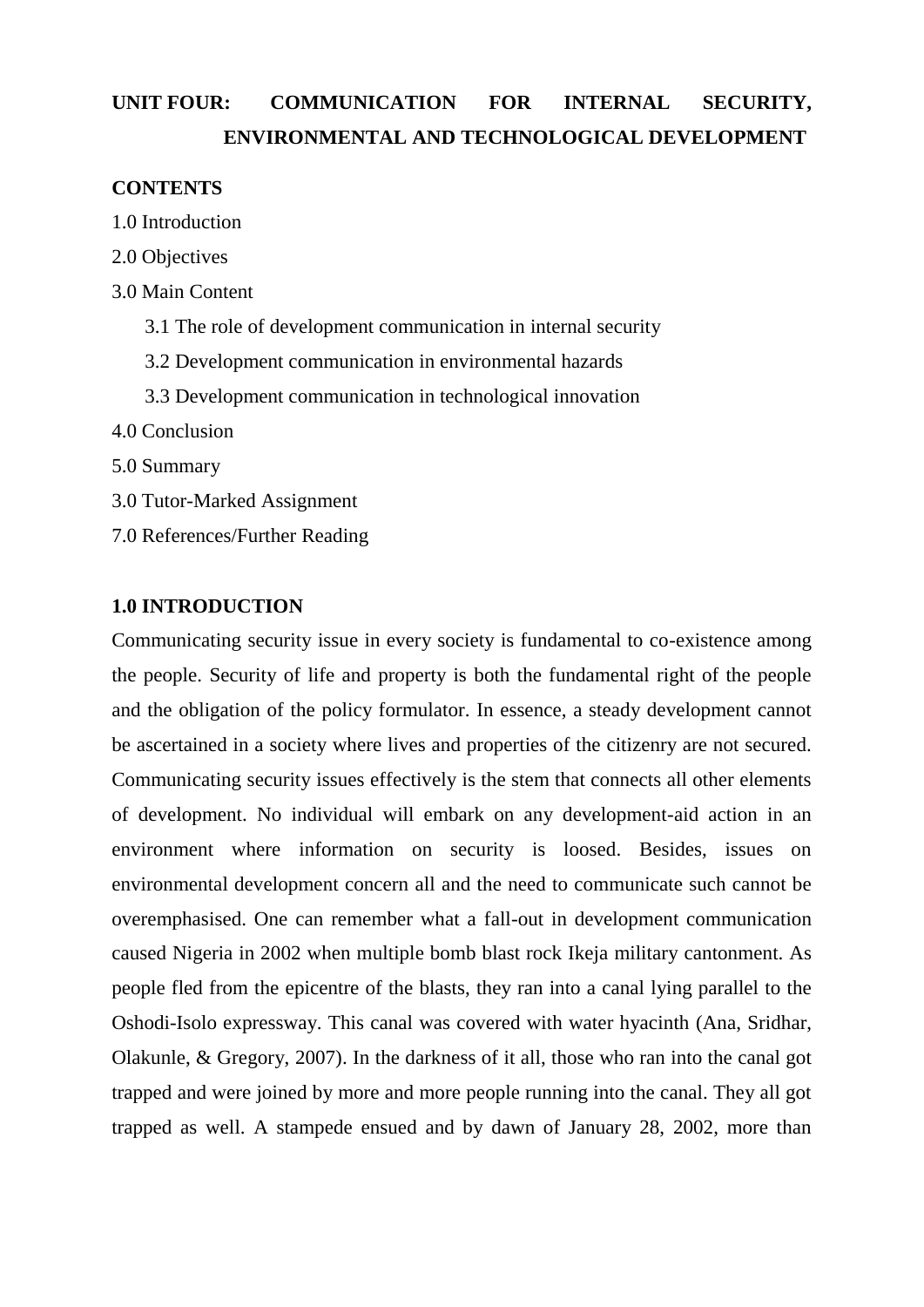# UNIT FOUR: COMMUNICATION FOR INTERNAL SECURITY, ENVIRONMENTAL AND TECHNOLOGICAL DEVELOPMENT

**CONTENTS**

1.0 Introduction

2.0 Objectives

3.0 Main Content

3.1 The role of development communication in internal security

3.2 Development communication in environmental hazards

3.3 Development communication in technological innovation

4.0 Conclusion

5.0 Summary

3.0 Tutor-Marked Assignment

7.0 References/Further Reading

## 1.0 INTRODUCTION

Communicating security issue in every society is fundamental to co-existence among the people. Security of life and property is both the fundamental right of the people and the obligation of the policy formulator. In essence, a steady development cannot be ascertained in a society where lives and properties of the citizenry are not secured. Communicating security issues effectively is the stem that connects all other elements of development. No individual will embark on any development-aid action in an environment where information on security is loosed. Besides, issues on environmental development concern all and the need to communicate such cannot be overemphasised. One can remember what a fall-out in development communication caused Nigeria in 2002 when multiple bomb blast rock Ikeja military cantonment. As people fled from the epicentre of the blasts, they ran into a canal lying parallel to the Oshodi-Isolo expressway. This canal was covered with water hyacinth (Ana, Sridhar, Olakunle, & Gregory, 2007). In the darkness of it all, those who ran into the canal got trapped and were joined by more and more people running into the canal. They all got trapped as well. A stampede ensued and by dawn of January 28, 2002, more than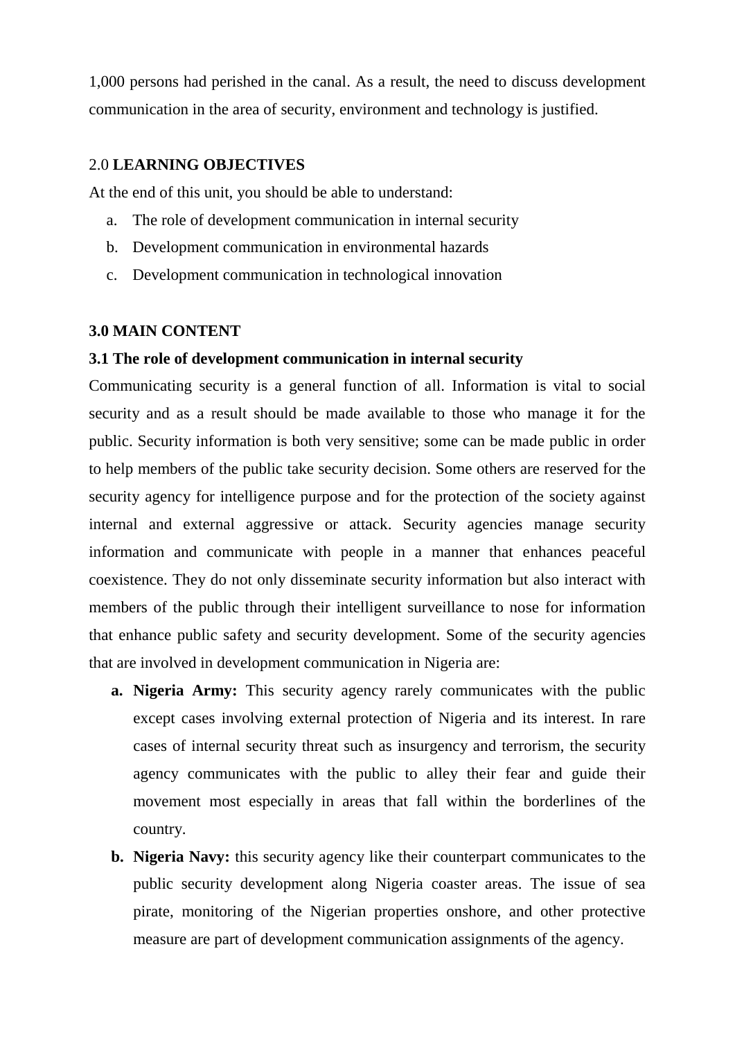1,000 persons had perished in the canal. As a result, the need to discuss development communication in the area of security, environment and technology is justified.

## 2.0 LEARNING OBJECTIVES

At the end of this unit, you should be able to understand:

a. The role of development communication in internal security
b. Development communication in environmental hazards
c. Development communication in technological innovation

## 3.0 MAIN CONTENT

### 3.1 The role of development communication in internal security

Communicating security is a general function of all. Information is vital to social security and as a result should be made available to those who manage it for the public. Security information is both very sensitive; some can be made public in order to help members of the public take security decision. Some others are reserved for the security agency for intelligence purpose and for the protection of the society against internal and external aggressive or attack. Security agencies manage security information and communicate with people in a manner that enhances peaceful coexistence. They do not only disseminate security information but also interact with members of the public through their intelligent surveillance to nose for information that enhance public safety and security development. Some of the security agencies that are involved in development communication in Nigeria are:

a. **Nigeria Army:** This security agency rarely communicates with the public except cases involving external protection of Nigeria and its interest. In rare cases of internal security threat such as insurgency and terrorism, the security agency communicates with the public to alley their fear and guide their movement most especially in areas that fall within the borderlines of the country.

b. **Nigeria Navy:** this security agency like their counterpart communicates to the public security development along Nigeria coaster areas. The issue of sea pirate, monitoring of the Nigerian properties onshore, and other protective measure are part of development communication assignments of the agency.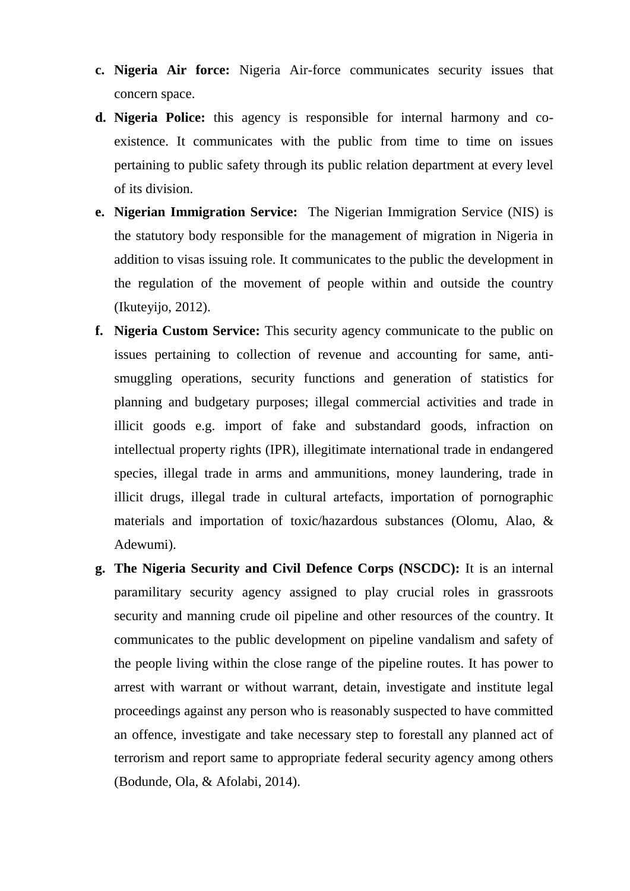c. **Nigeria Air force:** Nigeria Air-force communicates security issues that concern space.
d. **Nigeria Police:** this agency is responsible for internal harmony and co-existence. It communicates with the public from time to time on issues pertaining to public safety through its public relation department at every level of its division.
e. **Nigerian Immigration Service:** The Nigerian Immigration Service (NIS) is the statutory body responsible for the management of migration in Nigeria in addition to visas issuing role. It communicates to the public the development in the regulation of the movement of people within and outside the country (Ikuteyijo, 2012).
f. **Nigeria Custom Service:** This security agency communicate to the public on issues pertaining to collection of revenue and accounting for same, anti-smuggling operations, security functions and generation of statistics for planning and budgetary purposes; illegal commercial activities and trade in illicit goods e.g. import of fake and substandard goods, infraction on intellectual property rights (IPR), illegitimate international trade in endangered species, illegal trade in arms and ammunitions, money laundering, trade in illicit drugs, illegal trade in cultural artefacts, importation of pornographic materials and importation of toxic/hazardous substances (Olomu, Alao, & Adewumi).
g. **The Nigeria Security and Civil Defence Corps (NSCDC):** It is an internal paramilitary security agency assigned to play crucial roles in grassroots security and manning crude oil pipeline and other resources of the country. It communicates to the public development on pipeline vandalism and safety of the people living within the close range of the pipeline routes. It has power to arrest with warrant or without warrant, detain, investigate and institute legal proceedings against any person who is reasonably suspected to have committed an offence, investigate and take necessary step to forestall any planned act of terrorism and report same to appropriate federal security agency among others (Bodunde, Ola, & Afolabi, 2014).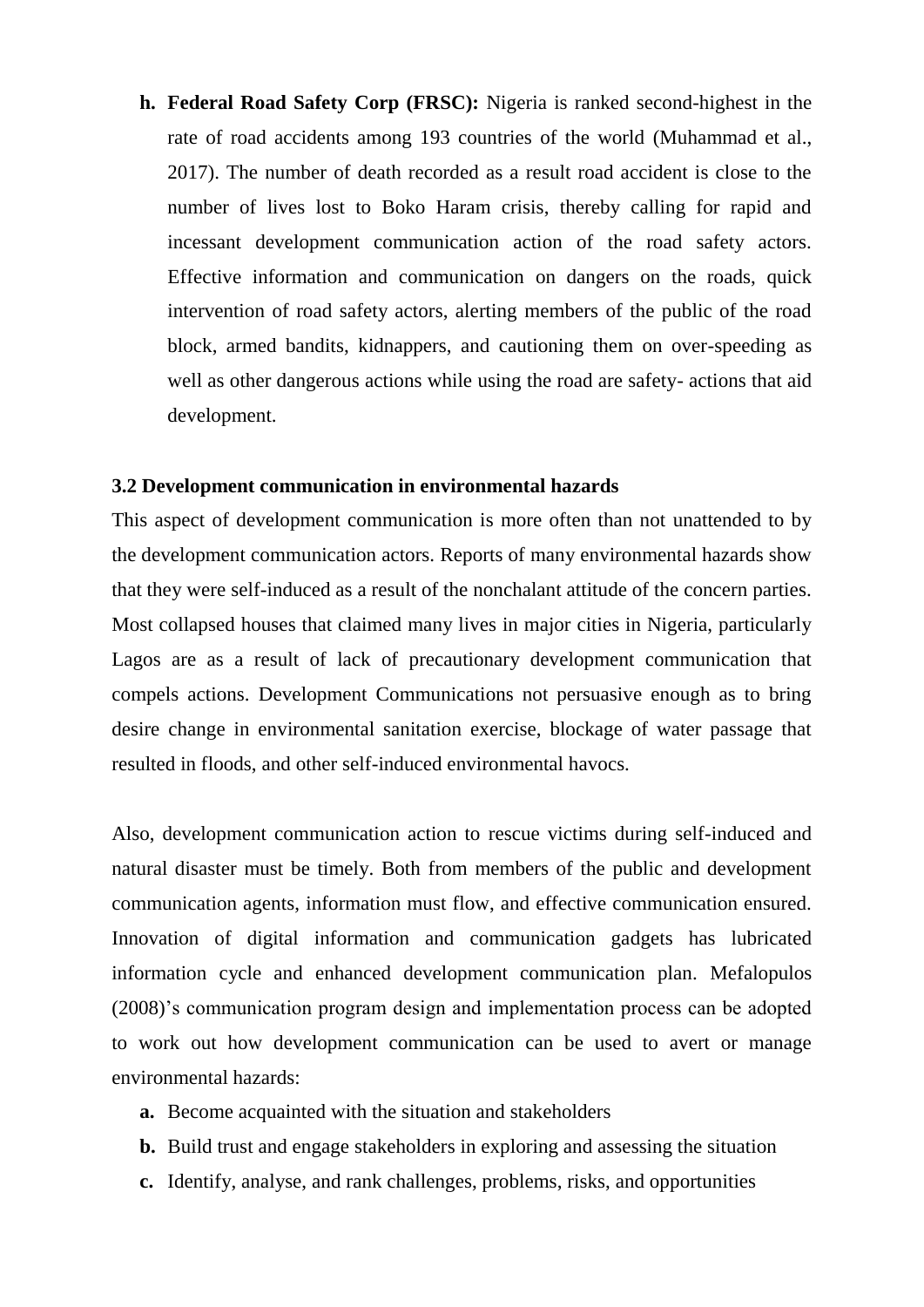h. **Federal Road Safety Corp (FRSC):** Nigeria is ranked second-highest in the rate of road accidents among 193 countries of the world (Muhammad et al., 2017). The number of death recorded as a result road accident is close to the number of lives lost to Boko Haram crisis, thereby calling for rapid and incessant development communication action of the road safety actors. Effective information and communication on dangers on the roads, quick intervention of road safety actors, alerting members of the public of the road block, armed bandits, kidnappers, and cautioning them on over-speeding as well as other dangerous actions while using the road are safety- actions that aid development.

### 3.2 Development communication in environmental hazards

This aspect of development communication is more often than not unattended to by the development communication actors. Reports of many environmental hazards show that they were self-induced as a result of the nonchalant attitude of the concern parties. Most collapsed houses that claimed many lives in major cities in Nigeria, particularly Lagos are as a result of lack of precautionary development communication that compels actions. Development Communications not persuasive enough as to bring desire change in environmental sanitation exercise, blockage of water passage that resulted in floods, and other self-induced environmental havocs.

Also, development communication action to rescue victims during self-induced and natural disaster must be timely. Both from members of the public and development communication agents, information must flow, and effective communication ensured. Innovation of digital information and communication gadgets has lubricated information cycle and enhanced development communication plan. Mefalopulos (2008)'s communication program design and implementation process can be adopted to work out how development communication can be used to avert or manage environmental hazards:

a. Become acquainted with the situation and stakeholders
b. Build trust and engage stakeholders in exploring and assessing the situation
c. Identify, analyse, and rank challenges, problems, risks, and opportunities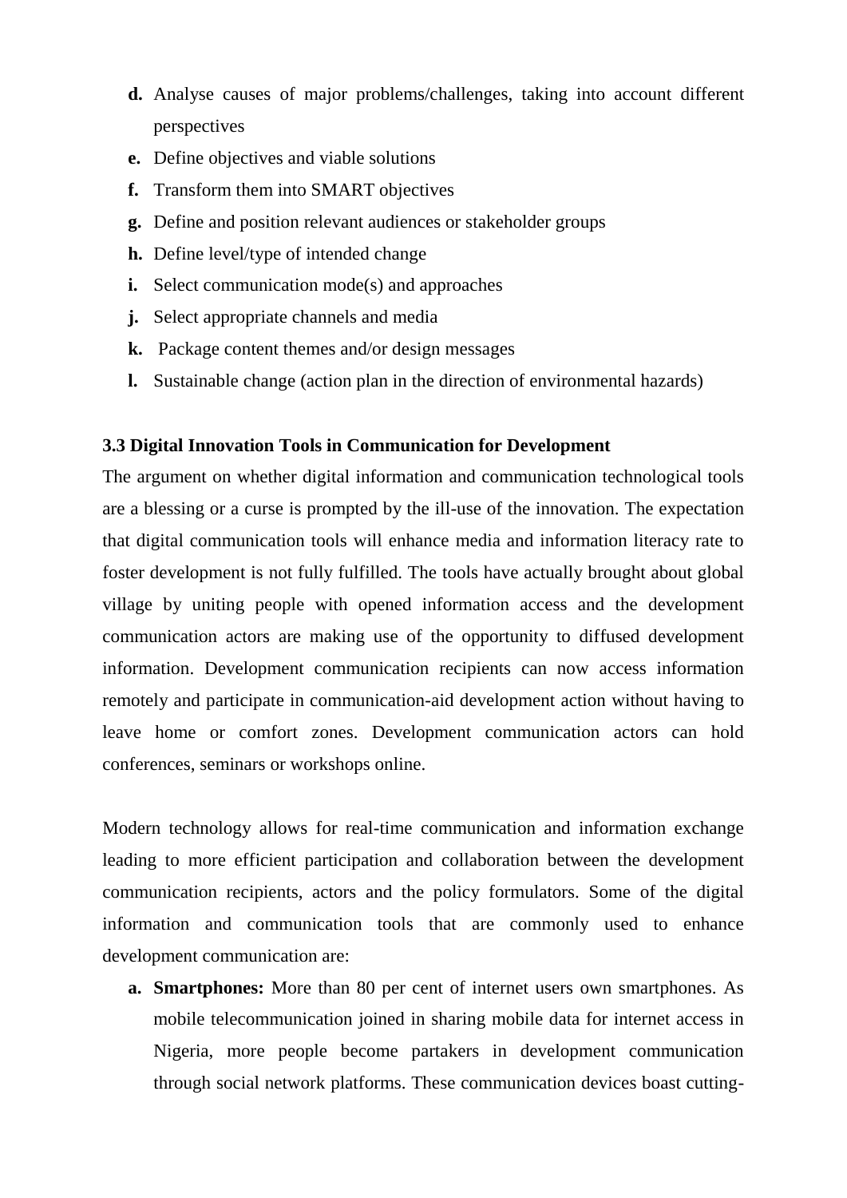**d.** Analyse causes of major problems/challenges, taking into account different perspectives

**e.** Define objectives and viable solutions

**f.** Transform them into SMART objectives

**g.** Define and position relevant audiences or stakeholder groups

**h.** Define level/type of intended change

**i.** Select communication mode(s) and approaches

**j.** Select appropriate channels and media

**k.** Package content themes and/or design messages

**l.** Sustainable change (action plan in the direction of environmental hazards)

### 3.3 Digital Innovation Tools in Communication for Development

The argument on whether digital information and communication technological tools are a blessing or a curse is prompted by the ill-use of the innovation. The expectation that digital communication tools will enhance media and information literacy rate to foster development is not fully fulfilled. The tools have actually brought about global village by uniting people with opened information access and the development communication actors are making use of the opportunity to diffused development information. Development communication recipients can now access information remotely and participate in communication-aid development action without having to leave home or comfort zones. Development communication actors can hold conferences, seminars or workshops online.

Modern technology allows for real-time communication and information exchange leading to more efficient participation and collaboration between the development communication recipients, actors and the policy formulators. Some of the digital information and communication tools that are commonly used to enhance development communication are:

**a. Smartphones:** More than 80 per cent of internet users own smartphones. As mobile telecommunication joined in sharing mobile data for internet access in Nigeria, more people become partakers in development communication through social network platforms. These communication devices boast cutting-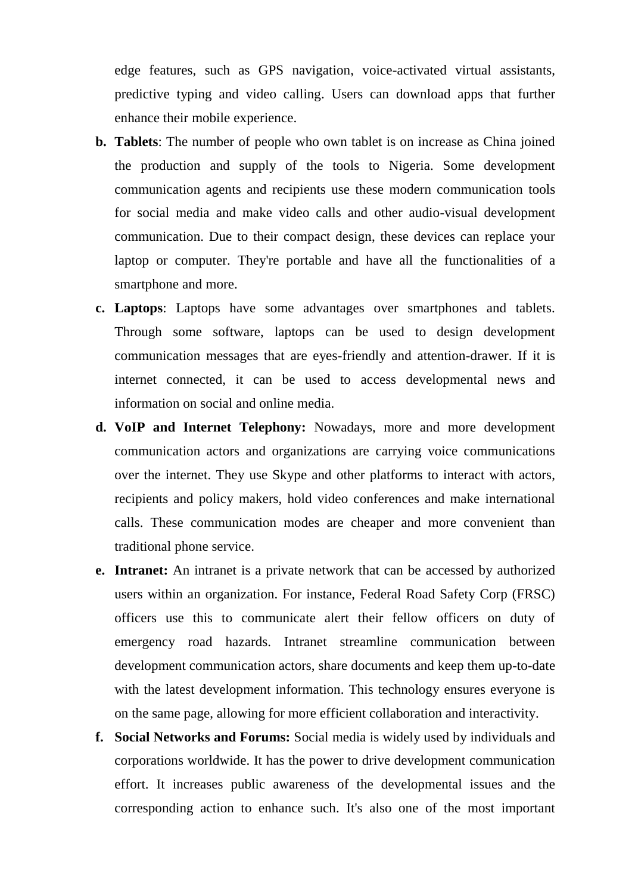edge features, such as GPS navigation, voice-activated virtual assistants, predictive typing and video calling. Users can download apps that further enhance their mobile experience.

b. **Tablets**: The number of people who own tablet is on increase as China joined the production and supply of the tools to Nigeria. Some development communication agents and recipients use these modern communication tools for social media and make video calls and other audio-visual development communication. Due to their compact design, these devices can replace your laptop or computer. They're portable and have all the functionalities of a smartphone and more.

c. **Laptops**: Laptops have some advantages over smartphones and tablets. Through some software, laptops can be used to design development communication messages that are eyes-friendly and attention-drawer. If it is internet connected, it can be used to access developmental news and information on social and online media.

d. **VoIP and Internet Telephony:** Nowadays, more and more development communication actors and organizations are carrying voice communications over the internet. They use Skype and other platforms to interact with actors, recipients and policy makers, hold video conferences and make international calls. These communication modes are cheaper and more convenient than traditional phone service.

e. **Intranet:** An intranet is a private network that can be accessed by authorized users within an organization. For instance, Federal Road Safety Corp (FRSC) officers use this to communicate alert their fellow officers on duty of emergency road hazards. Intranet streamline communication between development communication actors, share documents and keep them up-to-date with the latest development information. This technology ensures everyone is on the same page, allowing for more efficient collaboration and interactivity.

f. **Social Networks and Forums:** Social media is widely used by individuals and corporations worldwide. It has the power to drive development communication effort. It increases public awareness of the developmental issues and the corresponding action to enhance such. It's also one of the most important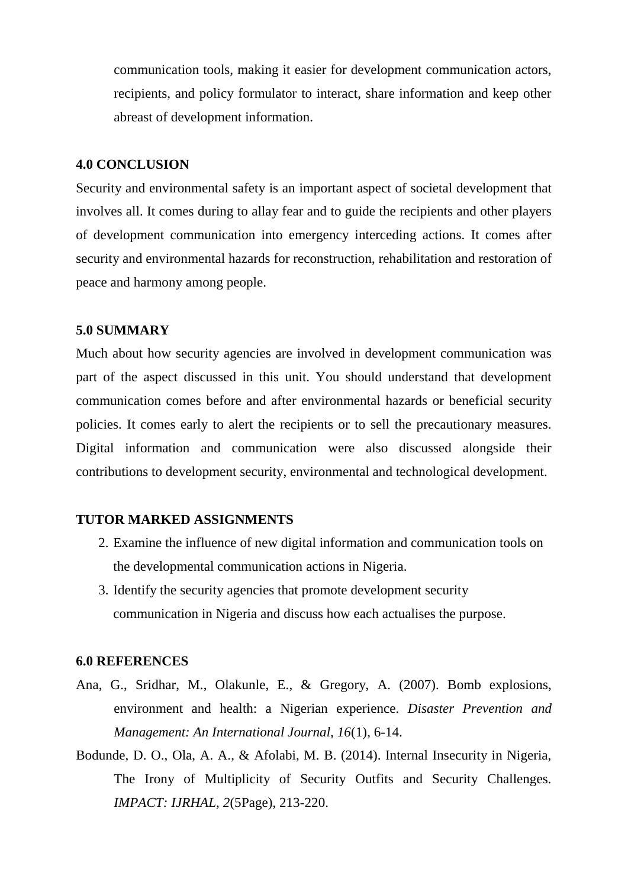communication tools, making it easier for development communication actors, recipients, and policy formulator to interact, share information and keep other abreast of development information.

## 4.0 CONCLUSION

Security and environmental safety is an important aspect of societal development that involves all. It comes during to allay fear and to guide the recipients and other players of development communication into emergency interceding actions. It comes after security and environmental hazards for reconstruction, rehabilitation and restoration of peace and harmony among people.

## 5.0 SUMMARY

Much about how security agencies are involved in development communication was part of the aspect discussed in this unit. You should understand that development communication comes before and after environmental hazards or beneficial security policies. It comes early to alert the recipients or to sell the precautionary measures. Digital information and communication were also discussed alongside their contributions to development security, environmental and technological development.

## TUTOR MARKED ASSIGNMENTS

2. Examine the influence of new digital information and communication tools on the developmental communication actions in Nigeria.
3. Identify the security agencies that promote development security communication in Nigeria and discuss how each actualises the purpose.

## 6.0 REFERENCES

Ana, G., Sridhar, M., Olakunle, E., & Gregory, A. (2007). Bomb explosions, environment and health: a Nigerian experience. *Disaster Prevention and Management: An International Journal, 16*(1), 6-14.

Bodunde, D. O., Ola, A. A., & Afolabi, M. B. (2014). Internal Insecurity in Nigeria, The Irony of Multiplicity of Security Outfits and Security Challenges. *IMPACT: IJRHAL, 2*(5Page), 213-220.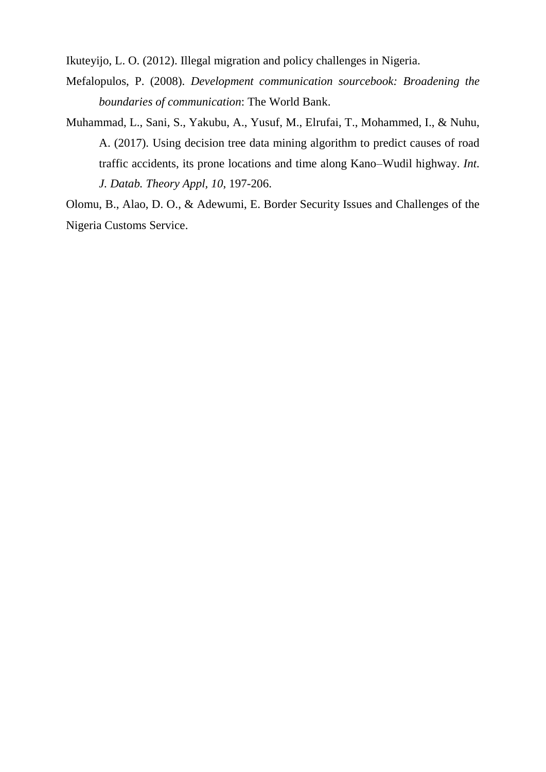Ikuteyijo, L. O. (2012). Illegal migration and policy challenges in Nigeria.

Mefalopulos, P. (2008). *Development communication sourcebook: Broadening the boundaries of communication*: The World Bank.

Muhammad, L., Sani, S., Yakubu, A., Yusuf, M., Elrufai, T., Mohammed, I., & Nuhu, A. (2017). Using decision tree data mining algorithm to predict causes of road traffic accidents, its prone locations and time along Kano–Wudil highway. *Int. J. Datab. Theory Appl, 10*, 197-206.

Olomu, B., Alao, D. O., & Adewumi, E. Border Security Issues and Challenges of the Nigeria Customs Service.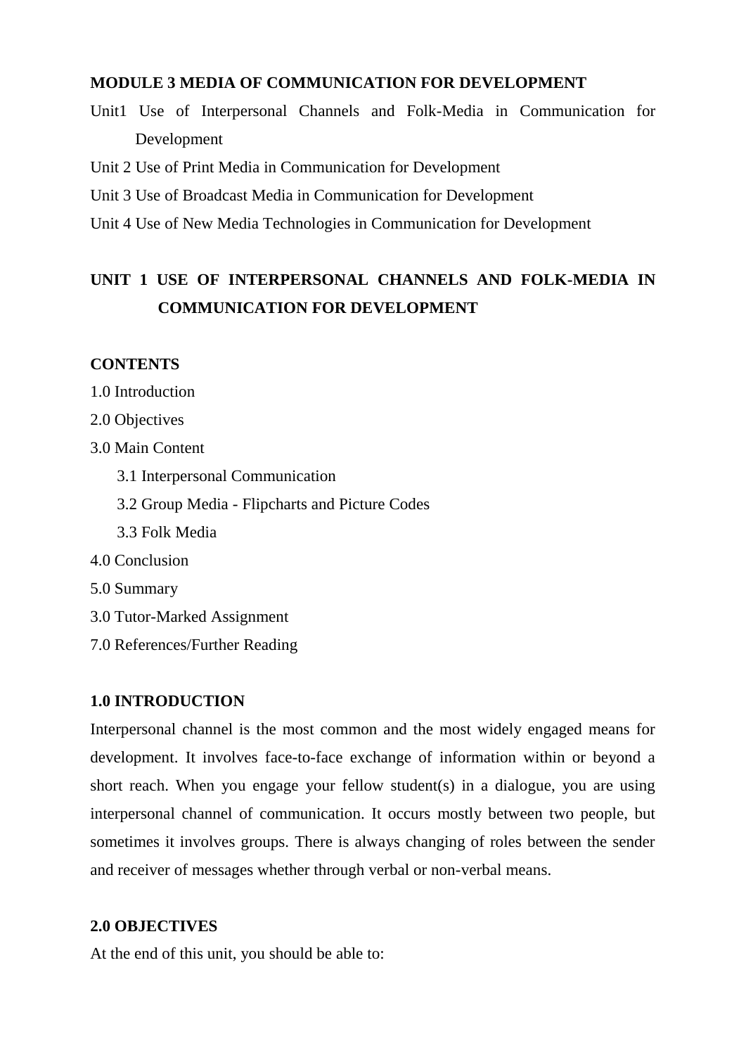**MODULE 3 MEDIA OF COMMUNICATION FOR DEVELOPMENT**

Unit1 Use of Interpersonal Channels and Folk-Media in Communication for Development

Unit 2 Use of Print Media in Communication for Development

Unit 3 Use of Broadcast Media in Communication for Development

Unit 4 Use of New Media Technologies in Communication for Development

## UNIT 1 USE OF INTERPERSONAL CHANNELS AND FOLK-MEDIA IN COMMUNICATION FOR DEVELOPMENT

**CONTENTS**

1.0 Introduction

2.0 Objectives

3.0 Main Content

- 3.1 Interpersonal Communication
- 3.2 Group Media - Flipcharts and Picture Codes
- 3.3 Folk Media

4.0 Conclusion

5.0 Summary

3.0 Tutor-Marked Assignment

7.0 References/Further Reading

### 1.0 INTRODUCTION

Interpersonal channel is the most common and the most widely engaged means for development. It involves face-to-face exchange of information within or beyond a short reach. When you engage your fellow student(s) in a dialogue, you are using interpersonal channel of communication. It occurs mostly between two people, but sometimes it involves groups. There is always changing of roles between the sender and receiver of messages whether through verbal or non-verbal means.

### 2.0 OBJECTIVES

At the end of this unit, you should be able to: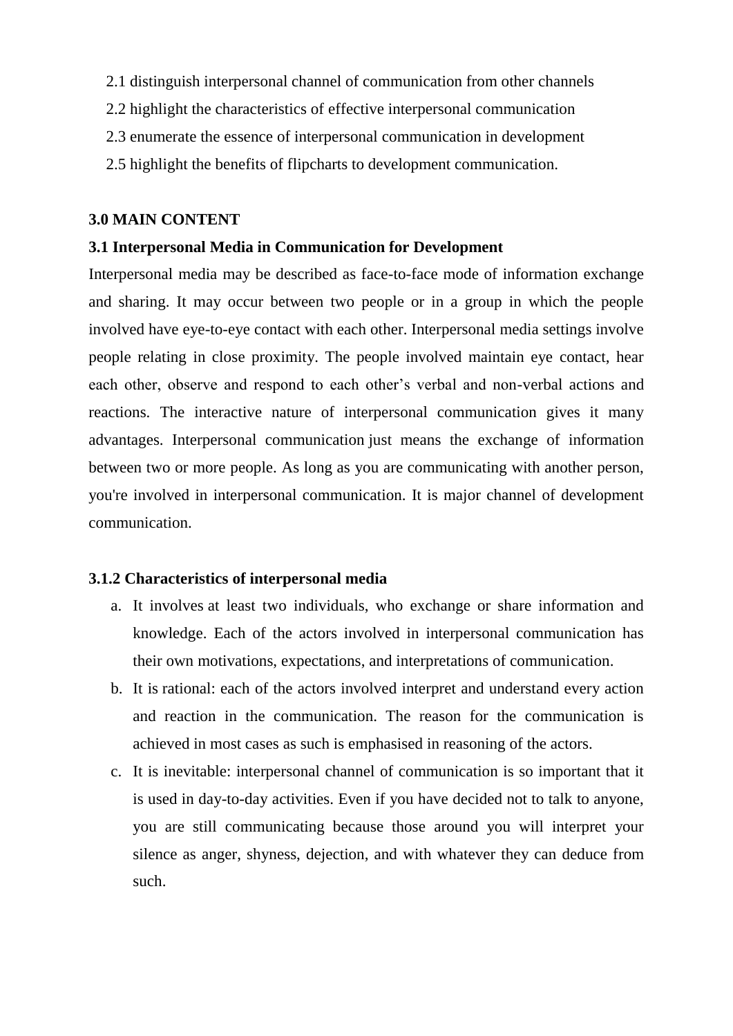2.1 distinguish interpersonal channel of communication from other channels

2.2 highlight the characteristics of effective interpersonal communication

2.3 enumerate the essence of interpersonal communication in development

2.5 highlight the benefits of flipcharts to development communication.

## 3.0 MAIN CONTENT

### 3.1 Interpersonal Media in Communication for Development

Interpersonal media may be described as face-to-face mode of information exchange and sharing. It may occur between two people or in a group in which the people involved have eye-to-eye contact with each other. Interpersonal media settings involve people relating in close proximity. The people involved maintain eye contact, hear each other, observe and respond to each other's verbal and non-verbal actions and reactions. The interactive nature of interpersonal communication gives it many advantages. Interpersonal communication just means the exchange of information between two or more people. As long as you are communicating with another person, you're involved in interpersonal communication. It is major channel of development communication.

#### 3.1.2 Characteristics of interpersonal media

a. It involves at least two individuals, who exchange or share information and knowledge. Each of the actors involved in interpersonal communication has their own motivations, expectations, and interpretations of communication.

b. It is rational: each of the actors involved interpret and understand every action and reaction in the communication. The reason for the communication is achieved in most cases as such is emphasised in reasoning of the actors.

c. It is inevitable: interpersonal channel of communication is so important that it is used in day-to-day activities. Even if you have decided not to talk to anyone, you are still communicating because those around you will interpret your silence as anger, shyness, dejection, and with whatever they can deduce from such.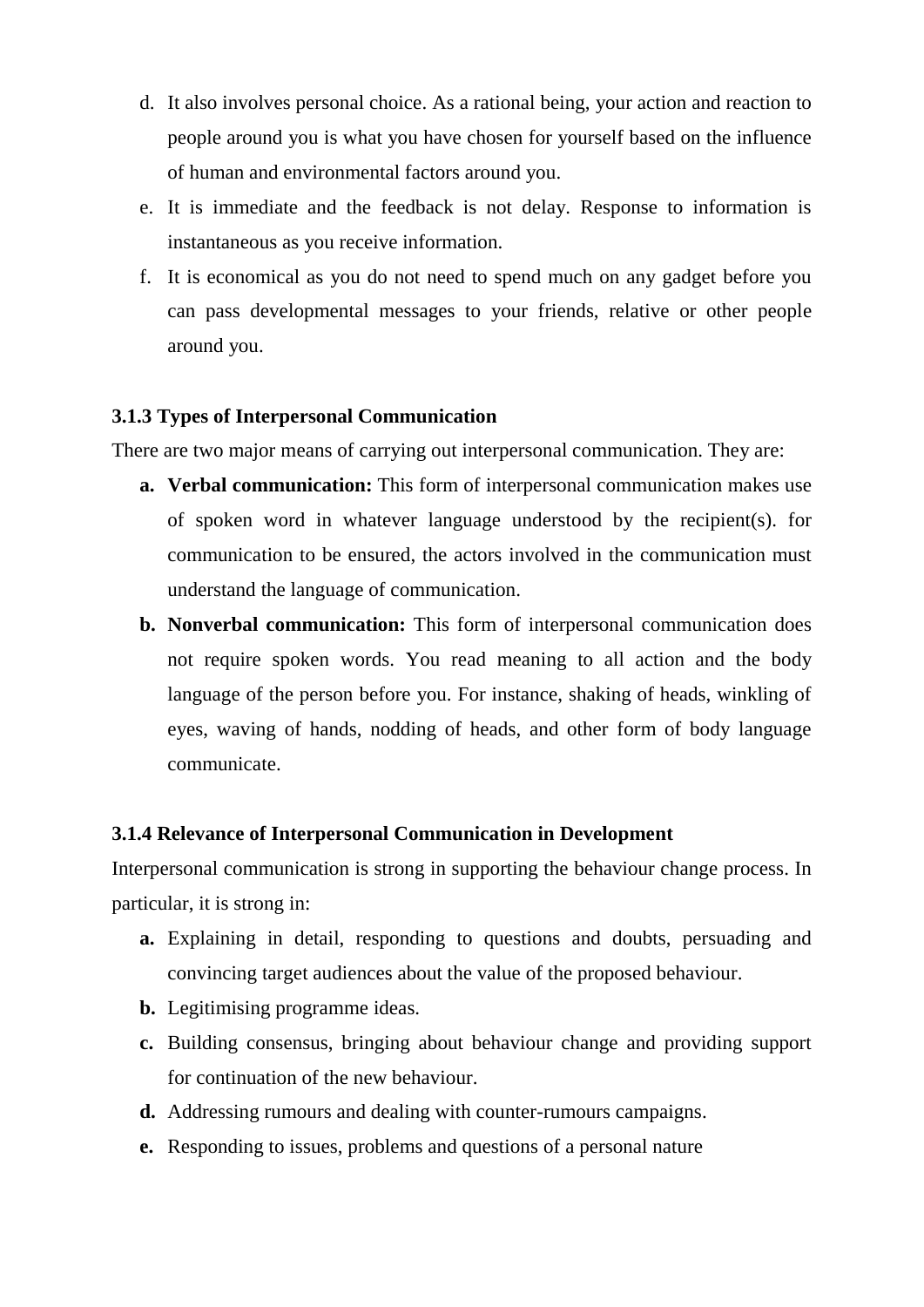d. It also involves personal choice. As a rational being, your action and reaction to people around you is what you have chosen for yourself based on the influence of human and environmental factors around you.

e. It is immediate and the feedback is not delay. Response to information is instantaneous as you receive information.

f. It is economical as you do not need to spend much on any gadget before you can pass developmental messages to your friends, relative or other people around you.

### 3.1.3 Types of Interpersonal Communication

There are two major means of carrying out interpersonal communication. They are:

a. **Verbal communication:** This form of interpersonal communication makes use of spoken word in whatever language understood by the recipient(s). for communication to be ensured, the actors involved in the communication must understand the language of communication.

b. **Nonverbal communication:** This form of interpersonal communication does not require spoken words. You read meaning to all action and the body language of the person before you. For instance, shaking of heads, winkling of eyes, waving of hands, nodding of heads, and other form of body language communicate.

### 3.1.4 Relevance of Interpersonal Communication in Development

Interpersonal communication is strong in supporting the behaviour change process. In particular, it is strong in:

**a.** Explaining in detail, responding to questions and doubts, persuading and convincing target audiences about the value of the proposed behaviour.

**b.** Legitimising programme ideas.

**c.** Building consensus, bringing about behaviour change and providing support for continuation of the new behaviour.

**d.** Addressing rumours and dealing with counter-rumours campaigns.

**e.** Responding to issues, problems and questions of a personal nature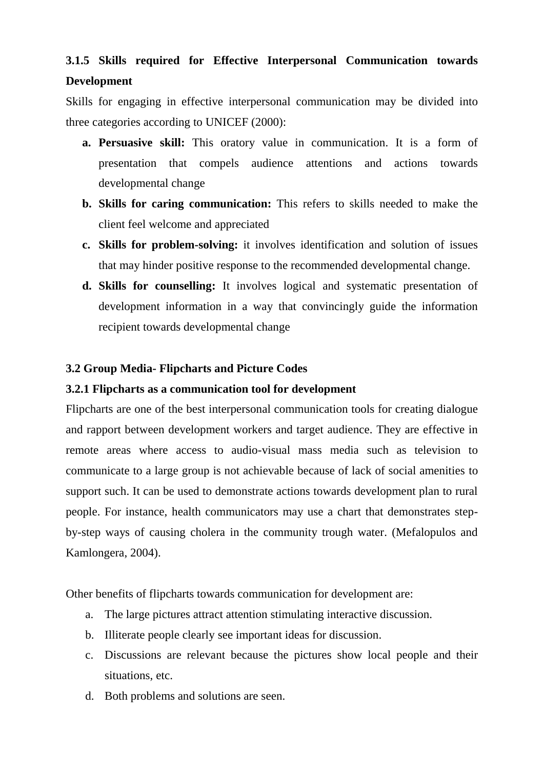### 3.1.5 Skills required for Effective Interpersonal Communication towards Development

Skills for engaging in effective interpersonal communication may be divided into three categories according to UNICEF (2000):

a. **Persuasive skill:** This oratory value in communication. It is a form of presentation that compels audience attentions and actions towards developmental change
b. **Skills for caring communication:** This refers to skills needed to make the client feel welcome and appreciated
c. **Skills for problem-solving:** it involves identification and solution of issues that may hinder positive response to the recommended developmental change.
d. **Skills for counselling:** It involves logical and systematic presentation of development information in a way that convincingly guide the information recipient towards developmental change

## 3.2 Group Media- Flipcharts and Picture Codes

### 3.2.1 Flipcharts as a communication tool for development

Flipcharts are one of the best interpersonal communication tools for creating dialogue and rapport between development workers and target audience. They are effective in remote areas where access to audio-visual mass media such as television to communicate to a large group is not achievable because of lack of social amenities to support such. It can be used to demonstrate actions towards development plan to rural people. For instance, health communicators may use a chart that demonstrates step-by-step ways of causing cholera in the community trough water. (Mefalopulos and Kamlongera, 2004).

Other benefits of flipcharts towards communication for development are:

a. The large pictures attract attention stimulating interactive discussion.
b. Illiterate people clearly see important ideas for discussion.
c. Discussions are relevant because the pictures show local people and their situations, etc.
d. Both problems and solutions are seen.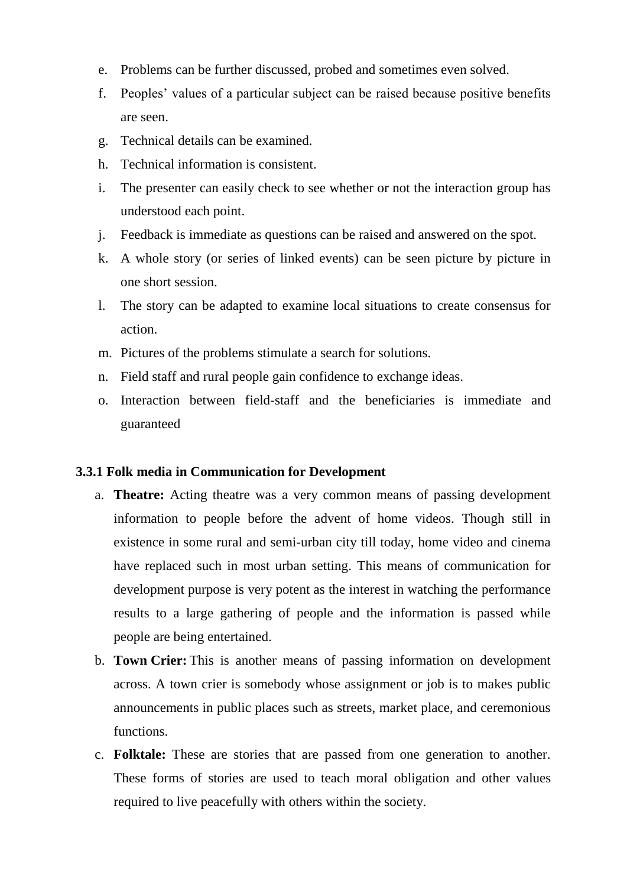e. Problems can be further discussed, probed and sometimes even solved.
f. Peoples' values of a particular subject can be raised because positive benefits are seen.
g. Technical details can be examined.
h. Technical information is consistent.
i. The presenter can easily check to see whether or not the interaction group has understood each point.
j. Feedback is immediate as questions can be raised and answered on the spot.
k. A whole story (or series of linked events) can be seen picture by picture in one short session.
l. The story can be adapted to examine local situations to create consensus for action.
m. Pictures of the problems stimulate a search for solutions.
n. Field staff and rural people gain confidence to exchange ideas.
o. Interaction between field-staff and the beneficiaries is immediate and guaranteed

### 3.3.1 Folk media in Communication for Development

a. **Theatre:** Acting theatre was a very common means of passing development information to people before the advent of home videos. Though still in existence in some rural and semi-urban city till today, home video and cinema have replaced such in most urban setting. This means of communication for development purpose is very potent as the interest in watching the performance results to a large gathering of people and the information is passed while people are being entertained.
b. **Town Crier:** This is another means of passing information on development across. A town crier is somebody whose assignment or job is to makes public announcements in public places such as streets, market place, and ceremonious functions.
c. **Folktale:** These are stories that are passed from one generation to another. These forms of stories are used to teach moral obligation and other values required to live peacefully with others within the society.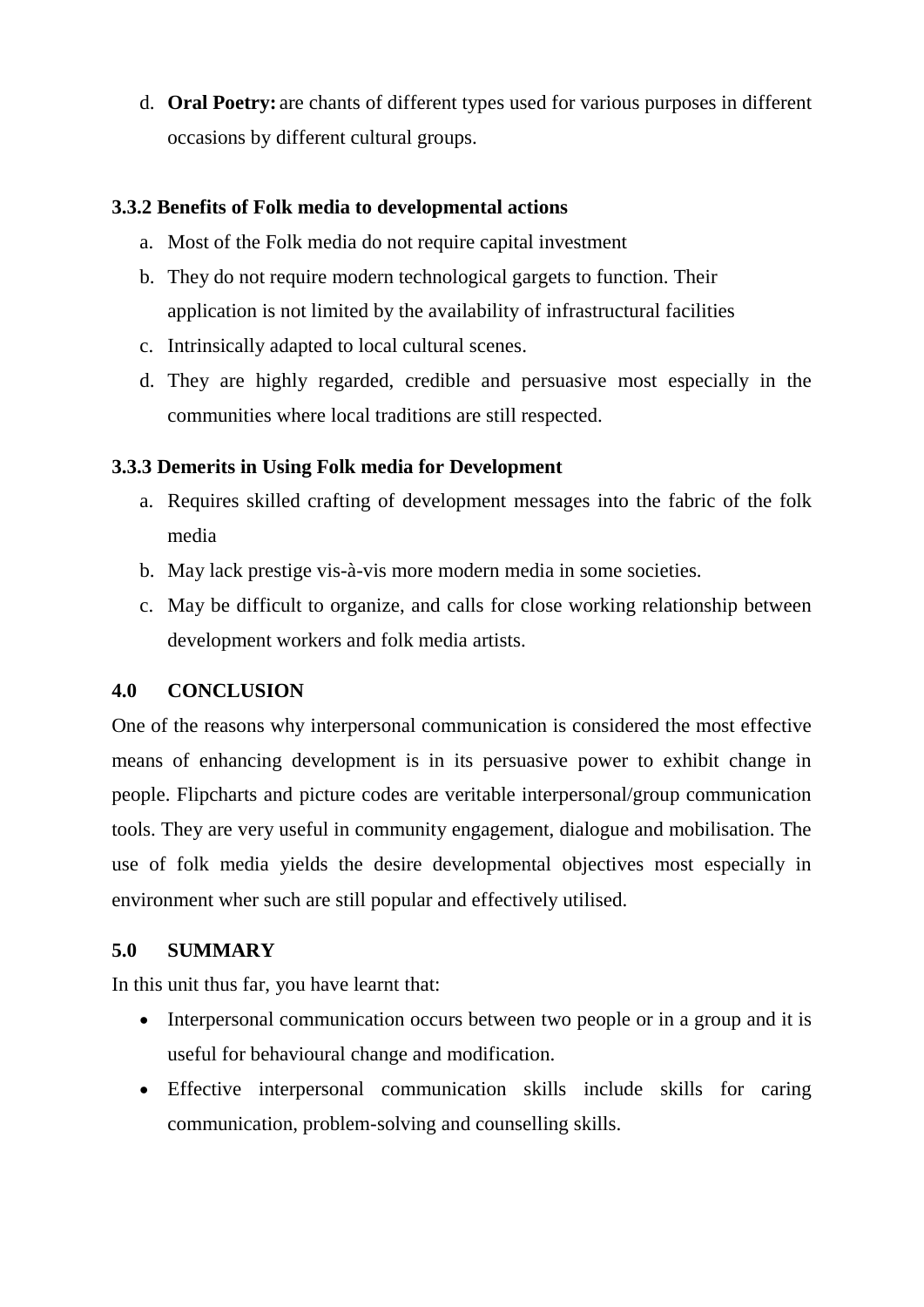d. **Oral Poetry:** are chants of different types used for various purposes in different occasions by different cultural groups.

### 3.3.2 Benefits of Folk media to developmental actions

a. Most of the Folk media do not require capital investment
b. They do not require modern technological gargets to function. Their application is not limited by the availability of infrastructural facilities
c. Intrinsically adapted to local cultural scenes.
d. They are highly regarded, credible and persuasive most especially in the communities where local traditions are still respected.

### 3.3.3 Demerits in Using Folk media for Development

a. Requires skilled crafting of development messages into the fabric of the folk media
b. May lack prestige vis-à-vis more modern media in some societies.
c. May be difficult to organize, and calls for close working relationship between development workers and folk media artists.

## 4.0 CONCLUSION

One of the reasons why interpersonal communication is considered the most effective means of enhancing development is in its persuasive power to exhibit change in people. Flipcharts and picture codes are veritable interpersonal/group communication tools. They are very useful in community engagement, dialogue and mobilisation. The use of folk media yields the desire developmental objectives most especially in environment wher such are still popular and effectively utilised.

## 5.0 SUMMARY

In this unit thus far, you have learnt that:

- Interpersonal communication occurs between two people or in a group and it is useful for behavioural change and modification.
- Effective interpersonal communication skills include skills for caring communication, problem-solving and counselling skills.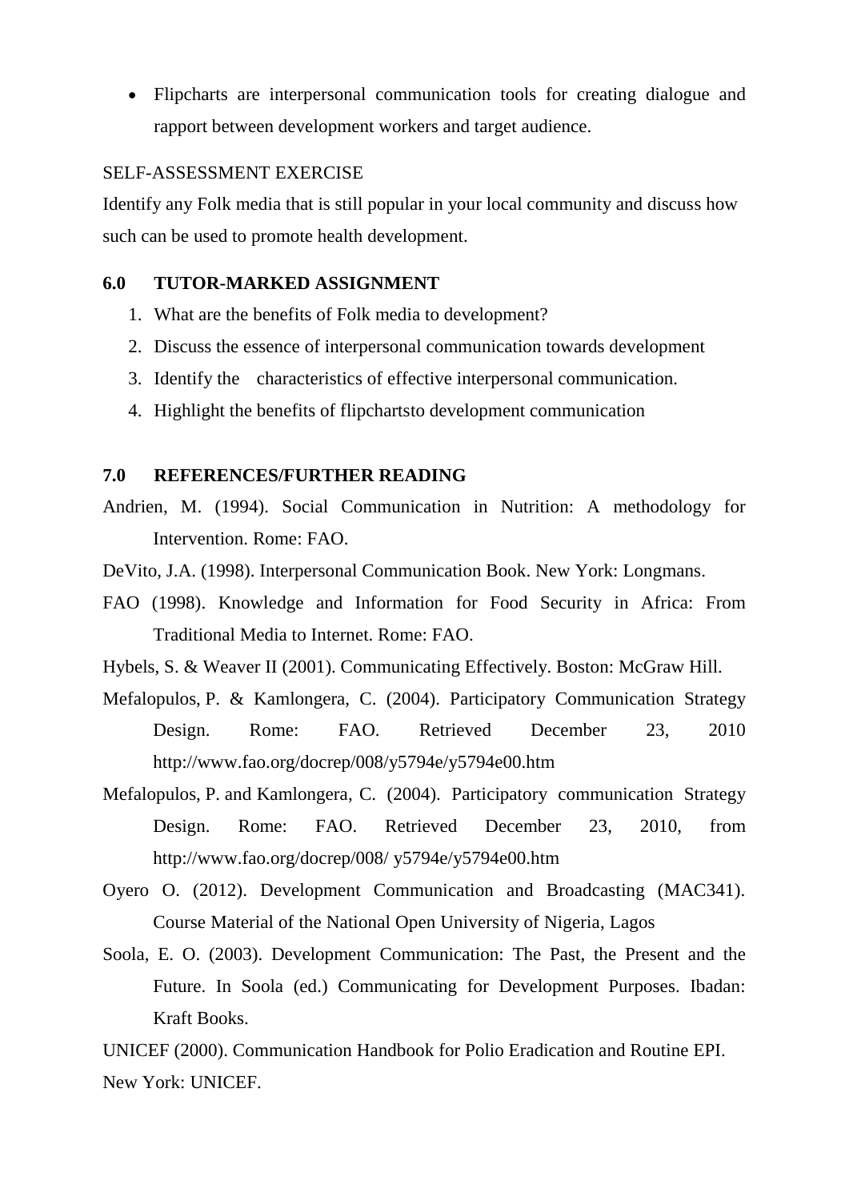- Flipcharts are interpersonal communication tools for creating dialogue and rapport between development workers and target audience.

SELF-ASSESSMENT EXERCISE

Identify any Folk media that is still popular in your local community and discuss how such can be used to promote health development.

## 6.0 TUTOR-MARKED ASSIGNMENT

1. What are the benefits of Folk media to development?
2. Discuss the essence of interpersonal communication towards development
3. Identify the characteristics of effective interpersonal communication.
4. Highlight the benefits of flipchartsto development communication

## 7.0 REFERENCES/FURTHER READING

Andrien, M. (1994). Social Communication in Nutrition: A methodology for Intervention. Rome: FAO.

DeVito, J.A. (1998). Interpersonal Communication Book. New York: Longmans.

FAO (1998). Knowledge and Information for Food Security in Africa: From Traditional Media to Internet. Rome: FAO.

Hybels, S. & Weaver II (2001). Communicating Effectively. Boston: McGraw Hill.

Mefalopulos, P. & Kamlongera, C. (2004). Participatory Communication Strategy Design. Rome: FAO. Retrieved December 23, 2010 http://www.fao.org/docrep/008/y5794e/y5794e00.htm

Mefalopulos, P. and Kamlongera, C. (2004). Participatory communication Strategy Design. Rome: FAO. Retrieved December 23, 2010, from http://www.fao.org/docrep/008/ y5794e/y5794e00.htm

Oyero O. (2012). Development Communication and Broadcasting (MAC341). Course Material of the National Open University of Nigeria, Lagos

Soola, E. O. (2003). Development Communication: The Past, the Present and the Future. In Soola (ed.) Communicating for Development Purposes. Ibadan: Kraft Books.

UNICEF (2000). Communication Handbook for Polio Eradication and Routine EPI. New York: UNICEF.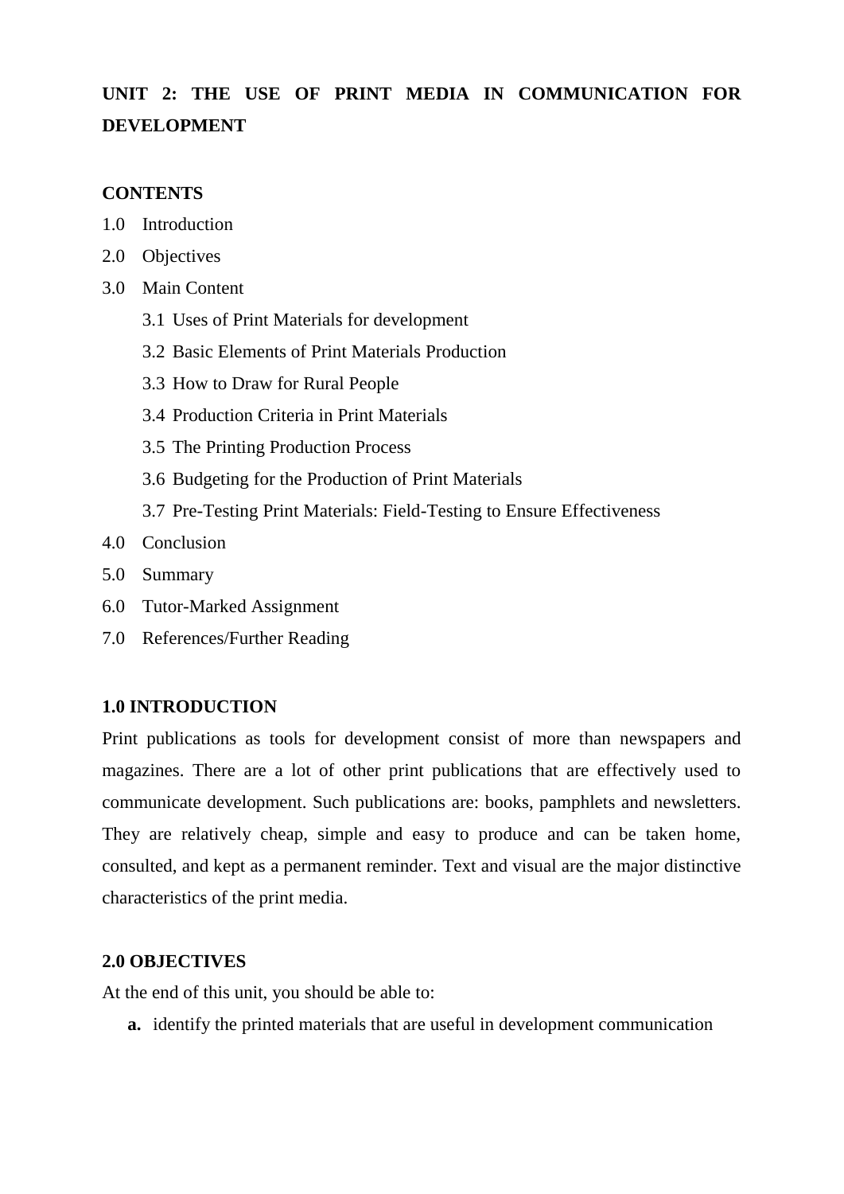## UNIT 2: THE USE OF PRINT MEDIA IN COMMUNICATION FOR DEVELOPMENT

**CONTENTS**

1.0 Introduction
2.0 Objectives
3.0 Main Content
    3.1 Uses of Print Materials for development
    3.2 Basic Elements of Print Materials Production
    3.3 How to Draw for Rural People
    3.4 Production Criteria in Print Materials
    3.5 The Printing Production Process
    3.6 Budgeting for the Production of Print Materials
    3.7 Pre-Testing Print Materials: Field-Testing to Ensure Effectiveness
4.0 Conclusion
5.0 Summary
6.0 Tutor-Marked Assignment
7.0 References/Further Reading

### 1.0 INTRODUCTION

Print publications as tools for development consist of more than newspapers and magazines. There are a lot of other print publications that are effectively used to communicate development. Such publications are: books, pamphlets and newsletters. They are relatively cheap, simple and easy to produce and can be taken home, consulted, and kept as a permanent reminder. Text and visual are the major distinctive characteristics of the print media.

### 2.0 OBJECTIVES

At the end of this unit, you should be able to:

**a.** identify the printed materials that are useful in development communication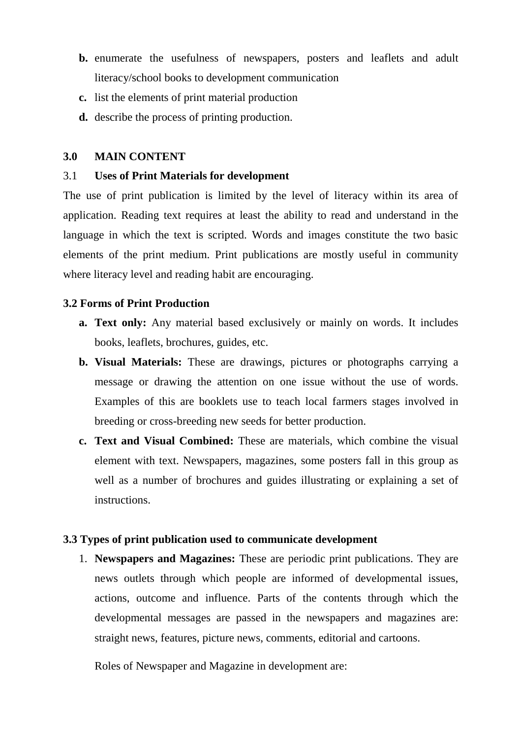b. enumerate the usefulness of newspapers, posters and leaflets and adult literacy/school books to development communication
c. list the elements of print material production
d. describe the process of printing production.

## 3.0 MAIN CONTENT

### 3.1 Uses of Print Materials for development

The use of print publication is limited by the level of literacy within its area of application. Reading text requires at least the ability to read and understand in the language in which the text is scripted. Words and images constitute the two basic elements of the print medium. Print publications are mostly useful in community where literacy level and reading habit are encouraging.

### 3.2 Forms of Print Production

a. **Text only:** Any material based exclusively or mainly on words. It includes books, leaflets, brochures, guides, etc.
b. **Visual Materials:** These are drawings, pictures or photographs carrying a message or drawing the attention on one issue without the use of words. Examples of this are booklets use to teach local farmers stages involved in breeding or cross-breeding new seeds for better production.
c. **Text and Visual Combined:** These are materials, which combine the visual element with text. Newspapers, magazines, some posters fall in this group as well as a number of brochures and guides illustrating or explaining a set of instructions.

### 3.3 Types of print publication used to communicate development

1. **Newspapers and Magazines:** These are periodic print publications. They are news outlets through which people are informed of developmental issues, actions, outcome and influence. Parts of the contents through which the developmental messages are passed in the newspapers and magazines are: straight news, features, picture news, comments, editorial and cartoons.

   Roles of Newspaper and Magazine in development are: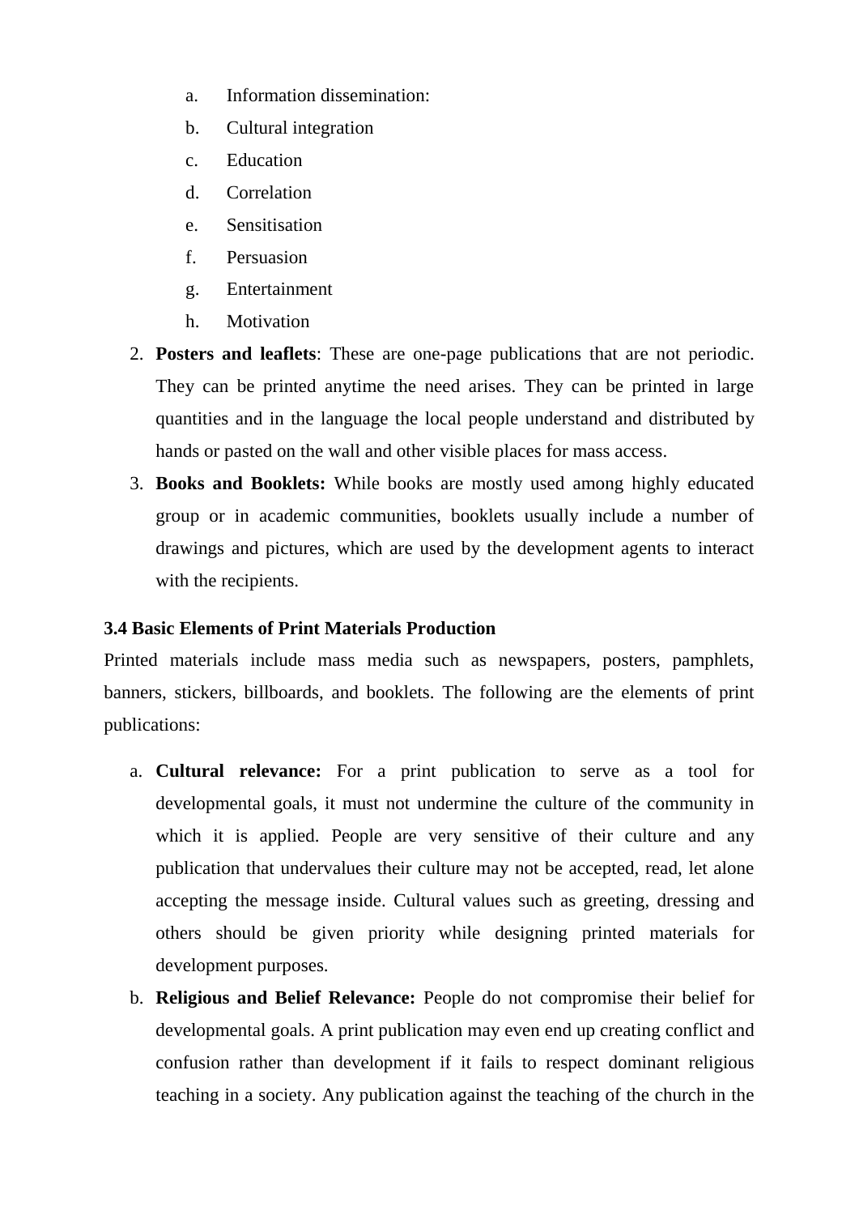a. Information dissemination:
   b. Cultural integration
   c. Education
   d. Correlation
   e. Sensitisation
   f. Persuasion
   g. Entertainment
   h. Motivation

2. **Posters and leaflets**: These are one-page publications that are not periodic. They can be printed anytime the need arises. They can be printed in large quantities and in the language the local people understand and distributed by hands or pasted on the wall and other visible places for mass access.
3. **Books and Booklets:** While books are mostly used among highly educated group or in academic communities, booklets usually include a number of drawings and pictures, which are used by the development agents to interact with the recipients.

### 3.4 Basic Elements of Print Materials Production

Printed materials include mass media such as newspapers, posters, pamphlets, banners, stickers, billboards, and booklets. The following are the elements of print publications:

a. **Cultural relevance:** For a print publication to serve as a tool for developmental goals, it must not undermine the culture of the community in which it is applied. People are very sensitive of their culture and any publication that undervalues their culture may not be accepted, read, let alone accepting the message inside. Cultural values such as greeting, dressing and others should be given priority while designing printed materials for development purposes.
b. **Religious and Belief Relevance:** People do not compromise their belief for developmental goals. A print publication may even end up creating conflict and confusion rather than development if it fails to respect dominant religious teaching in a society. Any publication against the teaching of the church in the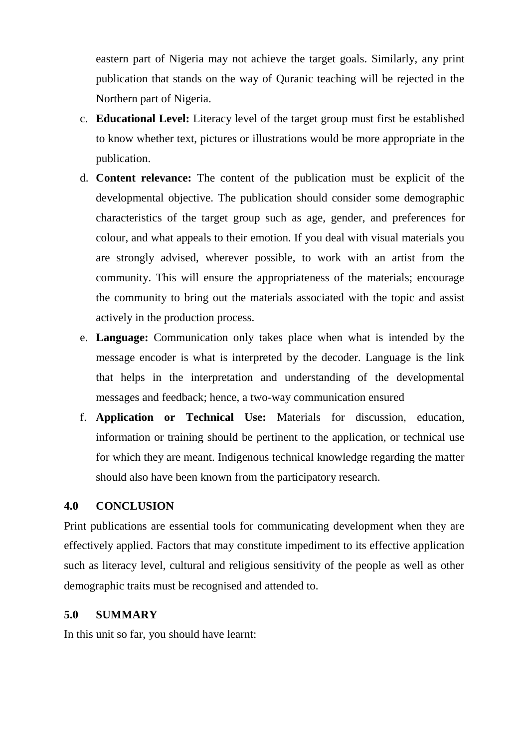eastern part of Nigeria may not achieve the target goals. Similarly, any print publication that stands on the way of Quranic teaching will be rejected in the Northern part of Nigeria.

c. **Educational Level:** Literacy level of the target group must first be established to know whether text, pictures or illustrations would be more appropriate in the publication.

d. **Content relevance:** The content of the publication must be explicit of the developmental objective. The publication should consider some demographic characteristics of the target group such as age, gender, and preferences for colour, and what appeals to their emotion. If you deal with visual materials you are strongly advised, wherever possible, to work with an artist from the community. This will ensure the appropriateness of the materials; encourage the community to bring out the materials associated with the topic and assist actively in the production process.

e. **Language:** Communication only takes place when what is intended by the message encoder is what is interpreted by the decoder. Language is the link that helps in the interpretation and understanding of the developmental messages and feedback; hence, a two-way communication ensured

f. **Application or Technical Use:** Materials for discussion, education, information or training should be pertinent to the application, or technical use for which they are meant. Indigenous technical knowledge regarding the matter should also have been known from the participatory research.

## 4.0 CONCLUSION

Print publications are essential tools for communicating development when they are effectively applied. Factors that may constitute impediment to its effective application such as literacy level, cultural and religious sensitivity of the people as well as other demographic traits must be recognised and attended to.

## 5.0 SUMMARY

In this unit so far, you should have learnt: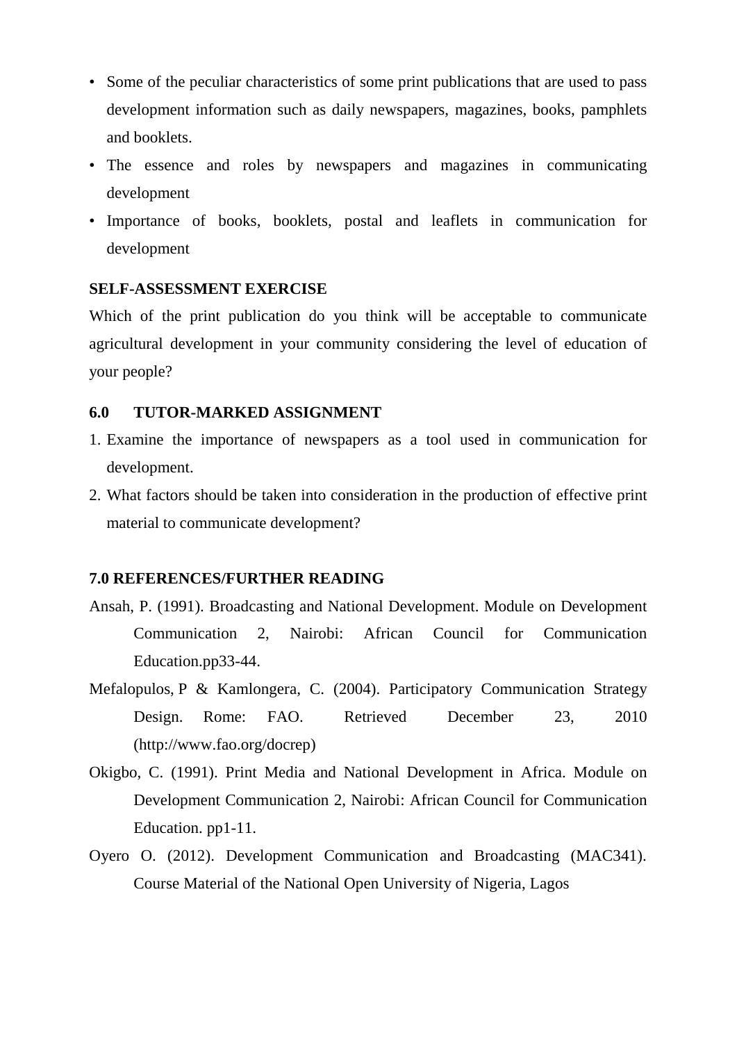- Some of the peculiar characteristics of some print publications that are used to pass development information such as daily newspapers, magazines, books, pamphlets and booklets.
- The essence and roles by newspapers and magazines in communicating development
- Importance of books, booklets, postal and leaflets in communication for development

**SELF-ASSESSMENT EXERCISE**

Which of the print publication do you think will be acceptable to communicate agricultural development in your community considering the level of education of your people?

## 6.0 TUTOR-MARKED ASSIGNMENT

1. Examine the importance of newspapers as a tool used in communication for development.
2. What factors should be taken into consideration in the production of effective print material to communicate development?

## 7.0 REFERENCES/FURTHER READING

Ansah, P. (1991). Broadcasting and National Development. Module on Development Communication 2, Nairobi: African Council for Communication Education.pp33-44.

Mefalopulos, P & Kamlongera, C. (2004). Participatory Communication Strategy Design. Rome: FAO. Retrieved December 23, 2010 (http://www.fao.org/docrep)

Okigbo, C. (1991). Print Media and National Development in Africa. Module on Development Communication 2, Nairobi: African Council for Communication Education. pp1-11.

Oyero O. (2012). Development Communication and Broadcasting (MAC341). Course Material of the National Open University of Nigeria, Lagos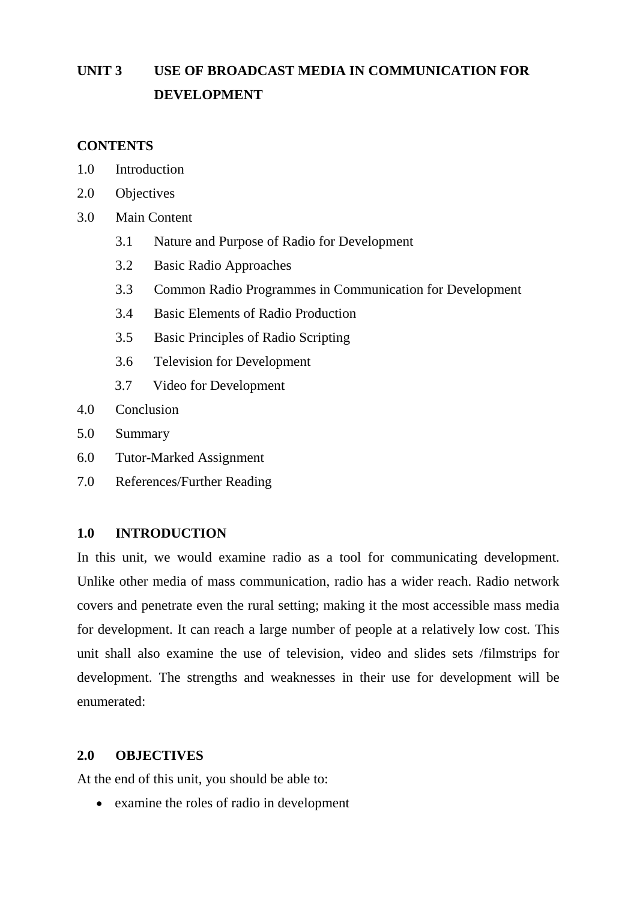# UNIT 3 USE OF BROADCAST MEDIA IN COMMUNICATION FOR DEVELOPMENT

**CONTENTS**

1.0 Introduction
2.0 Objectives
3.0 Main Content
  3.1 Nature and Purpose of Radio for Development
  3.2 Basic Radio Approaches
  3.3 Common Radio Programmes in Communication for Development
  3.4 Basic Elements of Radio Production
  3.5 Basic Principles of Radio Scripting
  3.6 Television for Development
  3.7 Video for Development
4.0 Conclusion
5.0 Summary
6.0 Tutor-Marked Assignment
7.0 References/Further Reading

## 1.0 INTRODUCTION

In this unit, we would examine radio as a tool for communicating development. Unlike other media of mass communication, radio has a wider reach. Radio network covers and penetrate even the rural setting; making it the most accessible mass media for development. It can reach a large number of people at a relatively low cost. This unit shall also examine the use of television, video and slides sets /filmstrips for development. The strengths and weaknesses in their use for development will be enumerated:

## 2.0 OBJECTIVES

At the end of this unit, you should be able to:

- examine the roles of radio in development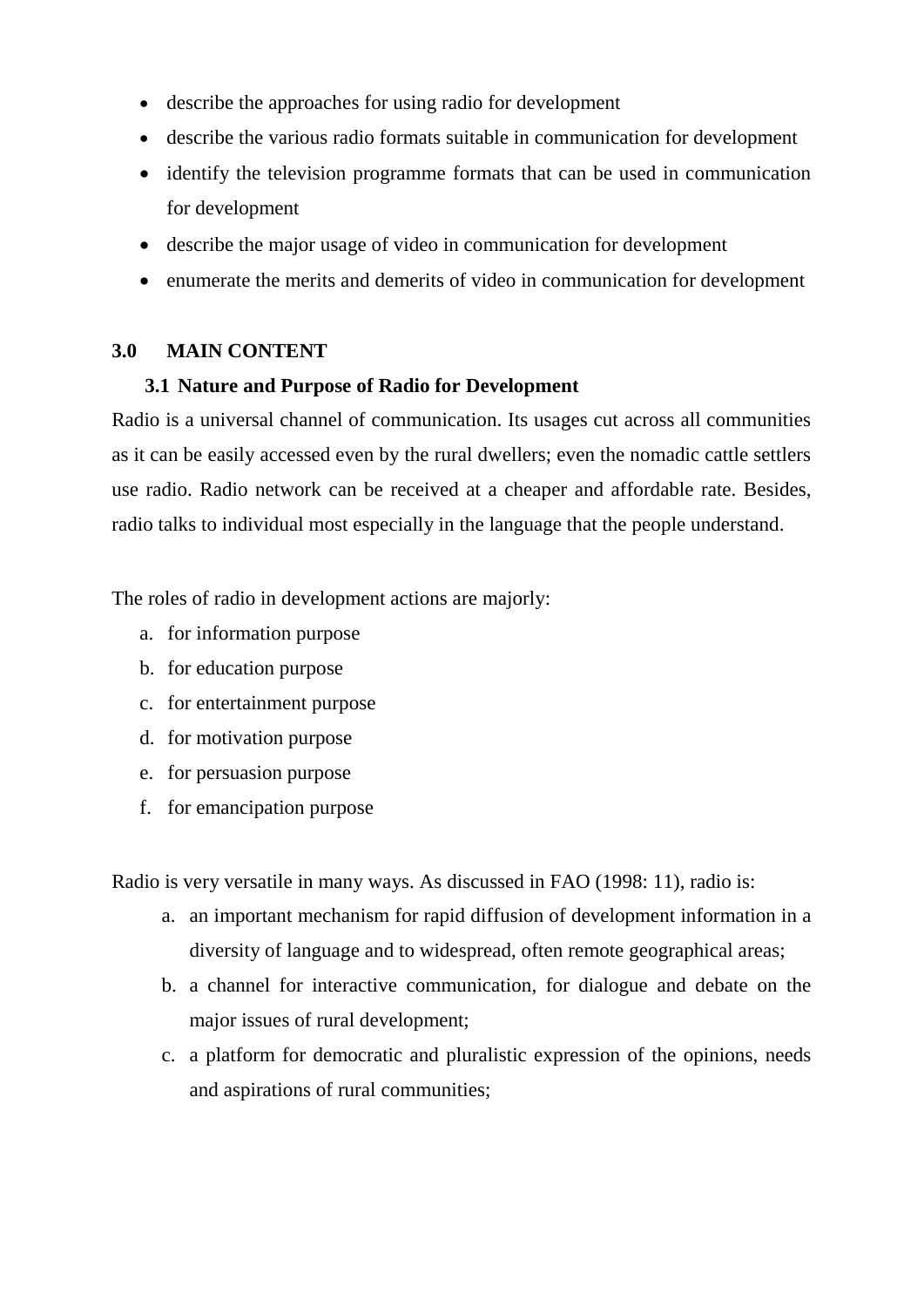- describe the approaches for using radio for development
- describe the various radio formats suitable in communication for development
- identify the television programme formats that can be used in communication for development
- describe the major usage of video in communication for development
- enumerate the merits and demerits of video in communication for development

## 3.0 MAIN CONTENT

### 3.1 Nature and Purpose of Radio for Development

Radio is a universal channel of communication. Its usages cut across all communities as it can be easily accessed even by the rural dwellers; even the nomadic cattle settlers use radio. Radio network can be received at a cheaper and affordable rate. Besides, radio talks to individual most especially in the language that the people understand.

The roles of radio in development actions are majorly:

a. for information purpose
b. for education purpose
c. for entertainment purpose
d. for motivation purpose
e. for persuasion purpose
f. for emancipation purpose

Radio is very versatile in many ways. As discussed in FAO (1998: 11), radio is:

a. an important mechanism for rapid diffusion of development information in a diversity of language and to widespread, often remote geographical areas;
b. a channel for interactive communication, for dialogue and debate on the major issues of rural development;
c. a platform for democratic and pluralistic expression of the opinions, needs and aspirations of rural communities;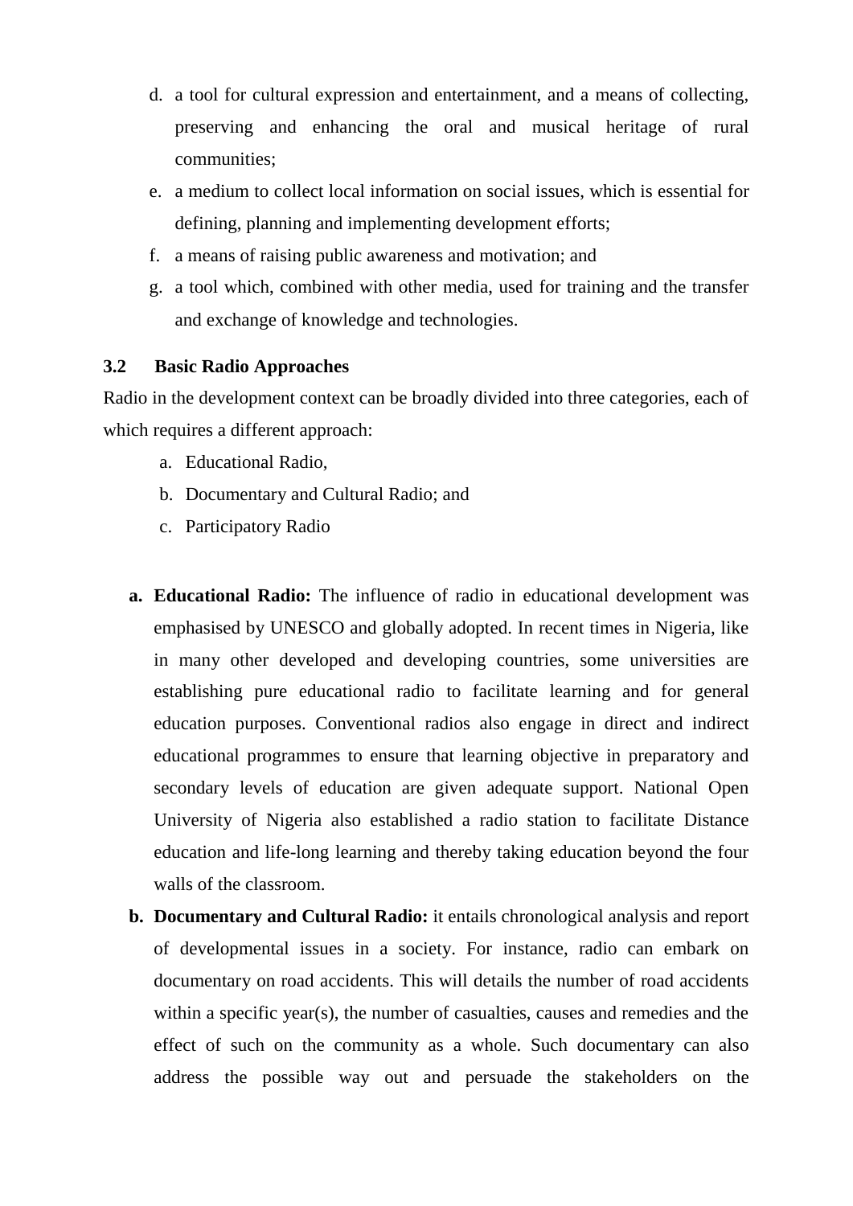d. a tool for cultural expression and entertainment, and a means of collecting, preserving and enhancing the oral and musical heritage of rural communities;
e. a medium to collect local information on social issues, which is essential for defining, planning and implementing development efforts;
f. a means of raising public awareness and motivation; and
g. a tool which, combined with other media, used for training and the transfer and exchange of knowledge and technologies.

### 3.2 Basic Radio Approaches

Radio in the development context can be broadly divided into three categories, each of which requires a different approach:

a. Educational Radio,
b. Documentary and Cultural Radio; and
c. Participatory Radio

**a. Educational Radio:** The influence of radio in educational development was emphasised by UNESCO and globally adopted. In recent times in Nigeria, like in many other developed and developing countries, some universities are establishing pure educational radio to facilitate learning and for general education purposes. Conventional radios also engage in direct and indirect educational programmes to ensure that learning objective in preparatory and secondary levels of education are given adequate support. National Open University of Nigeria also established a radio station to facilitate Distance education and life-long learning and thereby taking education beyond the four walls of the classroom.

**b. Documentary and Cultural Radio:** it entails chronological analysis and report of developmental issues in a society. For instance, radio can embark on documentary on road accidents. This will details the number of road accidents within a specific year(s), the number of casualties, causes and remedies and the effect of such on the community as a whole. Such documentary can also address the possible way out and persuade the stakeholders on the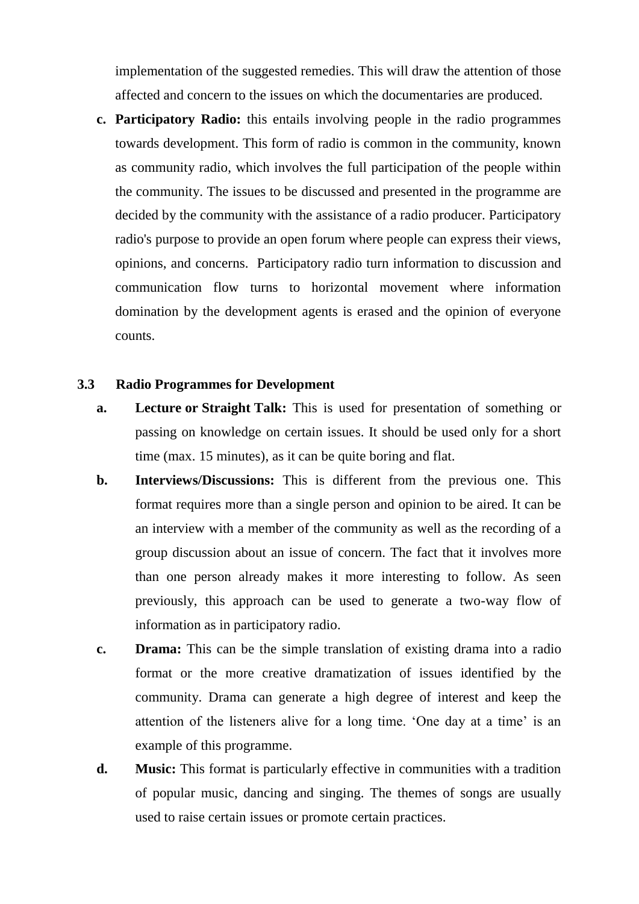implementation of the suggested remedies. This will draw the attention of those affected and concern to the issues on which the documentaries are produced.

c. **Participatory Radio:** this entails involving people in the radio programmes towards development. This form of radio is common in the community, known as community radio, which involves the full participation of the people within the community. The issues to be discussed and presented in the programme are decided by the community with the assistance of a radio producer. Participatory radio's purpose to provide an open forum where people can express their views, opinions, and concerns. Participatory radio turn information to discussion and communication flow turns to horizontal movement where information domination by the development agents is erased and the opinion of everyone counts.

### 3.3 Radio Programmes for Development

a. **Lecture or Straight Talk:** This is used for presentation of something or passing on knowledge on certain issues. It should be used only for a short time (max. 15 minutes), as it can be quite boring and flat.

b. **Interviews/Discussions:** This is different from the previous one. This format requires more than a single person and opinion to be aired. It can be an interview with a member of the community as well as the recording of a group discussion about an issue of concern. The fact that it involves more than one person already makes it more interesting to follow. As seen previously, this approach can be used to generate a two-way flow of information as in participatory radio.

c. **Drama:** This can be the simple translation of existing drama into a radio format or the more creative dramatization of issues identified by the community. Drama can generate a high degree of interest and keep the attention of the listeners alive for a long time. 'One day at a time' is an example of this programme.

d. **Music:** This format is particularly effective in communities with a tradition of popular music, dancing and singing. The themes of songs are usually used to raise certain issues or promote certain practices.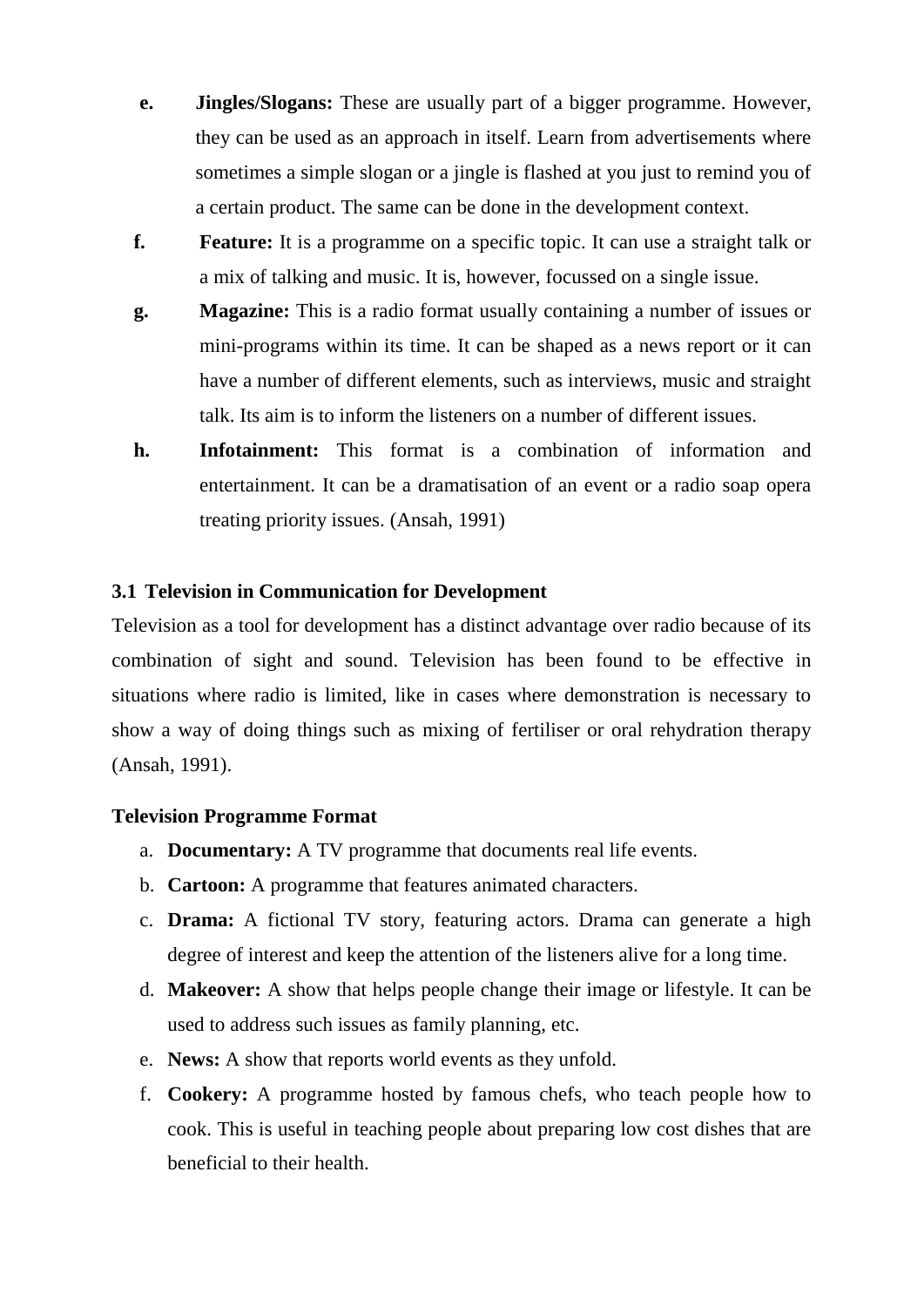e. **Jingles/Slogans:** These are usually part of a bigger programme. However, they can be used as an approach in itself. Learn from advertisements where sometimes a simple slogan or a jingle is flashed at you just to remind you of a certain product. The same can be done in the development context.

f. **Feature:** It is a programme on a specific topic. It can use a straight talk or a mix of talking and music. It is, however, focussed on a single issue.

g. **Magazine:** This is a radio format usually containing a number of issues or mini-programs within its time. It can be shaped as a news report or it can have a number of different elements, such as interviews, music and straight talk. Its aim is to inform the listeners on a number of different issues.

h. **Infotainment:** This format is a combination of information and entertainment. It can be a dramatisation of an event or a radio soap opera treating priority issues. (Ansah, 1991)

### 3.1 Television in Communication for Development

Television as a tool for development has a distinct advantage over radio because of its combination of sight and sound. Television has been found to be effective in situations where radio is limited, like in cases where demonstration is necessary to show a way of doing things such as mixing of fertiliser or oral rehydration therapy (Ansah, 1991).

#### Television Programme Format

a. **Documentary:** A TV programme that documents real life events.
b. **Cartoon:** A programme that features animated characters.
c. **Drama:** A fictional TV story, featuring actors. Drama can generate a high degree of interest and keep the attention of the listeners alive for a long time.
d. **Makeover:** A show that helps people change their image or lifestyle. It can be used to address such issues as family planning, etc.
e. **News:** A show that reports world events as they unfold.
f. **Cookery:** A programme hosted by famous chefs, who teach people how to cook. This is useful in teaching people about preparing low cost dishes that are beneficial to their health.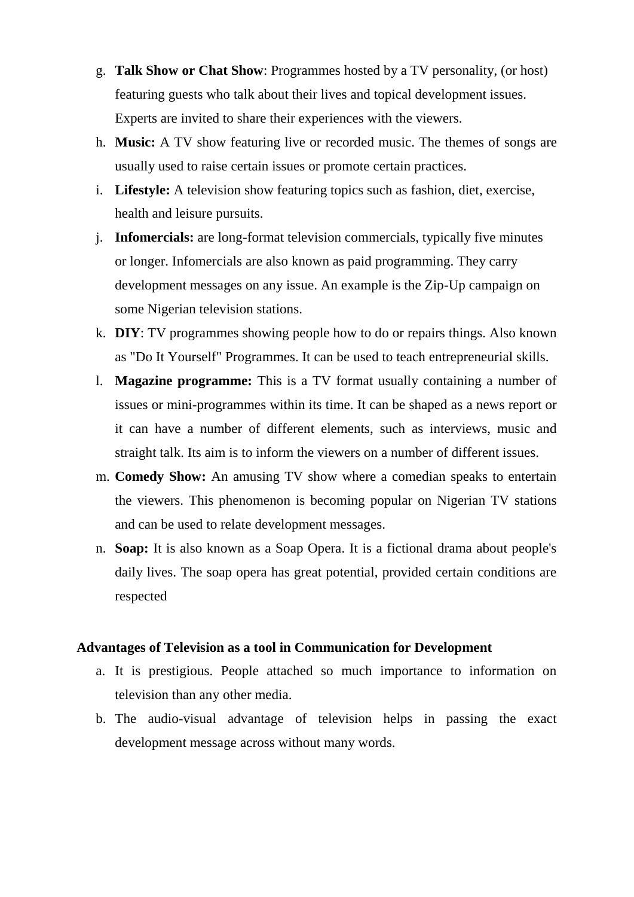g. **Talk Show or Chat Show**: Programmes hosted by a TV personality, (or host) featuring guests who talk about their lives and topical development issues. Experts are invited to share their experiences with the viewers.

h. **Music:** A TV show featuring live or recorded music. The themes of songs are usually used to raise certain issues or promote certain practices.

i. **Lifestyle:** A television show featuring topics such as fashion, diet, exercise, health and leisure pursuits.

j. **Infomercials:** are long-format television commercials, typically five minutes or longer. Infomercials are also known as paid programming. They carry development messages on any issue. An example is the Zip-Up campaign on some Nigerian television stations.

k. **DIY**: TV programmes showing people how to do or repairs things. Also known as "Do It Yourself" Programmes. It can be used to teach entrepreneurial skills.

l. **Magazine programme:** This is a TV format usually containing a number of issues or mini-programmes within its time. It can be shaped as a news report or it can have a number of different elements, such as interviews, music and straight talk. Its aim is to inform the viewers on a number of different issues.

m. **Comedy Show:** An amusing TV show where a comedian speaks to entertain the viewers. This phenomenon is becoming popular on Nigerian TV stations and can be used to relate development messages.

n. **Soap:** It is also known as a Soap Opera. It is a fictional drama about people's daily lives. The soap opera has great potential, provided certain conditions are respected

**Advantages of Television as a tool in Communication for Development**

a. It is prestigious. People attached so much importance to information on television than any other media.

b. The audio-visual advantage of television helps in passing the exact development message across without many words.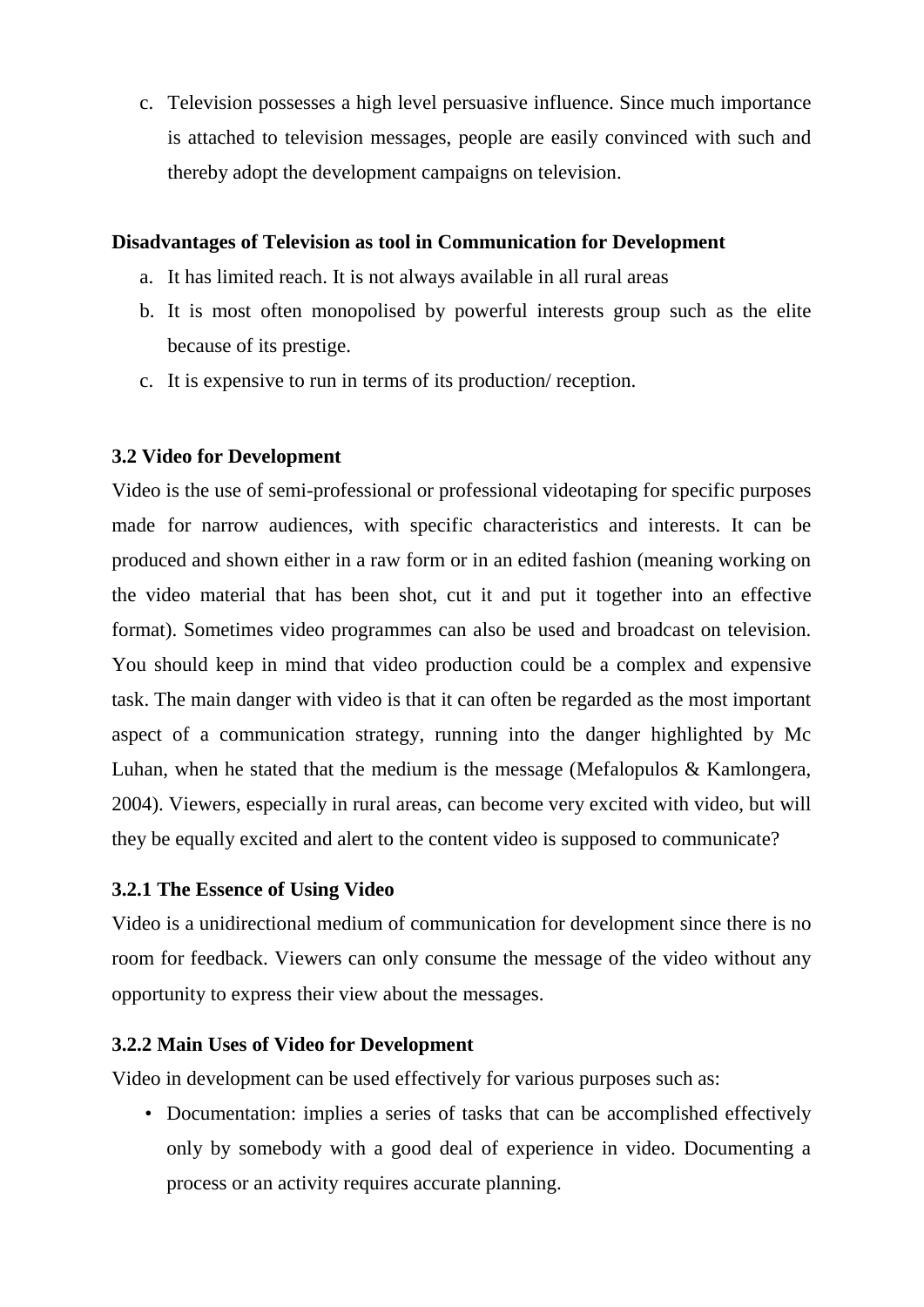c. Television possesses a high level persuasive influence. Since much importance is attached to television messages, people are easily convinced with such and thereby adopt the development campaigns on television.

**Disadvantages of Television as tool in Communication for Development**

a. It has limited reach. It is not always available in all rural areas
b. It is most often monopolised by powerful interests group such as the elite because of its prestige.
c. It is expensive to run in terms of its production/ reception.

### 3.2 Video for Development

Video is the use of semi-professional or professional videotaping for specific purposes made for narrow audiences, with specific characteristics and interests. It can be produced and shown either in a raw form or in an edited fashion (meaning working on the video material that has been shot, cut it and put it together into an effective format). Sometimes video programmes can also be used and broadcast on television. You should keep in mind that video production could be a complex and expensive task. The main danger with video is that it can often be regarded as the most important aspect of a communication strategy, running into the danger highlighted by Mc Luhan, when he stated that the medium is the message (Mefalopulos & Kamlongera, 2004). Viewers, especially in rural areas, can become very excited with video, but will they be equally excited and alert to the content video is supposed to communicate?

#### 3.2.1 The Essence of Using Video

Video is a unidirectional medium of communication for development since there is no room for feedback. Viewers can only consume the message of the video without any opportunity to express their view about the messages.

#### 3.2.2 Main Uses of Video for Development

Video in development can be used effectively for various purposes such as:

- Documentation: implies a series of tasks that can be accomplished effectively only by somebody with a good deal of experience in video. Documenting a process or an activity requires accurate planning.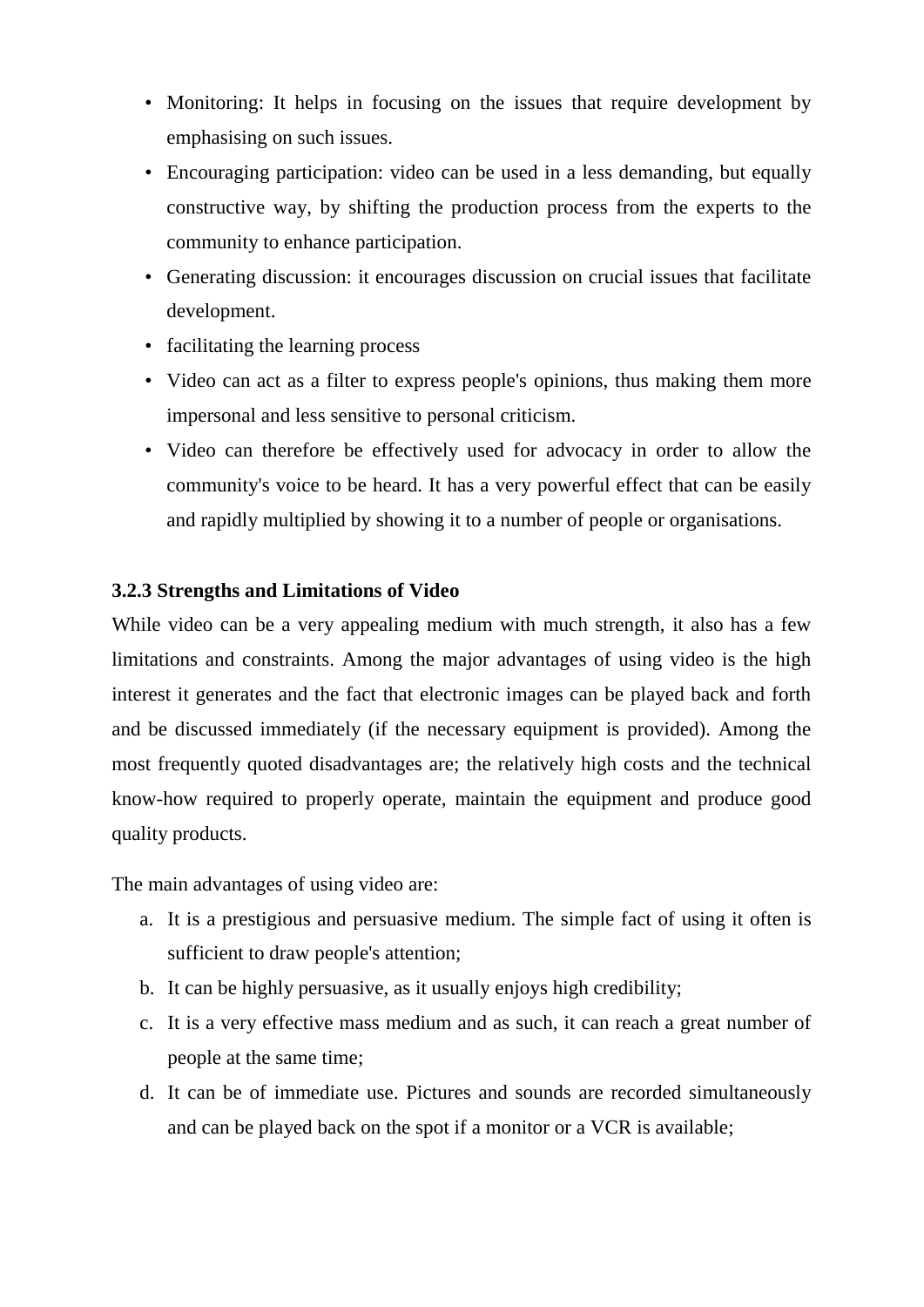- Monitoring: It helps in focusing on the issues that require development by emphasising on such issues.
- Encouraging participation: video can be used in a less demanding, but equally constructive way, by shifting the production process from the experts to the community to enhance participation.
- Generating discussion: it encourages discussion on crucial issues that facilitate development.
- facilitating the learning process
- Video can act as a filter to express people's opinions, thus making them more impersonal and less sensitive to personal criticism.
- Video can therefore be effectively used for advocacy in order to allow the community's voice to be heard. It has a very powerful effect that can be easily and rapidly multiplied by showing it to a number of people or organisations.

### 3.2.3 Strengths and Limitations of Video

While video can be a very appealing medium with much strength, it also has a few limitations and constraints. Among the major advantages of using video is the high interest it generates and the fact that electronic images can be played back and forth and be discussed immediately (if the necessary equipment is provided). Among the most frequently quoted disadvantages are; the relatively high costs and the technical know-how required to properly operate, maintain the equipment and produce good quality products.

The main advantages of using video are:

a. It is a prestigious and persuasive medium. The simple fact of using it often is sufficient to draw people's attention;
b. It can be highly persuasive, as it usually enjoys high credibility;
c. It is a very effective mass medium and as such, it can reach a great number of people at the same time;
d. It can be of immediate use. Pictures and sounds are recorded simultaneously and can be played back on the spot if a monitor or a VCR is available;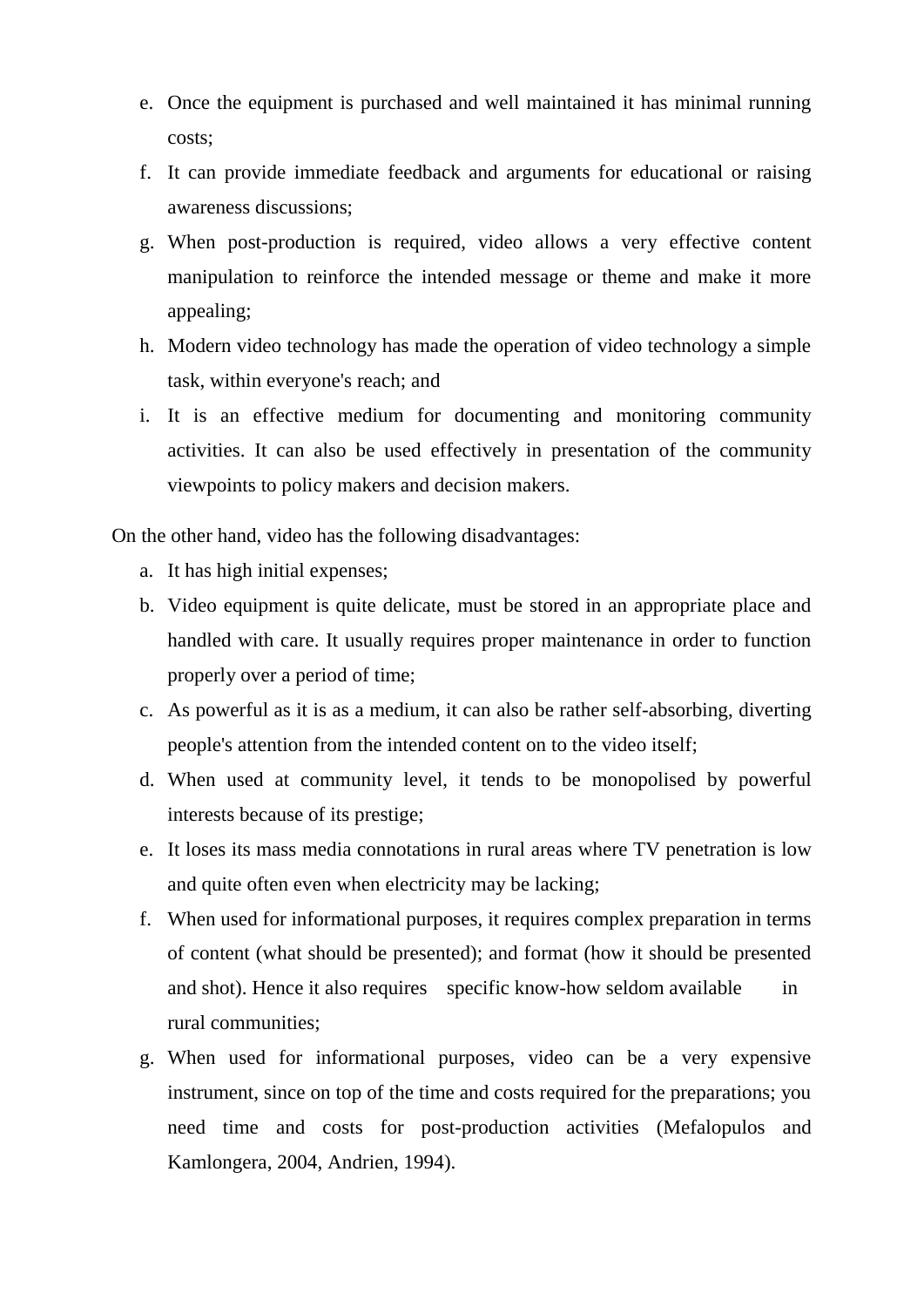e. Once the equipment is purchased and well maintained it has minimal running costs;
f. It can provide immediate feedback and arguments for educational or raising awareness discussions;
g. When post-production is required, video allows a very effective content manipulation to reinforce the intended message or theme and make it more appealing;
h. Modern video technology has made the operation of video technology a simple task, within everyone's reach; and
i. It is an effective medium for documenting and monitoring community activities. It can also be used effectively in presentation of the community viewpoints to policy makers and decision makers.

On the other hand, video has the following disadvantages:

a. It has high initial expenses;
b. Video equipment is quite delicate, must be stored in an appropriate place and handled with care. It usually requires proper maintenance in order to function properly over a period of time;
c. As powerful as it is as a medium, it can also be rather self-absorbing, diverting people's attention from the intended content on to the video itself;
d. When used at community level, it tends to be monopolised by powerful interests because of its prestige;
e. It loses its mass media connotations in rural areas where TV penetration is low and quite often even when electricity may be lacking;
f. When used for informational purposes, it requires complex preparation in terms of content (what should be presented); and format (how it should be presented and shot). Hence it also requires specific know-how seldom available in rural communities;
g. When used for informational purposes, video can be a very expensive instrument, since on top of the time and costs required for the preparations; you need time and costs for post-production activities (Mefalopulos and Kamlongera, 2004, Andrien, 1994).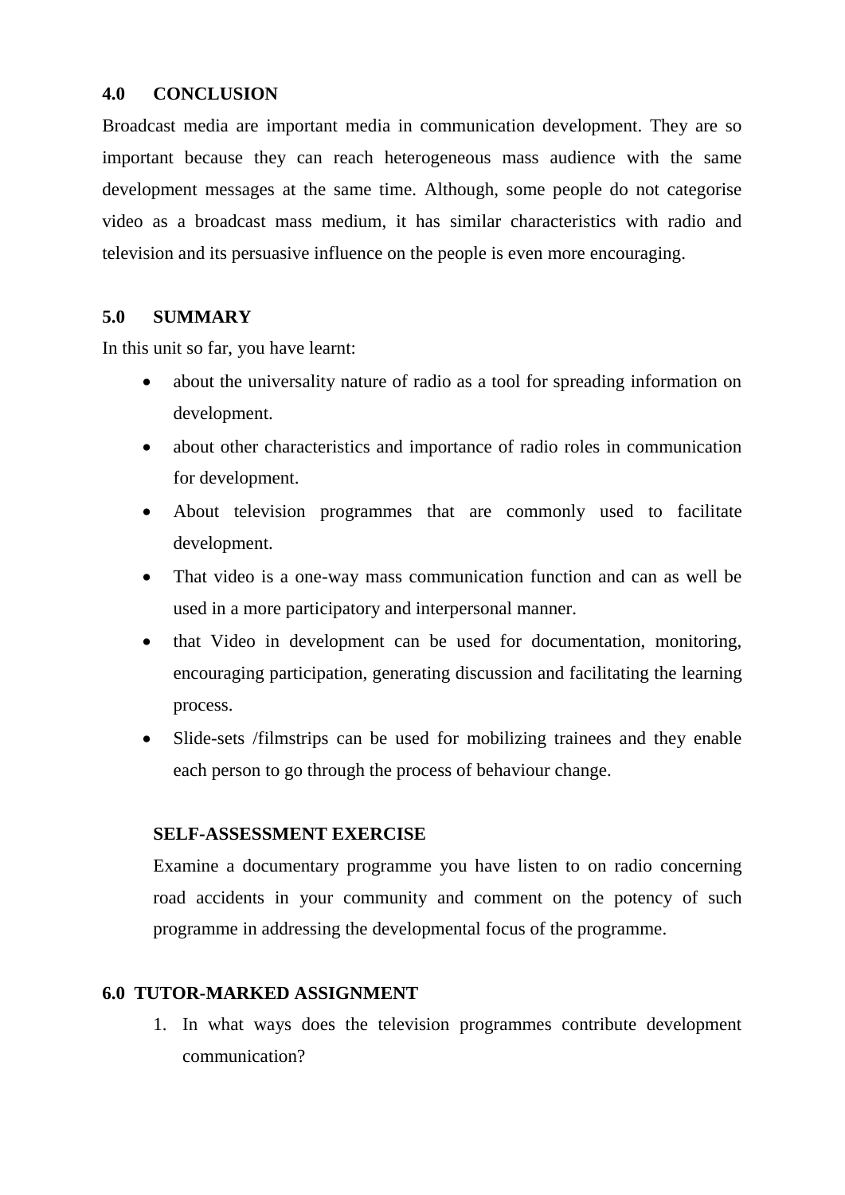## 4.0 CONCLUSION

Broadcast media are important media in communication development. They are so important because they can reach heterogeneous mass audience with the same development messages at the same time. Although, some people do not categorise video as a broadcast mass medium, it has similar characteristics with radio and television and its persuasive influence on the people is even more encouraging.

## 5.0 SUMMARY

In this unit so far, you have learnt:

- about the universality nature of radio as a tool for spreading information on development.
- about other characteristics and importance of radio roles in communication for development.
- About television programmes that are commonly used to facilitate development.
- That video is a one-way mass communication function and can as well be used in a more participatory and interpersonal manner.
- that Video in development can be used for documentation, monitoring, encouraging participation, generating discussion and facilitating the learning process.
- Slide-sets /filmstrips can be used for mobilizing trainees and they enable each person to go through the process of behaviour change.

**SELF-ASSESSMENT EXERCISE**

Examine a documentary programme you have listen to on radio concerning road accidents in your community and comment on the potency of such programme in addressing the developmental focus of the programme.

## 6.0 TUTOR-MARKED ASSIGNMENT

1. In what ways does the television programmes contribute development communication?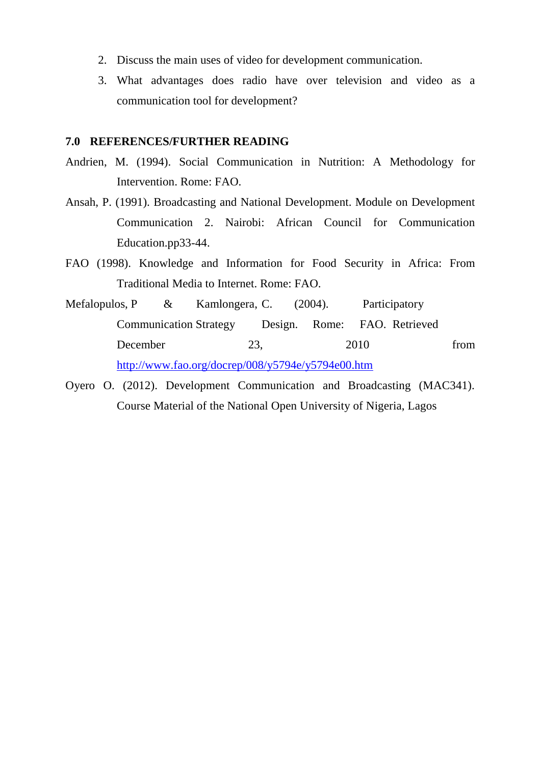2. Discuss the main uses of video for development communication.
3. What advantages does radio have over television and video as a communication tool for development?

## 7.0 REFERENCES/FURTHER READING

Andrien, M. (1994). Social Communication in Nutrition: A Methodology for Intervention. Rome: FAO.

Ansah, P. (1991). Broadcasting and National Development. Module on Development Communication 2. Nairobi: African Council for Communication Education.pp33-44.

FAO (1998). Knowledge and Information for Food Security in Africa: From Traditional Media to Internet. Rome: FAO.

Mefalopulos, P & Kamlongera, C. (2004). Participatory Communication Strategy Design. Rome: FAO. Retrieved December 23, 2010 from http://www.fao.org/docrep/008/y5794e/y5794e00.htm

Oyero O. (2012). Development Communication and Broadcasting (MAC341). Course Material of the National Open University of Nigeria, Lagos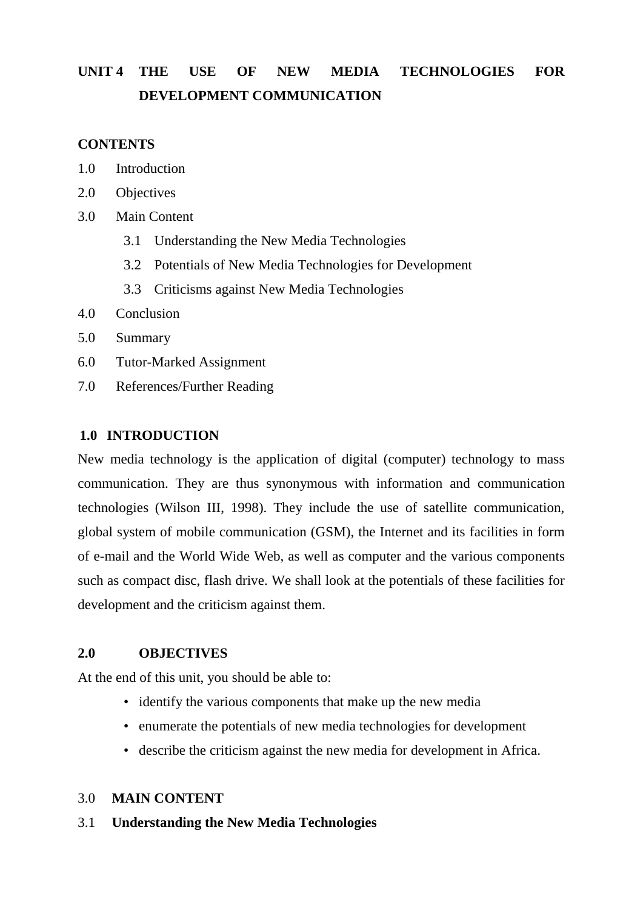# UNIT 4 THE USE OF NEW MEDIA TECHNOLOGIES FOR DEVELOPMENT COMMUNICATION

**CONTENTS**

1.0 Introduction
2.0 Objectives
3.0 Main Content
  3.1 Understanding the New Media Technologies
  3.2 Potentials of New Media Technologies for Development
  3.3 Criticisms against New Media Technologies
4.0 Conclusion
5.0 Summary
6.0 Tutor-Marked Assignment
7.0 References/Further Reading

## 1.0 INTRODUCTION

New media technology is the application of digital (computer) technology to mass communication. They are thus synonymous with information and communication technologies (Wilson III, 1998). They include the use of satellite communication, global system of mobile communication (GSM), the Internet and its facilities in form of e-mail and the World Wide Web, as well as computer and the various components such as compact disc, flash drive. We shall look at the potentials of these facilities for development and the criticism against them.

## 2.0 OBJECTIVES

At the end of this unit, you should be able to:

- identify the various components that make up the new media
- enumerate the potentials of new media technologies for development
- describe the criticism against the new media for development in Africa.

## 3.0 MAIN CONTENT

### 3.1 Understanding the New Media Technologies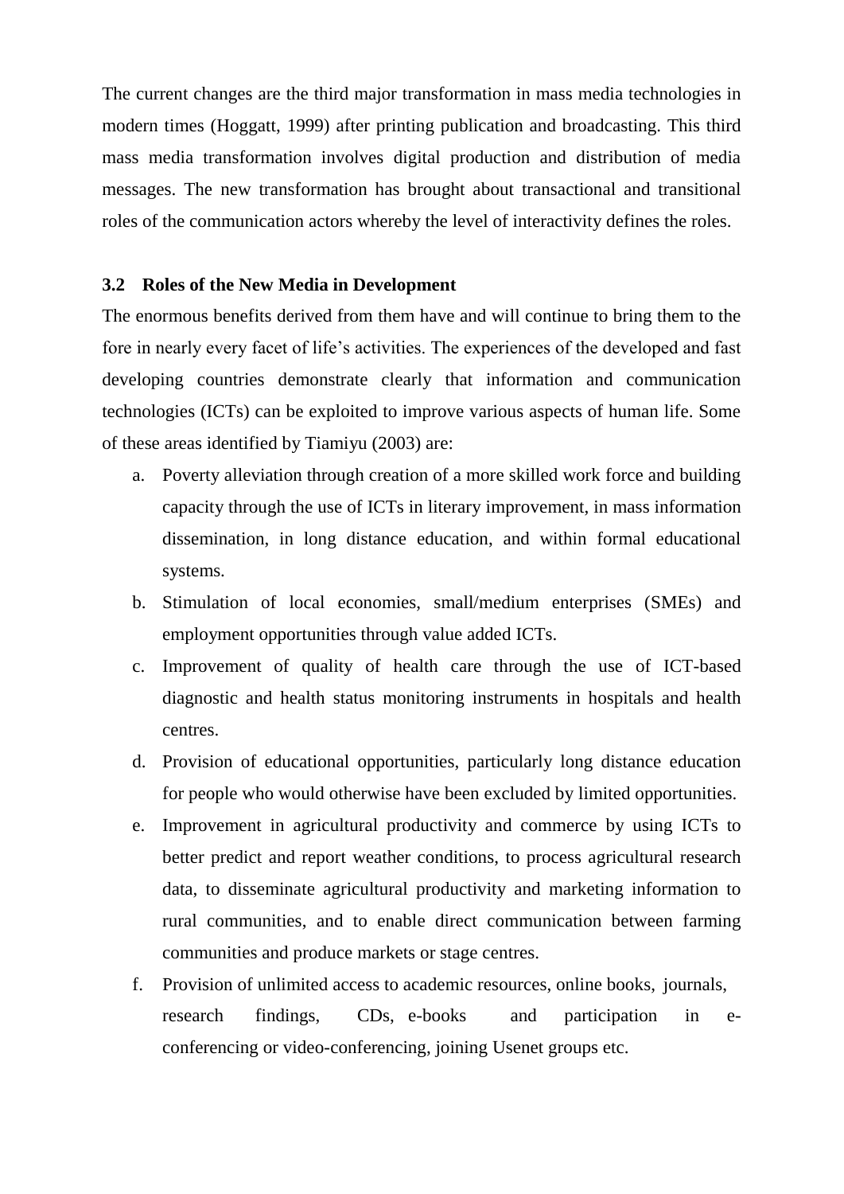The current changes are the third major transformation in mass media technologies in modern times (Hoggatt, 1999) after printing publication and broadcasting. This third mass media transformation involves digital production and distribution of media messages. The new transformation has brought about transactional and transitional roles of the communication actors whereby the level of interactivity defines the roles.

### 3.2 Roles of the New Media in Development

The enormous benefits derived from them have and will continue to bring them to the fore in nearly every facet of life's activities. The experiences of the developed and fast developing countries demonstrate clearly that information and communication technologies (ICTs) can be exploited to improve various aspects of human life. Some of these areas identified by Tiamiyu (2003) are:

a. Poverty alleviation through creation of a more skilled work force and building capacity through the use of ICTs in literary improvement, in mass information dissemination, in long distance education, and within formal educational systems.
b. Stimulation of local economies, small/medium enterprises (SMEs) and employment opportunities through value added ICTs.
c. Improvement of quality of health care through the use of ICT-based diagnostic and health status monitoring instruments in hospitals and health centres.
d. Provision of educational opportunities, particularly long distance education for people who would otherwise have been excluded by limited opportunities.
e. Improvement in agricultural productivity and commerce by using ICTs to better predict and report weather conditions, to process agricultural research data, to disseminate agricultural productivity and marketing information to rural communities, and to enable direct communication between farming communities and produce markets or stage centres.
f. Provision of unlimited access to academic resources, online books, journals, research findings, CDs, e-books and participation in e-conferencing or video-conferencing, joining Usenet groups etc.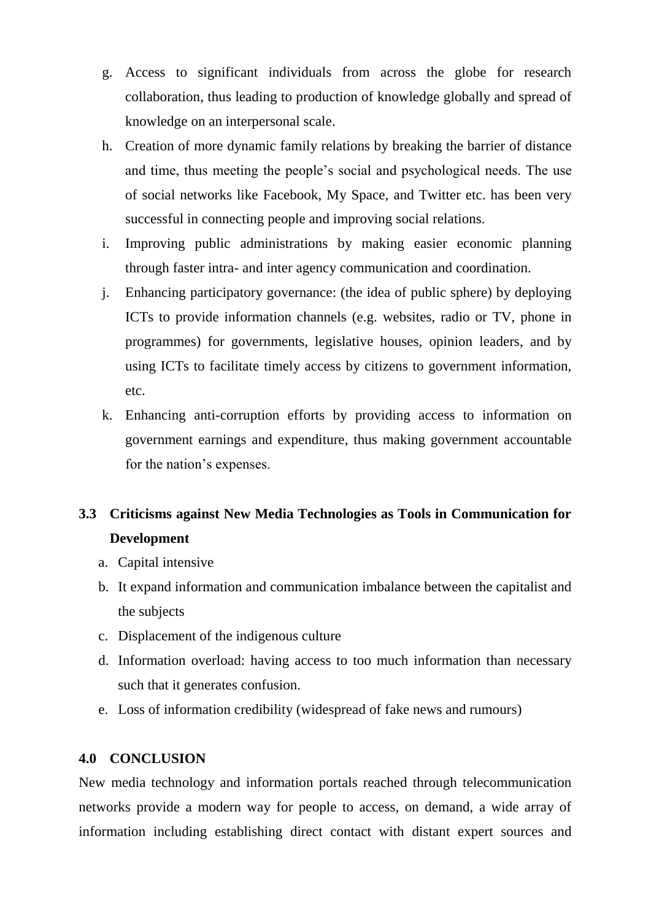g. Access to significant individuals from across the globe for research collaboration, thus leading to production of knowledge globally and spread of knowledge on an interpersonal scale.
h. Creation of more dynamic family relations by breaking the barrier of distance and time, thus meeting the people's social and psychological needs. The use of social networks like Facebook, My Space, and Twitter etc. has been very successful in connecting people and improving social relations.
i. Improving public administrations by making easier economic planning through faster intra- and inter agency communication and coordination.
j. Enhancing participatory governance: (the idea of public sphere) by deploying ICTs to provide information channels (e.g. websites, radio or TV, phone in programmes) for governments, legislative houses, opinion leaders, and by using ICTs to facilitate timely access by citizens to government information, etc.
k. Enhancing anti-corruption efforts by providing access to information on government earnings and expenditure, thus making government accountable for the nation's expenses.

## 3.3 Criticisms against New Media Technologies as Tools in Communication for Development

a. Capital intensive
b. It expand information and communication imbalance between the capitalist and the subjects
c. Displacement of the indigenous culture
d. Information overload: having access to too much information than necessary such that it generates confusion.
e. Loss of information credibility (widespread of fake news and rumours)

## 4.0 CONCLUSION

New media technology and information portals reached through telecommunication networks provide a modern way for people to access, on demand, a wide array of information including establishing direct contact with distant expert sources and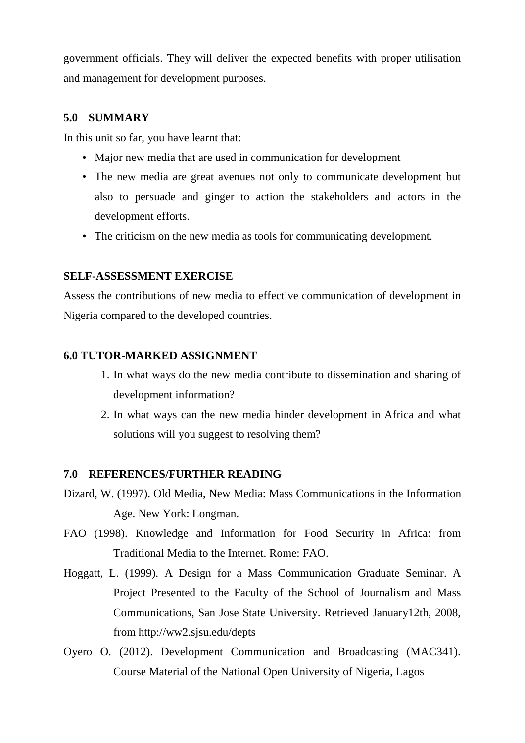government officials. They will deliver the expected benefits with proper utilisation and management for development purposes.

## 5.0 SUMMARY

In this unit so far, you have learnt that:

- Major new media that are used in communication for development
- The new media are great avenues not only to communicate development but also to persuade and ginger to action the stakeholders and actors in the development efforts.
- The criticism on the new media as tools for communicating development.

### SELF-ASSESSMENT EXERCISE

Assess the contributions of new media to effective communication of development in Nigeria compared to the developed countries.

## 6.0 TUTOR-MARKED ASSIGNMENT

1. In what ways do the new media contribute to dissemination and sharing of development information?
2. In what ways can the new media hinder development in Africa and what solutions will you suggest to resolving them?

## 7.0 REFERENCES/FURTHER READING

Dizard, W. (1997). Old Media, New Media: Mass Communications in the Information Age. New York: Longman.

FAO (1998). Knowledge and Information for Food Security in Africa: from Traditional Media to the Internet. Rome: FAO.

Hoggatt, L. (1999). A Design for a Mass Communication Graduate Seminar. A Project Presented to the Faculty of the School of Journalism and Mass Communications, San Jose State University. Retrieved January12th, 2008, from http://ww2.sjsu.edu/depts

Oyero O. (2012). Development Communication and Broadcasting (MAC341). Course Material of the National Open University of Nigeria, Lagos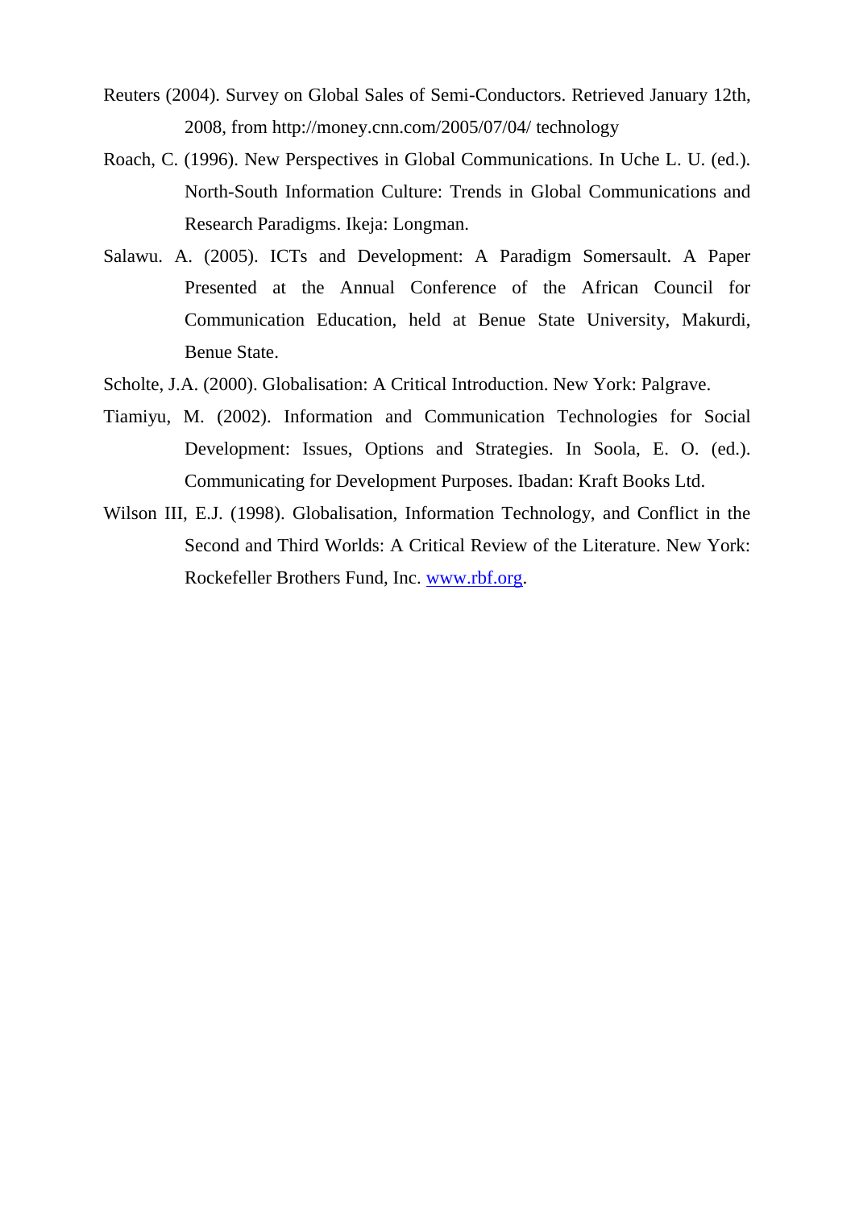Reuters (2004). Survey on Global Sales of Semi-Conductors. Retrieved January 12th, 2008, from http://money.cnn.com/2005/07/04/ technology

Roach, C. (1996). New Perspectives in Global Communications. In Uche L. U. (ed.). North-South Information Culture: Trends in Global Communications and Research Paradigms. Ikeja: Longman.

Salawu. A. (2005). ICTs and Development: A Paradigm Somersault. A Paper Presented at the Annual Conference of the African Council for Communication Education, held at Benue State University, Makurdi, Benue State.

Scholte, J.A. (2000). Globalisation: A Critical Introduction. New York: Palgrave.

Tiamiyu, M. (2002). Information and Communication Technologies for Social Development: Issues, Options and Strategies. In Soola, E. O. (ed.). Communicating for Development Purposes. Ibadan: Kraft Books Ltd.

Wilson III, E.J. (1998). Globalisation, Information Technology, and Conflict in the Second and Third Worlds: A Critical Review of the Literature. New York: Rockefeller Brothers Fund, Inc. www.rbf.org.